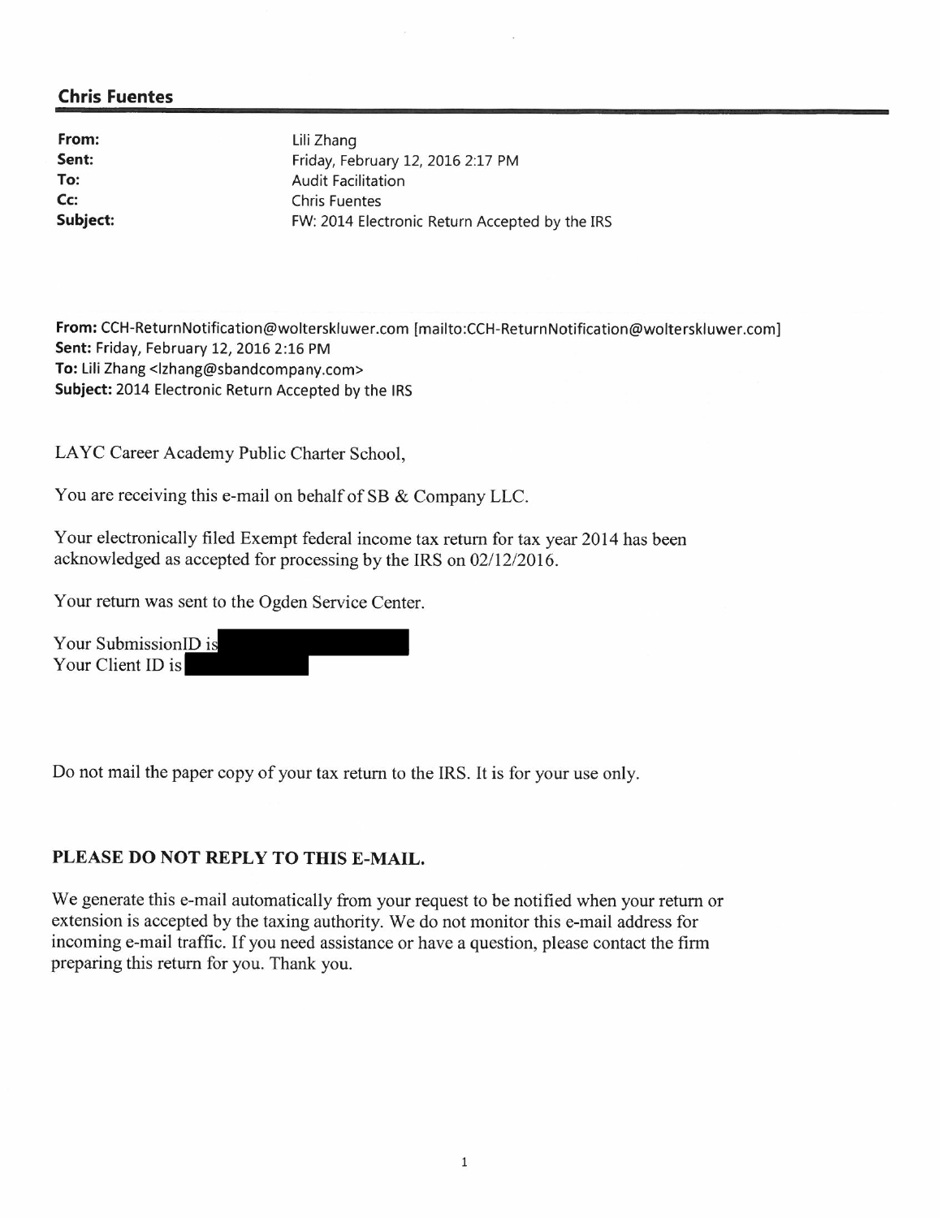## Chris Fuentes

| | |
|---|---|
| **From:** | Lili Zhang |
| **Sent:** | Friday, February 12, 2016 2:17 PM |
| **To:** | Audit Facilitation |
| **Cc:** | Chris Fuentes |
| **Subject:** | FW: 2014 Electronic Return Accepted by the IRS |

**From:** CCH-ReturnNotification@wolterskluwer.com [mailto:CCH-ReturnNotification@wolterskluwer.com]
**Sent:** Friday, February 12, 2016 2:16 PM
**To:** Lili Zhang <lzhang@sbandcompany.com>
**Subject:** 2014 Electronic Return Accepted by the IRS

LAYC Career Academy Public Charter School,

You are receiving this e-mail on behalf of SB & Company LLC.

Your electronically filed Exempt federal income tax return for tax year 2014 has been acknowledged as accepted for processing by the IRS on 02/12/2016.

Your return was sent to the Ogden Service Center.

Your SubmissionID is [REDACTED]
Your Client ID is [REDACTED]

Do not mail the paper copy of your tax return to the IRS. It is for your use only.

**PLEASE DO NOT REPLY TO THIS E-MAIL.**

We generate this e-mail automatically from your request to be notified when your return or extension is accepted by the taxing authority. We do not monitor this e-mail address for incoming e-mail traffic. If you need assistance or have a question, please contact the firm preparing this return for you. Thank you.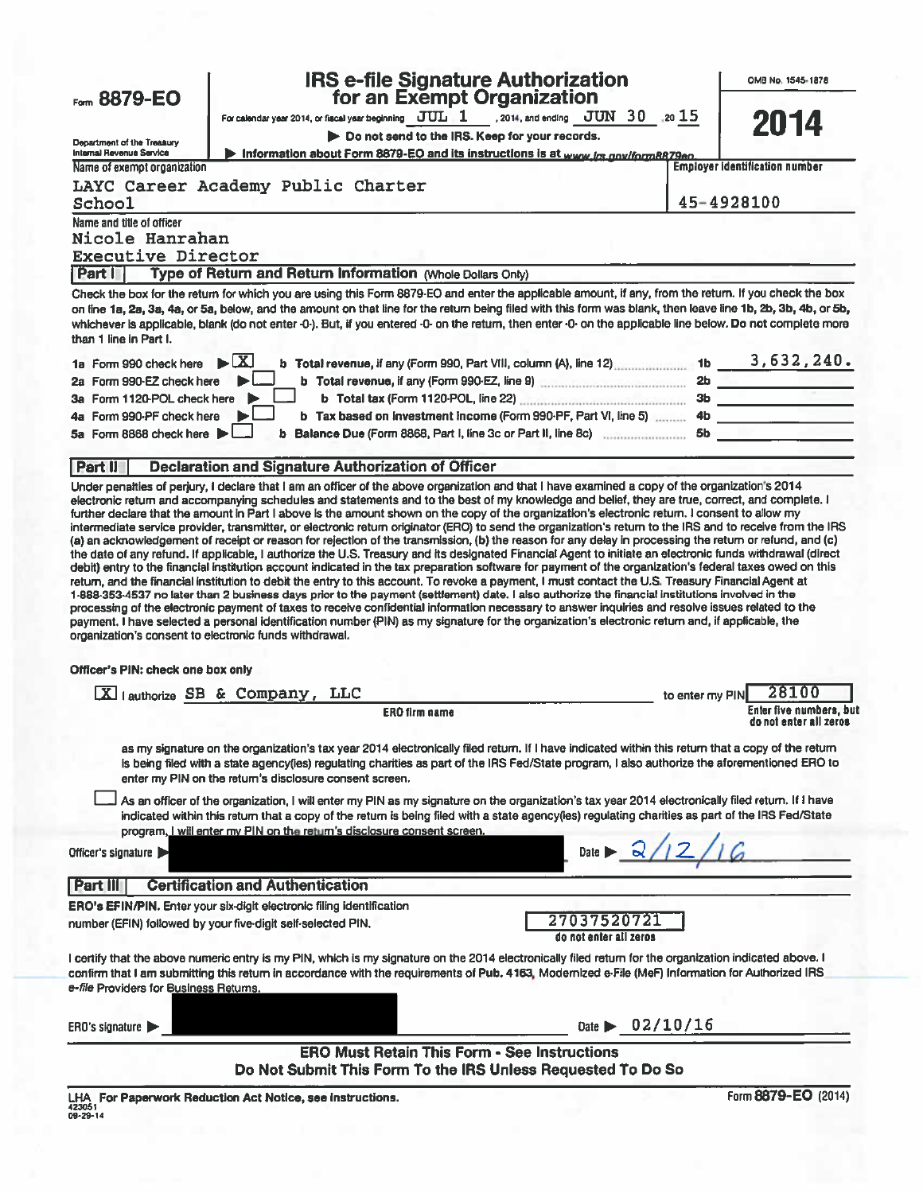Form **8879-EO**

Department of the Treasury
Internal Revenue Service

# IRS e-file Signature Authorization for an Exempt Organization

For calendar year 2014, or fiscal year beginning JUL 1, 2014, and ending JUN 30, 20 15

▶ Do not send to the IRS. Keep for your records.

▶ Information about Form 8879-EO and its instructions is at www.irs.gov/form8879eo.

OMB No. 1545-1878

**2014**

Name of exempt organization: LAYC Career Academy Public Charter School

Employer identification number: 45-4928100

Name and title of officer: Nicole Hanrahan, Executive Director

## Part I — Type of Return and Return Information (Whole Dollars Only)

Check the box for the return for which you are using this Form 8879-EO and enter the applicable amount, if any, from the return. If you check the box on line 1a, 2a, 3a, 4a, or 5a, below, and the amount on that line for the return being filed with this form was blank, then leave line 1b, 2b, 3b, 4b, or 5b, whichever is applicable, blank (do not enter -0-). But, if you entered -0- on the return, then enter -0- on the applicable line below. **Do not complete more than 1 line in Part I.**

| | | | |
|---|---|---|---|
| 1a Form 990 check here ▶ [X] | **b Total revenue,** if any (Form 990, Part VIII, column (A), line 12) | 1b | 3,632,240. |
| 2a Form 990-EZ check here ▶ [ ] | **b Total revenue,** if any (Form 990-EZ, line 9) | 2b | |
| 3a Form 1120-POL check here ▶ [ ] | **b Total tax** (Form 1120-POL, line 22) | 3b | |
| 4a Form 990-PF check here ▶ [ ] | **b Tax based on investment income** (Form 990-PF, Part VI, line 5) | 4b | |
| 5a Form 8868 check here ▶ [ ] | **b Balance Due** (Form 8868, Part I, line 3c or Part II, line 8c) | 5b | |

## Part II — Declaration and Signature Authorization of Officer

Under penalties of perjury, I declare that I am an officer of the above organization and that I have examined a copy of the organization's 2014 electronic return and accompanying schedules and statements and to the best of my knowledge and belief, they are true, correct, and complete. I further declare that the amount in Part I above is the amount shown on the copy of the organization's electronic return. I consent to allow my intermediate service provider, transmitter, or electronic return originator (ERO) to send the organization's return to the IRS and to receive from the IRS (a) an acknowledgement of receipt or reason for rejection of the transmission, (b) the reason for any delay in processing the return or refund, and (c) the date of any refund. If applicable, I authorize the U.S. Treasury and its designated Financial Agent to initiate an electronic funds withdrawal (direct debit) entry to the financial institution account indicated in the tax preparation software for payment of the organization's federal taxes owed on this return, and the financial institution to debit the entry to this account. To revoke a payment, I must contact the U.S. Treasury Financial Agent at 1-888-353-4537 no later than 2 business days prior to the payment (settlement) date. I also authorize the financial institutions involved in the processing of the electronic payment of taxes to receive confidential information necessary to answer inquiries and resolve issues related to the payment. I have selected a personal identification number (PIN) as my signature for the organization's electronic return and, if applicable, the organization's consent to electronic funds withdrawal.

**Officer's PIN: check one box only**

[X] I authorize SB & Company, LLC (ERO firm name) to enter my PIN 28100 (Enter five numbers, but do not enter all zeros)

as my signature on the organization's tax year 2014 electronically filed return. If I have indicated within this return that a copy of the return is being filed with a state agency(ies) regulating charities as part of the IRS Fed/State program, I also authorize the aforementioned ERO to enter my PIN on the return's disclosure consent screen.

[ ] As an officer of the organization, I will enter my PIN as my signature on the organization's tax year 2014 electronically filed return. If I have indicated within this return that a copy of the return is being filed with a state agency(ies) regulating charities as part of the IRS Fed/State program, I will enter my PIN on the return's disclosure consent screen.

Officer's signature ▶ [REDACTED] Date ▶ 2/12/16

## Part III — Certification and Authentication

**ERO's EFIN/PIN.** Enter your six-digit electronic filing identification number (EFIN) followed by your five-digit self-selected PIN. 27037520721 (do not enter all zeros)

I certify that the above numeric entry is my PIN, which is my signature on the 2014 electronically filed return for the organization indicated above. I confirm that I am submitting this return in accordance with the requirements of Pub. 4163, Modernized e-File (MeF) Information for Authorized IRS *e-file* Providers for Business Returns.

ERO's signature ▶ [REDACTED] Date ▶ 02/10/16

**ERO Must Retain This Form - See Instructions**
**Do Not Submit This Form To the IRS Unless Requested To Do So**

LHA For Paperwork Reduction Act Notice, see instructions.
423051 09-29-14

Form **8879-EO** (2014)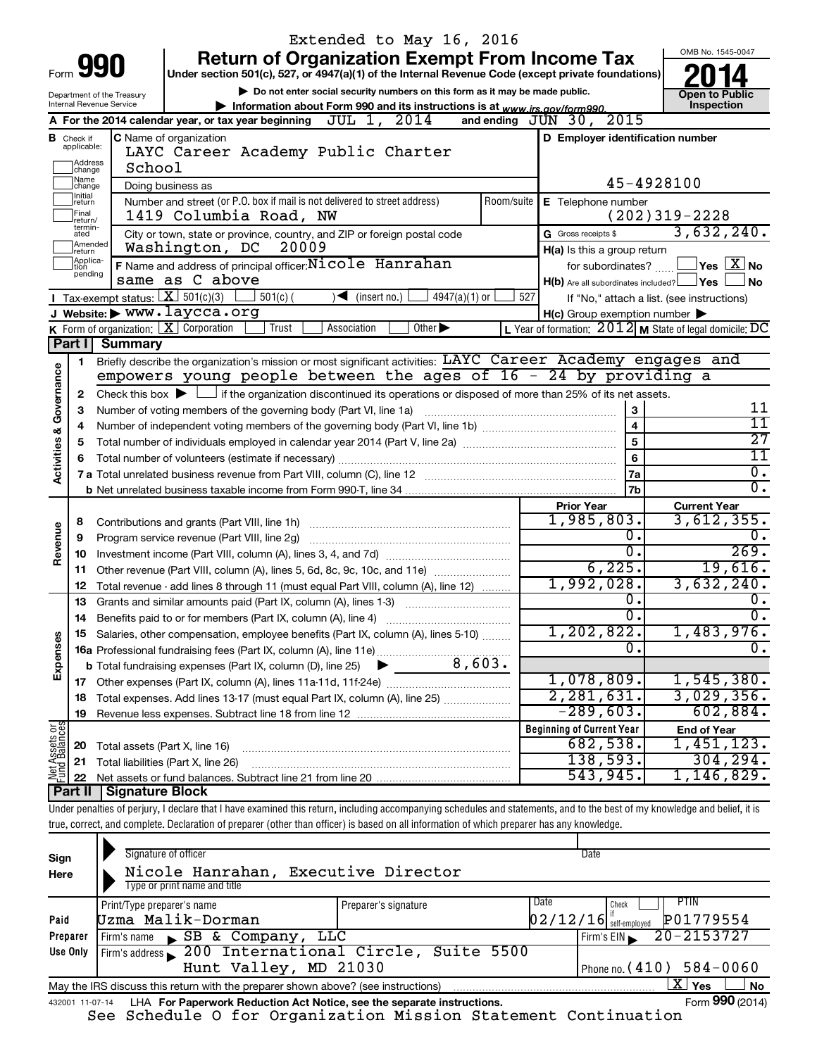Extended to May 16, 2016

# Form 990 — Return of Organization Exempt From Income Tax (2014)

Under section 501(c), 527, or 4947(a)(1) of the Internal Revenue Code (except private foundations)

▶ Do not enter social security numbers on this form as it may be made public.

▶ Information about Form 990 and its instructions is at www.irs.gov/form990.

Department of the Treasury, Internal Revenue Service — OMB No. 1545-0047 — Open to Public Inspection

**A** For the 2014 calendar year, or tax year beginning JUL 1, 2014 and ending JUN 30, 2015

**B** Check if applicable: Address change, Name change, Initial return, Final return/terminated, Amended return, Application pending

**C** Name of organization: LAYC Career Academy Public Charter School

Doing business as

Number and street (or P.O. box if mail is not delivered to street address): 1419 Columbia Road, NW — Room/suite

City or town, state or province, country, and ZIP or foreign postal code: Washington, DC 20009

**D** Employer identification number: 45-4928100

**E** Telephone number: (202)319-2228

**G** Gross receipts $ 3,632,240.

**F** Name and address of principal officer: Nicole Hanrahan, same as C above

**H(a)** Is this a group return for subordinates? ☐ Yes ☒ No

**H(b)** Are all subordinates included? ☐ Yes ☐ No — If "No," attach a list. (see instructions)

**H(c)** Group exemption number ▶

**I** Tax-exempt status: ☒ 501(c)(3) ☐ 501(c) ( ) ◀ (insert no.) ☐ 4947(a)(1) or ☐ 527

**J** Website: ▶ www.laycca.org

**K** Form of organization: ☒ Corporation ☐ Trust ☐ Association ☐ Other ▶

**L** Year of formation: 2012 **M** State of legal domicile: DC

## Part I Summary

**Activities & Governance**

1. Briefly describe the organization's mission or most significant activities: LAYC Career Academy engages and empowers young people between the ages of 16 - 24 by providing a
2. Check this box ▶ ☐ if the organization discontinued its operations or disposed of more than 25% of its net assets.

| | | | |
|---|---|---|---|
| 3 | Number of voting members of the governing body (Part VI, line 1a) | 3 | 11 |
| 4 | Number of independent voting members of the governing body (Part VI, line 1b) | 4 | 11 |
| 5 | Total number of individuals employed in calendar year 2014 (Part V, line 2a) | 5 | 27 |
| 6 | Total number of volunteers (estimate if necessary) | 6 | 11 |
| 7a | Total unrelated business revenue from Part VIII, column (C), line 12 | 7a | 0. |
| b | Net unrelated business taxable income from Form 990-T, line 34 | 7b | 0. |

| | | | Prior Year | Current Year |
|---|---|---|---|---|
| **Revenue** | 8 | Contributions and grants (Part VIII, line 1h) | 1,985,803. | 3,612,355. |
| | 9 | Program service revenue (Part VIII, line 2g) | 0. | 0. |
| | 10 | Investment income (Part VIII, column (A), lines 3, 4, and 7d) | 0. | 269. |
| | 11 | Other revenue (Part VIII, column (A), lines 5, 6d, 8c, 9c, 10c, and 11e) | 6,225. | 19,616. |
| | 12 | Total revenue - add lines 8 through 11 (must equal Part VIII, column (A), line 12) | 1,992,028. | 3,632,240. |
| **Expenses** | 13 | Grants and similar amounts paid (Part IX, column (A), lines 1-3) | 0. | 0. |
| | 14 | Benefits paid to or for members (Part IX, column (A), line 4) | 0. | 0. |
| | 15 | Salaries, other compensation, employee benefits (Part IX, column (A), lines 5-10) | 1,202,822. | 1,483,976. |
| | 16a | Professional fundraising fees (Part IX, column (A), line 11e) | 0. | 0. |
| | b | Total fundraising expenses (Part IX, column (D), line 25) ▶ 8,603. | | |
| | 17 | Other expenses (Part IX, column (A), lines 11a-11d, 11f-24e) | 1,078,809. | 1,545,380. |
| | 18 | Total expenses. Add lines 13-17 (must equal Part IX, column (A), line 25) | 2,281,631. | 3,029,356. |
| | 19 | Revenue less expenses. Subtract line 18 from line 12 | -289,603. | 602,884. |

| | | | Beginning of Current Year | End of Year |
|---|---|---|---|---|
| **Net Assets or Fund Balances** | 20 | Total assets (Part X, line 16) | 682,538. | 1,451,123. |
| | 21 | Total liabilities (Part X, line 26) | 138,593. | 304,294. |
| | 22 | Net assets or fund balances. Subtract line 21 from line 20 | 543,945. | 1,146,829. |

## Part II Signature Block

Under penalties of perjury, I declare that I have examined this return, including accompanying schedules and statements, and to the best of my knowledge and belief, it is true, correct, and complete. Declaration of preparer (other than officer) is based on all information of which preparer has any knowledge.

**Sign Here**

Signature of officer — Date

Nicole Hanrahan, Executive Director

Type or print name and title

**Paid Preparer Use Only**

| Print/Type preparer's name | Preparer's signature | Date | Check if self-employed | PTIN |
|---|---|---|---|---|
| Uzma Malik-Dorman | | 02/12/16 | ☐ | P01779554 |

Firm's name ▶ SB & Company, LLC — Firm's EIN ▶ 20-2153727

Firm's address ▶ 200 International Circle, Suite 5500, Hunt Valley, MD 21030 — Phone no. (410) 584-0060

May the IRS discuss this return with the preparer shown above? (see instructions) ☒ Yes ☐ No

432001 11-07-14 LHA For Paperwork Reduction Act Notice, see the separate instructions. Form **990** (2014)

See Schedule O for Organization Mission Statement Continuation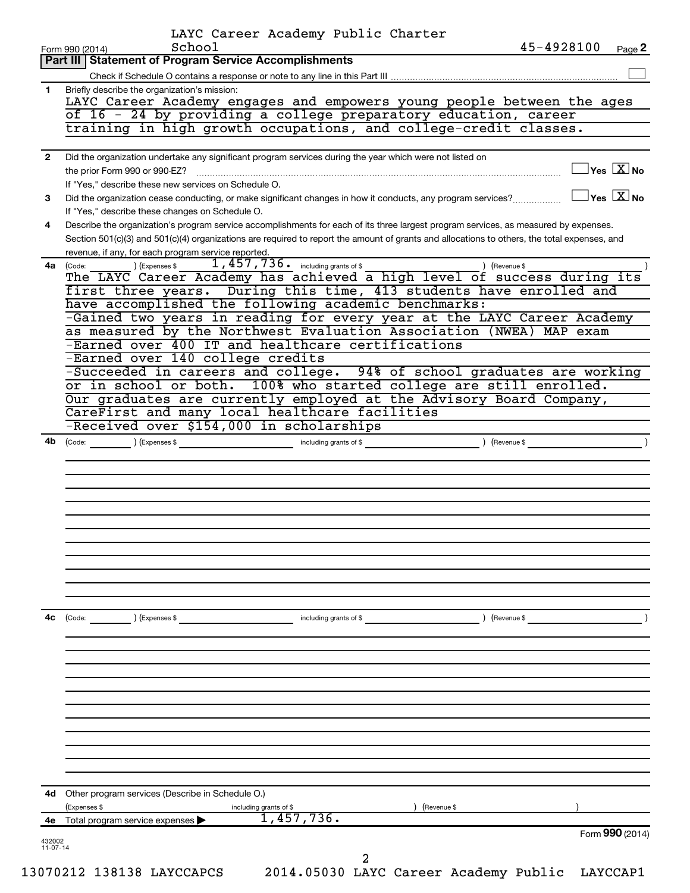LAYC Career Academy Public Charter School

Form 990 (2014) 45-4928100 Page **2**

## Part III | Statement of Program Service Accomplishments

Check if Schedule O contains a response or note to any line in this Part III ☐

**1** Briefly describe the organization's mission:

LAYC Career Academy engages and empowers young people between the ages of 16 - 24 by providing a college preparatory education, career training in high growth occupations, and college-credit classes.

**2** Did the organization undertake any significant program services during the year which were not listed on the prior Form 990 or 990-EZ? ☐ Yes ☒ No

If "Yes," describe these new services on Schedule O.

**3** Did the organization cease conducting, or make significant changes in how it conducts, any program services? ☐ Yes ☒ No

If "Yes," describe these changes on Schedule O.

**4** Describe the organization's program service accomplishments for each of its three largest program services, as measured by expenses. Section 501(c)(3) and 501(c)(4) organizations are required to report the amount of grants and allocations to others, the total expenses, and revenue, if any, for each program service reported.

**4a** (Code: ) (Expenses $ 1,457,736. including grants of $ ) (Revenue $ )

The LAYC Career Academy has achieved a high level of success during its first three years. During this time, 413 students have enrolled and have accomplished the following academic benchmarks:

-Gained two years in reading for every year at the LAYC Career Academy as measured by the Northwest Evaluation Association (NWEA) MAP exam

-Earned over 400 IT and healthcare certifications

-Earned over 140 college credits

-Succeeded in careers and college. 94% of school graduates are working or in school or both. 100% who started college are still enrolled. Our graduates are currently employed at the Advisory Board Company, CareFirst and many local healthcare facilities

-Received over $154,000 in scholarships

**4b** (Code: ) (Expenses $ including grants of $ ) (Revenue $ )

**4c** (Code: ) (Expenses $ including grants of $ ) (Revenue $ )

**4d** Other program services (Describe in Schedule O.)

(Expenses $ including grants of $ ) (Revenue $ )

**4e** Total program service expenses ▶ 1,457,736.

Form **990** (2014)

432002 11-07-14

13070212 138138 LAYCCAPCS 2014.05030 LAYC Career Academy Public LAYCCAP1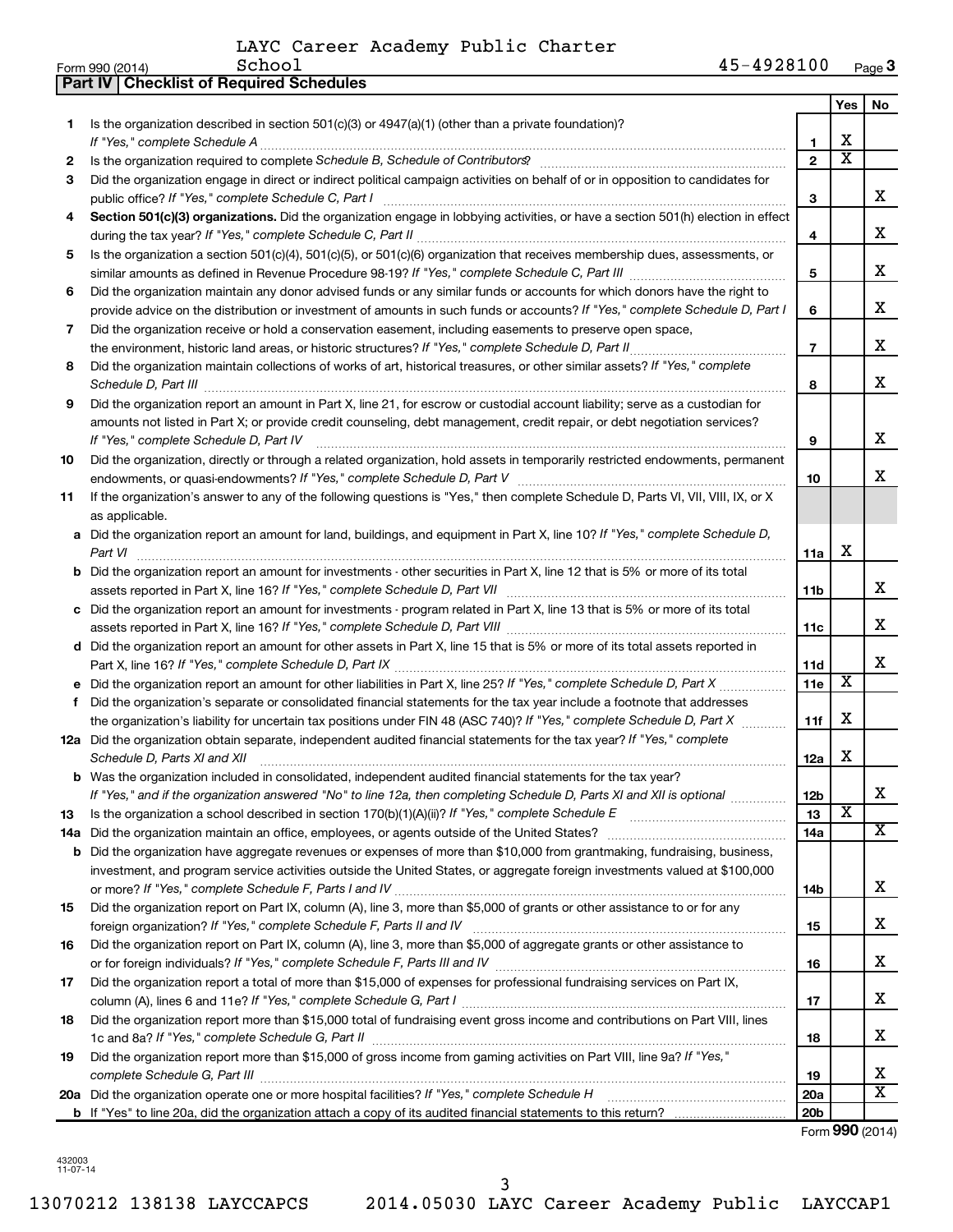LAYC Career Academy Public Charter School 45-4928100

Form 990 (2014) Page **3**

**Part IV | Checklist of Required Schedules**

| | | | Yes | No |
|---|---|---|---|---|
| **1** | Is the organization described in section 501(c)(3) or 4947(a)(1) (other than a private foundation)? *If "Yes," complete Schedule A* | **1** | X | |
| **2** | Is the organization required to complete *Schedule B, Schedule of Contributors*? | **2** | X | |
| **3** | Did the organization engage in direct or indirect political campaign activities on behalf of or in opposition to candidates for public office? *If "Yes," complete Schedule C, Part I* | **3** | | X |
| **4** | **Section 501(c)(3) organizations.** Did the organization engage in lobbying activities, or have a section 501(h) election in effect during the tax year? *If "Yes," complete Schedule C, Part II* | **4** | | X |
| **5** | Is the organization a section 501(c)(4), 501(c)(5), or 501(c)(6) organization that receives membership dues, assessments, or similar amounts as defined in Revenue Procedure 98-19? *If "Yes," complete Schedule C, Part III* | **5** | | X |
| **6** | Did the organization maintain any donor advised funds or any similar funds or accounts for which donors have the right to provide advice on the distribution or investment of amounts in such funds or accounts? *If "Yes," complete Schedule D, Part I* | **6** | | X |
| **7** | Did the organization receive or hold a conservation easement, including easements to preserve open space, the environment, historic land areas, or historic structures? *If "Yes," complete Schedule D, Part II* | **7** | | X |
| **8** | Did the organization maintain collections of works of art, historical treasures, or other similar assets? *If "Yes," complete Schedule D, Part III* | **8** | | X |
| **9** | Did the organization report an amount in Part X, line 21, for escrow or custodial account liability; serve as a custodian for amounts not listed in Part X; or provide credit counseling, debt management, credit repair, or debt negotiation services? *If "Yes," complete Schedule D, Part IV* | **9** | | X |
| **10** | Did the organization, directly or through a related organization, hold assets in temporarily restricted endowments, permanent endowments, or quasi-endowments? *If "Yes," complete Schedule D, Part V* | **10** | | X |
| **11** | If the organization's answer to any of the following questions is "Yes," then complete Schedule D, Parts VI, VII, VIII, IX, or X as applicable. | | | |
| **a** | Did the organization report an amount for land, buildings, and equipment in Part X, line 10? *If "Yes," complete Schedule D, Part VI* | **11a** | X | |
| **b** | Did the organization report an amount for investments - other securities in Part X, line 12 that is 5% or more of its total assets reported in Part X, line 16? *If "Yes," complete Schedule D, Part VII* | **11b** | | X |
| **c** | Did the organization report an amount for investments - program related in Part X, line 13 that is 5% or more of its total assets reported in Part X, line 16? *If "Yes," complete Schedule D, Part VIII* | **11c** | | X |
| **d** | Did the organization report an amount for other assets in Part X, line 15 that is 5% or more of its total assets reported in Part X, line 16? *If "Yes," complete Schedule D, Part IX* | **11d** | | X |
| **e** | Did the organization report an amount for other liabilities in Part X, line 25? *If "Yes," complete Schedule D, Part X* | **11e** | X | |
| **f** | Did the organization's separate or consolidated financial statements for the tax year include a footnote that addresses the organization's liability for uncertain tax positions under FIN 48 (ASC 740)? *If "Yes," complete Schedule D, Part X* | **11f** | X | |
| **12a** | Did the organization obtain separate, independent audited financial statements for the tax year? *If "Yes," complete Schedule D, Parts XI and XII* | **12a** | X | |
| **b** | Was the organization included in consolidated, independent audited financial statements for the tax year? *If "Yes," and if the organization answered "No" to line 12a, then completing Schedule D, Parts XI and XII is optional* | **12b** | | X |
| **13** | Is the organization a school described in section 170(b)(1)(A)(ii)? *If "Yes," complete Schedule E* | **13** | X | |
| **14a** | Did the organization maintain an office, employees, or agents outside of the United States? | **14a** | | X |
| **b** | Did the organization have aggregate revenues or expenses of more than $10,000 from grantmaking, fundraising, business, investment, and program service activities outside the United States, or aggregate foreign investments valued at $100,000 or more? *If "Yes," complete Schedule F, Parts I and IV* | **14b** | | X |
| **15** | Did the organization report on Part IX, column (A), line 3, more than $5,000 of grants or other assistance to or for any foreign organization? *If "Yes," complete Schedule F, Parts II and IV* | **15** | | X |
| **16** | Did the organization report on Part IX, column (A), line 3, more than $5,000 of aggregate grants or other assistance to or for foreign individuals? *If "Yes," complete Schedule F, Parts III and IV* | **16** | | X |
| **17** | Did the organization report a total of more than $15,000 of expenses for professional fundraising services on Part IX, column (A), lines 6 and 11e? *If "Yes," complete Schedule G, Part I* | **17** | | X |
| **18** | Did the organization report more than $15,000 total of fundraising event gross income and contributions on Part VIII, lines 1c and 8a? *If "Yes," complete Schedule G, Part II* | **18** | | X |
| **19** | Did the organization report more than $15,000 of gross income from gaming activities on Part VIII, line 9a? *If "Yes," complete Schedule G, Part III* | **19** | | X |
| **20a** | Did the organization operate one or more hospital facilities? *If "Yes," complete Schedule H* | **20a** | | X |
| **b** | If "Yes" to line 20a, did the organization attach a copy of its audited financial statements to this return? | **20b** | | |

Form **990** (2014)

432003
11-07-14

13070212 138138 LAYCCAPCS 2014.05030 LAYC Career Academy Public LAYCCAP1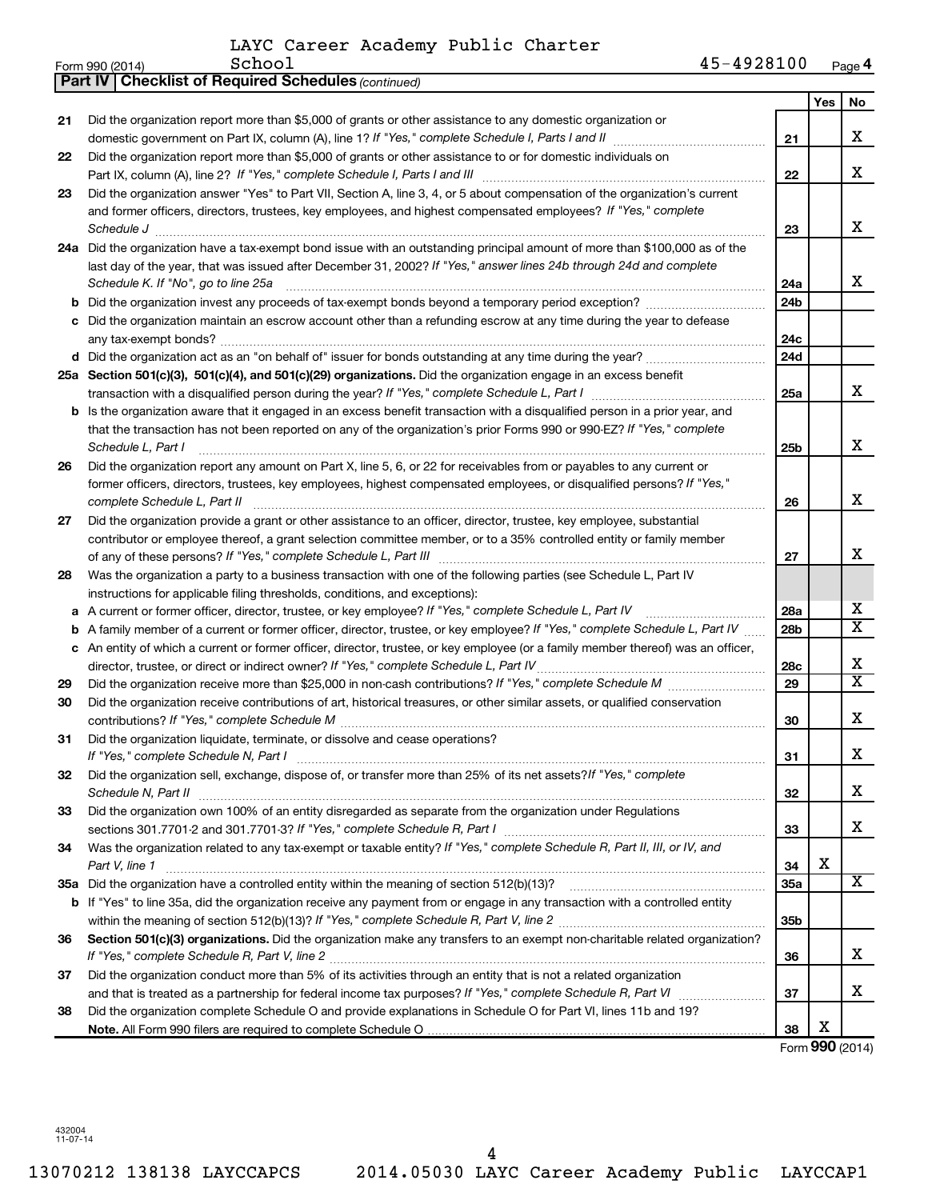LAYC Career Academy Public Charter School 45-4928100

Form 990 (2014)

**Part IV | Checklist of Required Schedules** *(continued)*

| | | | Yes | No |
|---|---|---|---|---|
| 21 | Did the organization report more than $5,000 of grants or other assistance to any domestic organization or domestic government on Part IX, column (A), line 1? *If "Yes," complete Schedule I, Parts I and II* | 21 | | X |
| 22 | Did the organization report more than $5,000 of grants or other assistance to or for domestic individuals on Part IX, column (A), line 2? *If "Yes," complete Schedule I, Parts I and III* | 22 | | X |
| 23 | Did the organization answer "Yes" to Part VII, Section A, line 3, 4, or 5 about compensation of the organization's current and former officers, directors, trustees, key employees, and highest compensated employees? *If "Yes," complete Schedule J* | 23 | | X |
| 24a | Did the organization have a tax-exempt bond issue with an outstanding principal amount of more than $100,000 as of the last day of the year, that was issued after December 31, 2002? *If "Yes," answer lines 24b through 24d and complete Schedule K. If "No", go to line 25a* | 24a | | X |
| b | Did the organization invest any proceeds of tax-exempt bonds beyond a temporary period exception? | 24b | | |
| c | Did the organization maintain an escrow account other than a refunding escrow at any time during the year to defease any tax-exempt bonds? | 24c | | |
| d | Did the organization act as an "on behalf of" issuer for bonds outstanding at any time during the year? | 24d | | |
| 25a | **Section 501(c)(3), 501(c)(4), and 501(c)(29) organizations.** Did the organization engage in an excess benefit transaction with a disqualified person during the year? *If "Yes," complete Schedule L, Part I* | 25a | | X |
| b | Is the organization aware that it engaged in an excess benefit transaction with a disqualified person in a prior year, and that the transaction has not been reported on any of the organization's prior Forms 990 or 990-EZ? *If "Yes," complete Schedule L, Part I* | 25b | | X |
| 26 | Did the organization report any amount on Part X, line 5, 6, or 22 for receivables from or payables to any current or former officers, directors, trustees, key employees, highest compensated employees, or disqualified persons? *If "Yes," complete Schedule L, Part II* | 26 | | X |
| 27 | Did the organization provide a grant or other assistance to an officer, director, trustee, key employee, substantial contributor or employee thereof, a grant selection committee member, or to a 35% controlled entity or family member of any of these persons? *If "Yes," complete Schedule L, Part III* | 27 | | X |
| 28 | Was the organization a party to a business transaction with one of the following parties (see Schedule L, Part IV instructions for applicable filing thresholds, conditions, and exceptions): | | | |
| a | A current or former officer, director, trustee, or key employee? *If "Yes," complete Schedule L, Part IV* | 28a | | X |
| b | A family member of a current or former officer, director, trustee, or key employee? *If "Yes," complete Schedule L, Part IV* | 28b | | X |
| c | An entity of which a current or former officer, director, trustee, or key employee (or a family member thereof) was an officer, director, trustee, or direct or indirect owner? *If "Yes," complete Schedule L, Part IV* | 28c | | X |
| 29 | Did the organization receive more than $25,000 in non-cash contributions? *If "Yes," complete Schedule M* | 29 | | X |
| 30 | Did the organization receive contributions of art, historical treasures, or other similar assets, or qualified conservation contributions? *If "Yes," complete Schedule M* | 30 | | X |
| 31 | Did the organization liquidate, terminate, or dissolve and cease operations? *If "Yes," complete Schedule N, Part I* | 31 | | X |
| 32 | Did the organization sell, exchange, dispose of, or transfer more than 25% of its net assets? *If "Yes," complete Schedule N, Part II* | 32 | | X |
| 33 | Did the organization own 100% of an entity disregarded as separate from the organization under Regulations sections 301.7701-2 and 301.7701-3? *If "Yes," complete Schedule R, Part I* | 33 | | X |
| 34 | Was the organization related to any tax-exempt or taxable entity? *If "Yes," complete Schedule R, Part II, III, or IV, and Part V, line 1* | 34 | X | |
| 35a | Did the organization have a controlled entity within the meaning of section 512(b)(13)? | 35a | | X |
| b | If "Yes" to line 35a, did the organization receive any payment from or engage in any transaction with a controlled entity within the meaning of section 512(b)(13)? *If "Yes," complete Schedule R, Part V, line 2* | 35b | | |
| 36 | **Section 501(c)(3) organizations.** Did the organization make any transfers to an exempt non-charitable related organization? *If "Yes," complete Schedule R, Part V, line 2* | 36 | | X |
| 37 | Did the organization conduct more than 5% of its activities through an entity that is not a related organization and that is treated as a partnership for federal income tax purposes? *If "Yes," complete Schedule R, Part VI* | 37 | | X |
| 38 | Did the organization complete Schedule O and provide explanations in Schedule O for Part VI, lines 11b and 19? **Note.** All Form 990 filers are required to complete Schedule O | 38 | X | |

Form **990** (2014)

432004 11-07-14

13070212 138138 LAYCCAPCS 2014.05030 LAYC Career Academy Public LAYCCAP1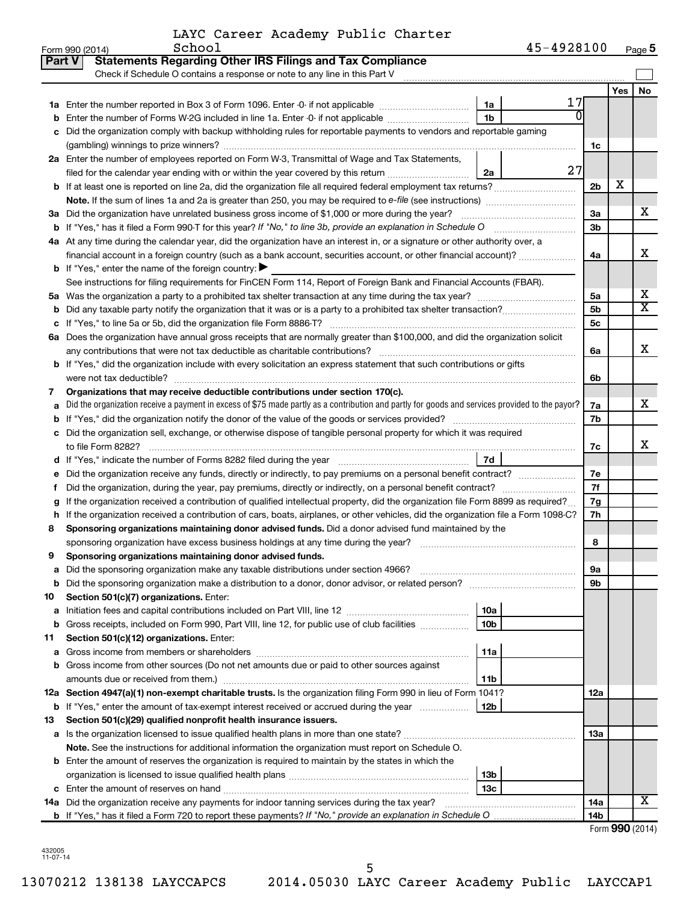LAYC Career Academy Public Charter School

Form 990 (2014) 45-4928100 Page **5**

**Part V Statements Regarding Other IRS Filings and Tax Compliance**

Check if Schedule O contains a response or note to any line in this Part V

| | | | | | Yes | No |
|---|---|---|---|---|---|---|
| **1a** | Enter the number reported in Box 3 of Form 1096. Enter -0- if not applicable | 1a | 17 | | | |
| **b** | Enter the number of Forms W-2G included in line 1a. Enter -0- if not applicable | 1b | 0 | | | |
| **c** | Did the organization comply with backup withholding rules for reportable payments to vendors and reportable gaming (gambling) winnings to prize winners? | | | 1c | | |
| **2a** | Enter the number of employees reported on Form W-3, Transmittal of Wage and Tax Statements, filed for the calendar year ending with or within the year covered by this return | 2a | 27 | | | |
| **b** | If at least one is reported on line 2a, did the organization file all required federal employment tax returns? | | | 2b | X | |
| | **Note.** If the sum of lines 1a and 2a is greater than 250, you may be required to *e-file* (see instructions) | | | | | |
| **3a** | Did the organization have unrelated business gross income of $1,000 or more during the year? | | | 3a | | X |
| **b** | If "Yes," has it filed a Form 990-T for this year? *If "No," to line 3b, provide an explanation in Schedule O* | | | 3b | | |
| **4a** | At any time during the calendar year, did the organization have an interest in, or a signature or other authority over, a financial account in a foreign country (such as a bank account, securities account, or other financial account)? | | | 4a | | X |
| **b** | If "Yes," enter the name of the foreign country: ▶ | | | | | |
| | See instructions for filing requirements for FinCEN Form 114, Report of Foreign Bank and Financial Accounts (FBAR). | | | | | |
| **5a** | Was the organization a party to a prohibited tax shelter transaction at any time during the tax year? | | | 5a | | X |
| **b** | Did any taxable party notify the organization that it was or is a party to a prohibited tax shelter transaction? | | | 5b | | X |
| **c** | If "Yes," to line 5a or 5b, did the organization file Form 8886-T? | | | 5c | | |
| **6a** | Does the organization have annual gross receipts that are normally greater than $100,000, and did the organization solicit any contributions that were not tax deductible as charitable contributions? | | | 6a | | X |
| **b** | If "Yes," did the organization include with every solicitation an express statement that such contributions or gifts were not tax deductible? | | | 6b | | |
| **7** | **Organizations that may receive deductible contributions under section 170(c).** | | | | | |
| **a** | Did the organization receive a payment in excess of $75 made partly as a contribution and partly for goods and services provided to the payor? | | | 7a | | X |
| **b** | If "Yes," did the organization notify the donor of the value of the goods or services provided? | | | 7b | | |
| **c** | Did the organization sell, exchange, or otherwise dispose of tangible personal property for which it was required to file Form 8282? | | | 7c | | X |
| **d** | If "Yes," indicate the number of Forms 8282 filed during the year | 7d | | | | |
| **e** | Did the organization receive any funds, directly or indirectly, to pay premiums on a personal benefit contract? | | | 7e | | |
| **f** | Did the organization, during the year, pay premiums, directly or indirectly, on a personal benefit contract? | | | 7f | | |
| **g** | If the organization received a contribution of qualified intellectual property, did the organization file Form 8899 as required? | | | 7g | | |
| **h** | If the organization received a contribution of cars, boats, airplanes, or other vehicles, did the organization file a Form 1098-C? | | | 7h | | |
| **8** | **Sponsoring organizations maintaining donor advised funds.** Did a donor advised fund maintained by the sponsoring organization have excess business holdings at any time during the year? | | | 8 | | |
| **9** | **Sponsoring organizations maintaining donor advised funds.** | | | | | |
| **a** | Did the sponsoring organization make any taxable distributions under section 4966? | | | 9a | | |
| **b** | Did the sponsoring organization make a distribution to a donor, donor advisor, or related person? | | | 9b | | |
| **10** | **Section 501(c)(7) organizations.** Enter: | | | | | |
| **a** | Initiation fees and capital contributions included on Part VIII, line 12 | 10a | | | | |
| **b** | Gross receipts, included on Form 990, Part VIII, line 12, for public use of club facilities | 10b | | | | |
| **11** | **Section 501(c)(12) organizations.** Enter: | | | | | |
| **a** | Gross income from members or shareholders | 11a | | | | |
| **b** | Gross income from other sources (Do not net amounts due or paid to other sources against amounts due or received from them.) | 11b | | | | |
| **12a** | **Section 4947(a)(1) non-exempt charitable trusts.** Is the organization filing Form 990 in lieu of Form 1041? | | | 12a | | |
| **b** | If "Yes," enter the amount of tax-exempt interest received or accrued during the year | 12b | | | | |
| **13** | **Section 501(c)(29) qualified nonprofit health insurance issuers.** | | | | | |
| **a** | Is the organization licensed to issue qualified health plans in more than one state? | | | 13a | | |
| | **Note.** See the instructions for additional information the organization must report on Schedule O. | | | | | |
| **b** | Enter the amount of reserves the organization is required to maintain by the states in which the organization is licensed to issue qualified health plans | 13b | | | | |
| **c** | Enter the amount of reserves on hand | 13c | | | | |
| **14a** | Did the organization receive any payments for indoor tanning services during the tax year? | | | 14a | | X |
| **b** | If "Yes," has it filed a Form 720 to report these payments? *If "No," provide an explanation in Schedule O* | | | 14b | | |

Form **990** (2014)

432005 11-07-14

13070212 138138 LAYCCAPCS 2014.05030 LAYC Career Academy Public LAYCCAP1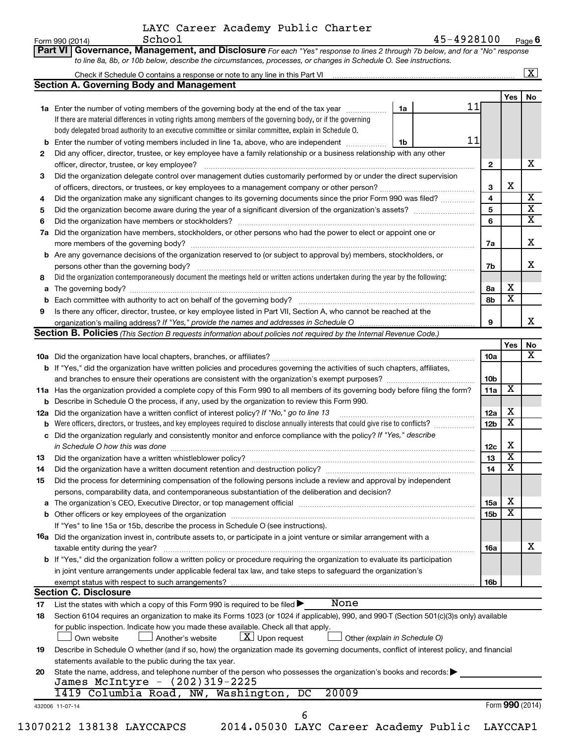LAYC Career Academy Public Charter School 45-4928100

Form 990 (2014) Page 6

**Part VI | Governance, Management, and Disclosure** *For each "Yes" response to lines 2 through 7b below, and for a "No" response to line 8a, 8b, or 10b below, describe the circumstances, processes, or changes in Schedule O. See instructions.*

Check if Schedule O contains a response or note to any line in this Part VI ..... [X]

## Section A. Governing Body and Management

| | | | Yes | No |
|---|---|---|---|---|
| **1a** | Enter the number of voting members of the governing body at the end of the tax year ..... 1a 11. If there are material differences in voting rights among members of the governing body, or if the governing body delegated broad authority to an executive committee or similar committee, explain in Schedule O. | | | |
| **b** | Enter the number of voting members included in line 1a, above, who are independent ..... 1b 11 | | | |
| **2** | Did any officer, director, trustee, or key employee have a family relationship or a business relationship with any other officer, director, trustee, or key employee? | 2 | | X |
| **3** | Did the organization delegate control over management duties customarily performed by or under the direct supervision of officers, directors, or trustees, or key employees to a management company or other person? | 3 | X | |
| **4** | Did the organization make any significant changes to its governing documents since the prior Form 990 was filed? | 4 | | X |
| **5** | Did the organization become aware during the year of a significant diversion of the organization's assets? | 5 | | X |
| **6** | Did the organization have members or stockholders? | 6 | | X |
| **7a** | Did the organization have members, stockholders, or other persons who had the power to elect or appoint one or more members of the governing body? | 7a | | X |
| **b** | Are any governance decisions of the organization reserved to (or subject to approval by) members, stockholders, or persons other than the governing body? | 7b | | X |
| **8** | Did the organization contemporaneously document the meetings held or written actions undertaken during the year by the following: | | | |
| **a** | The governing body? | 8a | X | |
| **b** | Each committee with authority to act on behalf of the governing body? | 8b | X | |
| **9** | Is there any officer, director, trustee, or key employee listed in Part VII, Section A, who cannot be reached at the organization's mailing address? *If "Yes," provide the names and addresses in Schedule O* | 9 | | X |

## Section B. Policies *(This Section B requests information about policies not required by the Internal Revenue Code.)*

| | | | Yes | No |
|---|---|---|---|---|
| **10a** | Did the organization have local chapters, branches, or affiliates? | 10a | | X |
| **b** | If "Yes," did the organization have written policies and procedures governing the activities of such chapters, affiliates, and branches to ensure their operations are consistent with the organization's exempt purposes? | 10b | | |
| **11a** | Has the organization provided a complete copy of this Form 990 to all members of its governing body before filing the form? | 11a | X | |
| **b** | Describe in Schedule O the process, if any, used by the organization to review this Form 990. | | | |
| **12a** | Did the organization have a written conflict of interest policy? *If "No," go to line 13* | 12a | X | |
| **b** | Were officers, directors, or trustees, and key employees required to disclose annually interests that could give rise to conflicts? | 12b | X | |
| **c** | Did the organization regularly and consistently monitor and enforce compliance with the policy? *If "Yes," describe in Schedule O how this was done* | 12c | X | |
| **13** | Did the organization have a written whistleblower policy? | 13 | X | |
| **14** | Did the organization have a written document retention and destruction policy? | 14 | X | |
| **15** | Did the process for determining compensation of the following persons include a review and approval by independent persons, comparability data, and contemporaneous substantiation of the deliberation and decision? | | | |
| **a** | The organization's CEO, Executive Director, or top management official | 15a | X | |
| **b** | Other officers or key employees of the organization | 15b | X | |
| | If "Yes" to line 15a or 15b, describe the process in Schedule O (see instructions). | | | |
| **16a** | Did the organization invest in, contribute assets to, or participate in a joint venture or similar arrangement with a taxable entity during the year? | 16a | | X |
| **b** | If "Yes," did the organization follow a written policy or procedure requiring the organization to evaluate its participation in joint venture arrangements under applicable federal tax law, and take steps to safeguard the organization's exempt status with respect to such arrangements? | 16b | | |

## Section C. Disclosure

**17** List the states with which a copy of this Form 990 is required to be filed ▶ None

**18** Section 6104 requires an organization to make its Forms 1023 (or 1024 if applicable), 990, and 990-T (Section 501(c)(3)s only) available for public inspection. Indicate how you made these available. Check all that apply.

[ ] Own website [ ] Another's website [X] Upon request [ ] Other *(explain in Schedule O)*

**19** Describe in Schedule O whether (and if so, how) the organization made its governing documents, conflict of interest policy, and financial statements available to the public during the tax year.

**20** State the name, address, and telephone number of the person who possesses the organization's books and records: ▶

James McIntyre - (202)319-2225
1419 Columbia Road, NW, Washington, DC 20009

432006 11-07-14 Form **990** (2014)

13070212 138138 LAYCCAPCS 2014.05030 LAYC Career Academy Public LAYCCAP1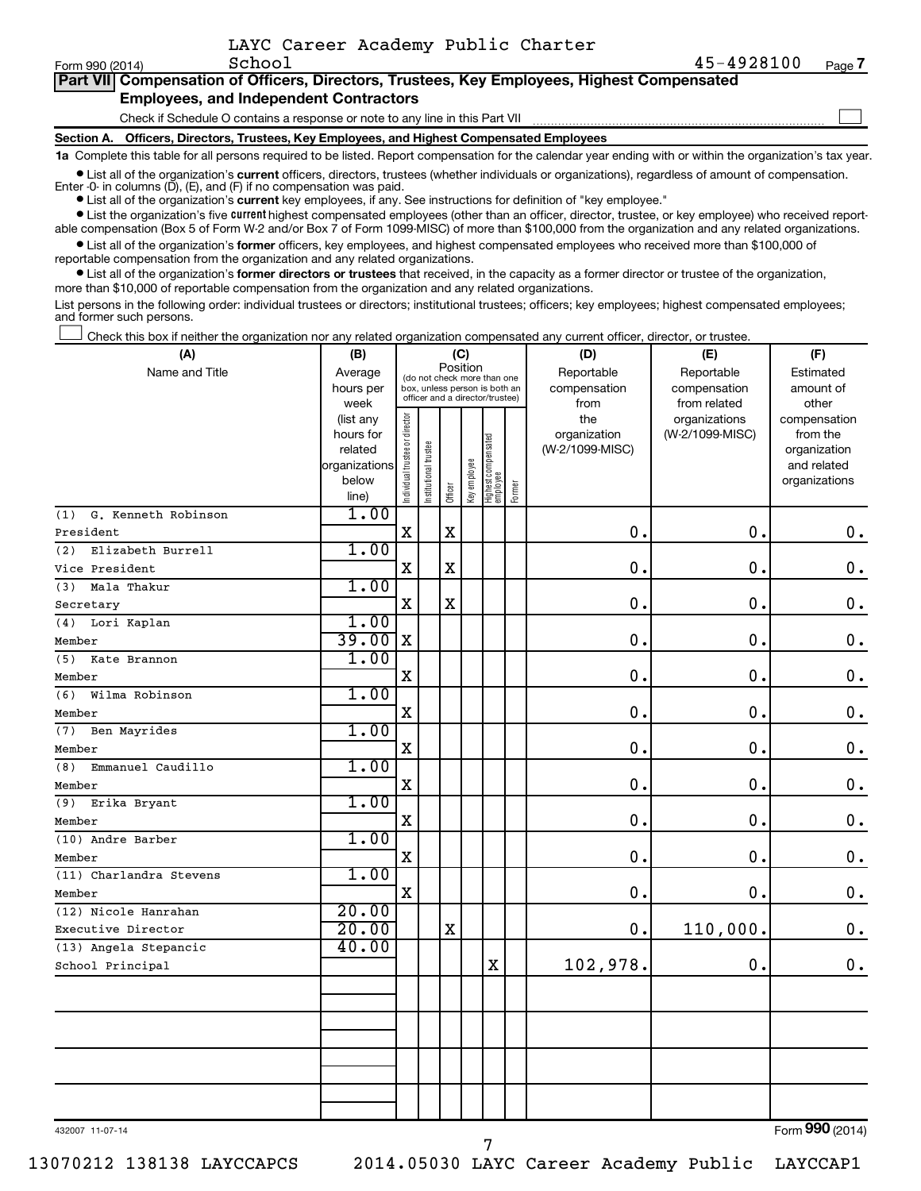LAYC Career Academy Public Charter School

Form 990 (2014) 45-4928100 Page 7

## Part VII Compensation of Officers, Directors, Trustees, Key Employees, Highest Compensated Employees, and Independent Contractors

Check if Schedule O contains a response or note to any line in this Part VII

### Section A. Officers, Directors, Trustees, Key Employees, and Highest Compensated Employees

**1a** Complete this table for all persons required to be listed. Report compensation for the calendar year ending with or within the organization's tax year.

- List all of the organization's **current** officers, directors, trustees (whether individuals or organizations), regardless of amount of compensation. Enter -0- in columns (D), (E), and (F) if no compensation was paid.
- List all of the organization's **current** key employees, if any. See instructions for definition of "key employee."
- List the organization's five **current** highest compensated employees (other than an officer, director, trustee, or key employee) who received reportable compensation (Box 5 of Form W-2 and/or Box 7 of Form 1099-MISC) of more than $100,000 from the organization and any related organizations.
- List all of the organization's **former** officers, key employees, and highest compensated employees who received more than $100,000 of reportable compensation from the organization and any related organizations.
- List all of the organization's **former directors or trustees** that received, in the capacity as a former director or trustee of the organization, more than $10,000 of reportable compensation from the organization and any related organizations.

List persons in the following order: individual trustees or directors; institutional trustees; officers; key employees; highest compensated employees; and former such persons.

Check this box if neither the organization nor any related organization compensated any current officer, director, or trustee.

| (A) Name and Title | (B) Average hours per week (list any hours for related organizations below line) | (C) Position: Individual trustee or director | Institutional trustee | Officer | Key employee | Highest compensated employee | Former | (D) Reportable compensation from the organization (W-2/1099-MISC) | (E) Reportable compensation from related organizations (W-2/1099-MISC) | (F) Estimated amount of other compensation from the organization and related organizations |
|---|---|---|---|---|---|---|---|---|---|---|
| (1) G. Kenneth Robinson<br>President | 1.00 | X | | X | | | | 0. | 0. | 0. |
| (2) Elizabeth Burrell<br>Vice President | 1.00 | X | | X | | | | 0. | 0. | 0. |
| (3) Mala Thakur<br>Secretary | 1.00 | X | | X | | | | 0. | 0. | 0. |
| (4) Lori Kaplan<br>Member | 1.00<br>39.00 | X | | | | | | 0. | 0. | 0. |
| (5) Kate Brannon<br>Member | 1.00 | X | | | | | | 0. | 0. | 0. |
| (6) Wilma Robinson<br>Member | 1.00 | X | | | | | | 0. | 0. | 0. |
| (7) Ben Mayrides<br>Member | 1.00 | X | | | | | | 0. | 0. | 0. |
| (8) Emmanuel Caudillo<br>Member | 1.00 | X | | | | | | 0. | 0. | 0. |
| (9) Erika Bryant<br>Member | 1.00 | X | | | | | | 0. | 0. | 0. |
| (10) Andre Barber<br>Member | 1.00 | X | | | | | | 0. | 0. | 0. |
| (11) Charlandra Stevens<br>Member | 1.00 | X | | | | | | 0. | 0. | 0. |
| (12) Nicole Hanrahan<br>Executive Director | 20.00<br>20.00 | | | X | | | | 0. | 110,000. | 0. |
| (13) Angela Stepancic<br>School Principal | 40.00 | | | | | X | | 102,978. | 0. | 0. |

432007 11-07-14 Form **990** (2014)

13070212 138138 LAYCCAPCS 2014.05030 LAYC Career Academy Public LAYCCAP1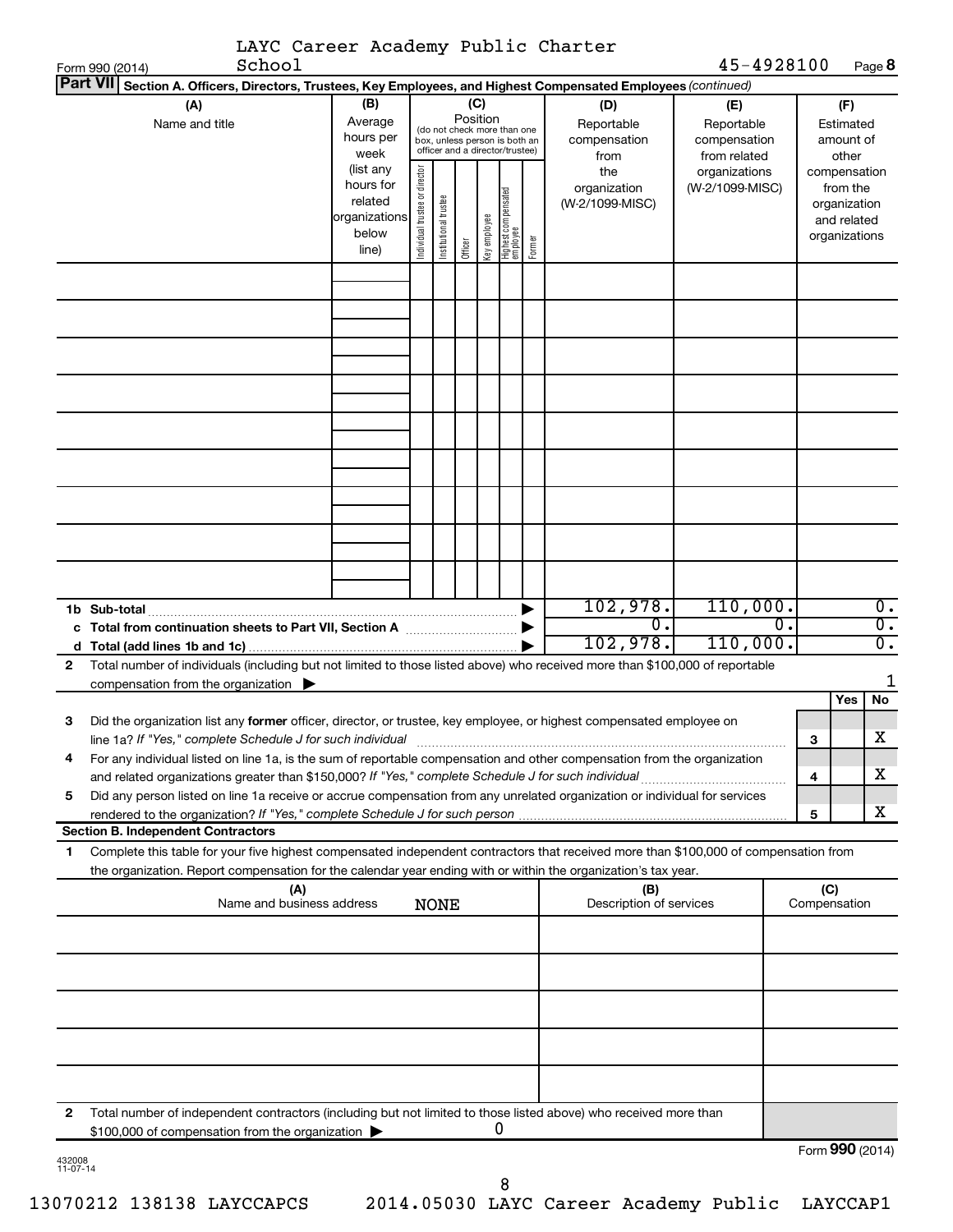LAYC Career Academy Public Charter School 45-4928100

Form 990 (2014)

**Part VII Section A. Officers, Directors, Trustees, Key Employees, and Highest Compensated Employees** *(continued)*

| (A) Name and title | (B) Average hours per week (list any hours for related organizations below line) | (C) Position: Individual trustee or director | Institutional trustee | Officer | Key employee | Highest compensated employee | Former | (D) Reportable compensation from the organization (W-2/1099-MISC) | (E) Reportable compensation from related organizations (W-2/1099-MISC) | (F) Estimated amount of other compensation from the organization and related organizations |
|---|---|---|---|---|---|---|---|---|---|---|
| | | | | | | | | | | |
| | | | | | | | | | | |
| | | | | | | | | | | |
| | | | | | | | | | | |
| | | | | | | | | | | |
| | | | | | | | | | | |
| | | | | | | | | | | |
| | | | | | | | | | | |
| | | | | | | | | | | |
| **1b Sub-total** | | | | | | | | 102,978. | 110,000. | 0. |
| **c Total from continuation sheets to Part VII, Section A** | | | | | | | | 0. | 0. | 0. |
| **d Total (add lines 1b and 1c)** | | | | | | | | 102,978. | 110,000. | 0. |

**2** Total number of individuals (including but not limited to those listed above) who received more than $100,000 of reportable compensation from the organization ▶ 1

| | | | Yes | No |
|---|---|---|---|---|
| **3** | Did the organization list any **former** officer, director, or trustee, key employee, or highest compensated employee on line 1a? *If "Yes," complete Schedule J for such individual* | 3 | | X |
| **4** | For any individual listed on line 1a, is the sum of reportable compensation and other compensation from the organization and related organizations greater than $150,000? *If "Yes," complete Schedule J for such individual* | 4 | | X |
| **5** | Did any person listed on line 1a receive or accrue compensation from any unrelated organization or individual for services rendered to the organization? *If "Yes," complete Schedule J for such person* | 5 | | X |

**Section B. Independent Contractors**

**1** Complete this table for your five highest compensated independent contractors that received more than $100,000 of compensation from the organization. Report compensation for the calendar year ending with or within the organization's tax year.

| (A) Name and business address | (B) Description of services | (C) Compensation |
|---|---|---|
| NONE | | |
| | | |
| | | |
| | | |
| | | |

**2** Total number of independent contractors (including but not limited to those listed above) who received more than $100,000 of compensation from the organization ▶ 0

Form **990** (2014)

432008 11-07-14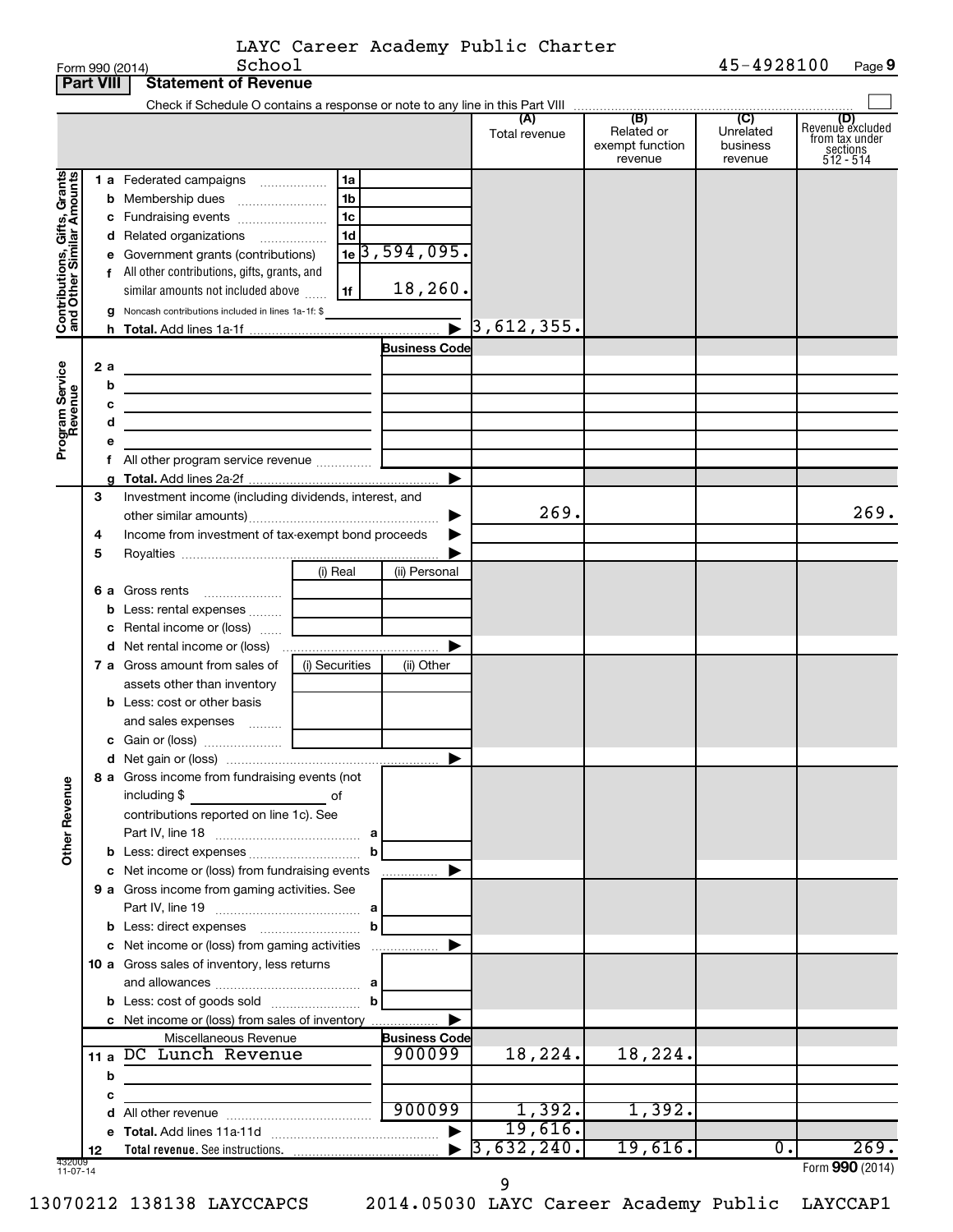Form 990 (2014) LAYC Career Academy Public Charter School 45-4928100 Page 9

**Part VIII Statement of Revenue**

Check if Schedule O contains a response or note to any line in this Part VIII ☐

| | | | (A) Total revenue | (B) Related or exempt function revenue | (C) Unrelated business revenue | (D) Revenue excluded from tax under sections 512 - 514 |
|---|---|---|---|---|---|---|
| **Contributions, Gifts, Grants and Other Similar Amounts** | 1a Federated campaigns | 1a | | | | |
| | b Membership dues | 1b | | | | |
| | c Fundraising events | 1c | | | | |
| | d Related organizations | 1d | | | | |
| | e Government grants (contributions) | 1e 3,594,095. | | | | |
| | f All other contributions, gifts, grants, and similar amounts not included above | 1f 18,260. | | | | |
| | g Noncash contributions included in lines 1a-1f: $ | | | | | |
| | h **Total.** Add lines 1a-1f | ▶ | 3,612,355. | | | |
| **Program Service Revenue** | | Business Code | | | | |
| | 2 a | | | | | |
| | b | | | | | |
| | c | | | | | |
| | d | | | | | |
| | e | | | | | |
| | f All other program service revenue | | | | | |
| | g **Total.** Add lines 2a-2f | ▶ | | | | |
| **Other Revenue** | 3 Investment income (including dividends, interest, and other similar amounts) | ▶ | 269. | | | 269. |
| | 4 Income from investment of tax-exempt bond proceeds | ▶ | | | | |
| | 5 Royalties | ▶ | | | | |
| | | (i) Real / (ii) Personal | | | | |
| | 6 a Gross rents | | | | | |
| | b Less: rental expenses | | | | | |
| | c Rental income or (loss) | | | | | |
| | d Net rental income or (loss) | ▶ | | | | |
| | 7 a Gross amount from sales of assets other than inventory | (i) Securities / (ii) Other | | | | |
| | b Less: cost or other basis and sales expenses | | | | | |
| | c Gain or (loss) | | | | | |
| | d Net gain or (loss) | ▶ | | | | |
| | 8 a Gross income from fundraising events (not including $ ____ of contributions reported on line 1c). See Part IV, line 18 | a | | | | |
| | b Less: direct expenses | b | | | | |
| | c Net income or (loss) from fundraising events | ▶ | | | | |
| | 9 a Gross income from gaming activities. See Part IV, line 19 | a | | | | |
| | b Less: direct expenses | b | | | | |
| | c Net income or (loss) from gaming activities | ▶ | | | | |
| | 10 a Gross sales of inventory, less returns and allowances | a | | | | |
| | b Less: cost of goods sold | b | | | | |
| | c Net income or (loss) from sales of inventory | ▶ | | | | |
| | Miscellaneous Revenue | Business Code | | | | |
| | 11 a DC Lunch Revenue | 900099 | 18,224. | 18,224. | | |
| | b | | | | | |
| | c | | | | | |
| | d All other revenue | 900099 | 1,392. | 1,392. | | |
| | e **Total.** Add lines 11a-11d | ▶ | 19,616. | | | |
| | 12 **Total revenue.** See instructions. | ▶ | 3,632,240. | 19,616. | 0. | 269. |

432009 11-07-14

Form **990** (2014)

13070212 138138 LAYCCAPCS 2014.05030 LAYC Career Academy Public LAYCCAP1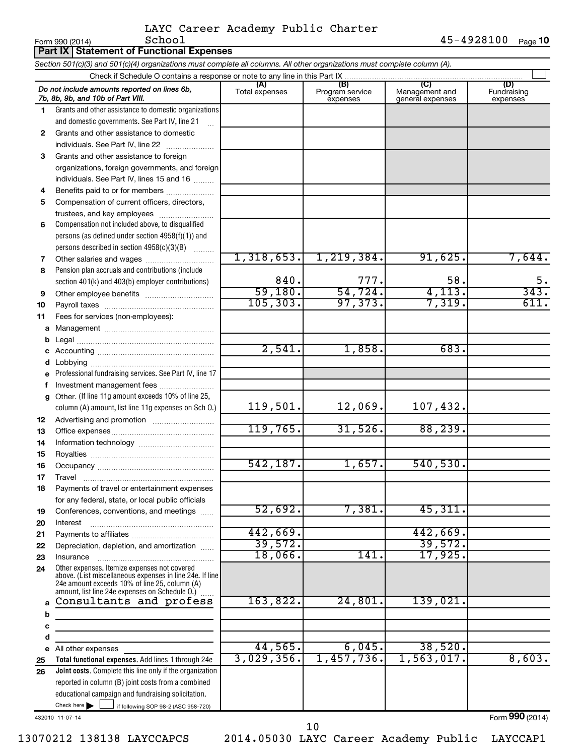Form 990 (2014) LAYC Career Academy Public Charter School 45-4928100 Page 10

## Part IX Statement of Functional Expenses

*Section 501(c)(3) and 501(c)(4) organizations must complete all columns. All other organizations must complete column (A).*

Check if Schedule O contains a response or note to any line in this Part IX

| *Do not include amounts reported on lines 6b, 7b, 8b, 9b, and 10b of Part VIII.* | (A) Total expenses | (B) Program service expenses | (C) Management and general expenses | (D) Fundraising expenses |
|---|---|---|---|---|
| 1 Grants and other assistance to domestic organizations and domestic governments. See Part IV, line 21 | | | | |
| 2 Grants and other assistance to domestic individuals. See Part IV, line 22 | | | | |
| 3 Grants and other assistance to foreign organizations, foreign governments, and foreign individuals. See Part IV, lines 15 and 16 | | | | |
| 4 Benefits paid to or for members | | | | |
| 5 Compensation of current officers, directors, trustees, and key employees | | | | |
| 6 Compensation not included above, to disqualified persons (as defined under section 4958(f)(1)) and persons described in section 4958(c)(3)(B) | | | | |
| 7 Other salaries and wages | 1,318,653. | 1,219,384. | 91,625. | 7,644. |
| 8 Pension plan accruals and contributions (include section 401(k) and 403(b) employer contributions) | 840. | 777. | 58. | 5. |
| 9 Other employee benefits | 59,180. | 54,724. | 4,113. | 343. |
| 10 Payroll taxes | 105,303. | 97,373. | 7,319. | 611. |
| 11 Fees for services (non-employees): | | | | |
| a Management | | | | |
| b Legal | | | | |
| c Accounting | 2,541. | 1,858. | 683. | |
| d Lobbying | | | | |
| e Professional fundraising services. See Part IV, line 17 | | | | |
| f Investment management fees | | | | |
| g Other. (If line 11g amount exceeds 10% of line 25, column (A) amount, list line 11g expenses on Sch O.) | 119,501. | 12,069. | 107,432. | |
| 12 Advertising and promotion | | | | |
| 13 Office expenses | 119,765. | 31,526. | 88,239. | |
| 14 Information technology | | | | |
| 15 Royalties | | | | |
| 16 Occupancy | 542,187. | 1,657. | 540,530. | |
| 17 Travel | | | | |
| 18 Payments of travel or entertainment expenses for any federal, state, or local public officials | | | | |
| 19 Conferences, conventions, and meetings | 52,692. | 7,381. | 45,311. | |
| 20 Interest | | | | |
| 21 Payments to affiliates | 442,669. | | 442,669. | |
| 22 Depreciation, depletion, and amortization | 39,572. | | 39,572. | |
| 23 Insurance | 18,066. | 141. | 17,925. | |
| 24 Other expenses. Itemize expenses not covered above. (List miscellaneous expenses in line 24e. If line 24e amount exceeds 10% of line 25, column (A) amount, list line 24e expenses on Schedule O.) | | | | |
| a Consultants and profess | 163,822. | 24,801. | 139,021. | |
| b | | | | |
| c | | | | |
| d | | | | |
| e All other expenses | 44,565. | 6,045. | 38,520. | |
| 25 **Total functional expenses.** Add lines 1 through 24e | 3,029,356. | 1,457,736. | 1,563,017. | 8,603. |
| 26 **Joint costs.** Complete this line only if the organization reported in column (B) joint costs from a combined educational campaign and fundraising solicitation. Check here ☐ if following SOP 98-2 (ASC 958-720) | | | | |

432010 11-07-14

Form **990** (2014)

13070212 138138 LAYCCAPCS 2014.05030 LAYC Career Academy Public LAYCCAP1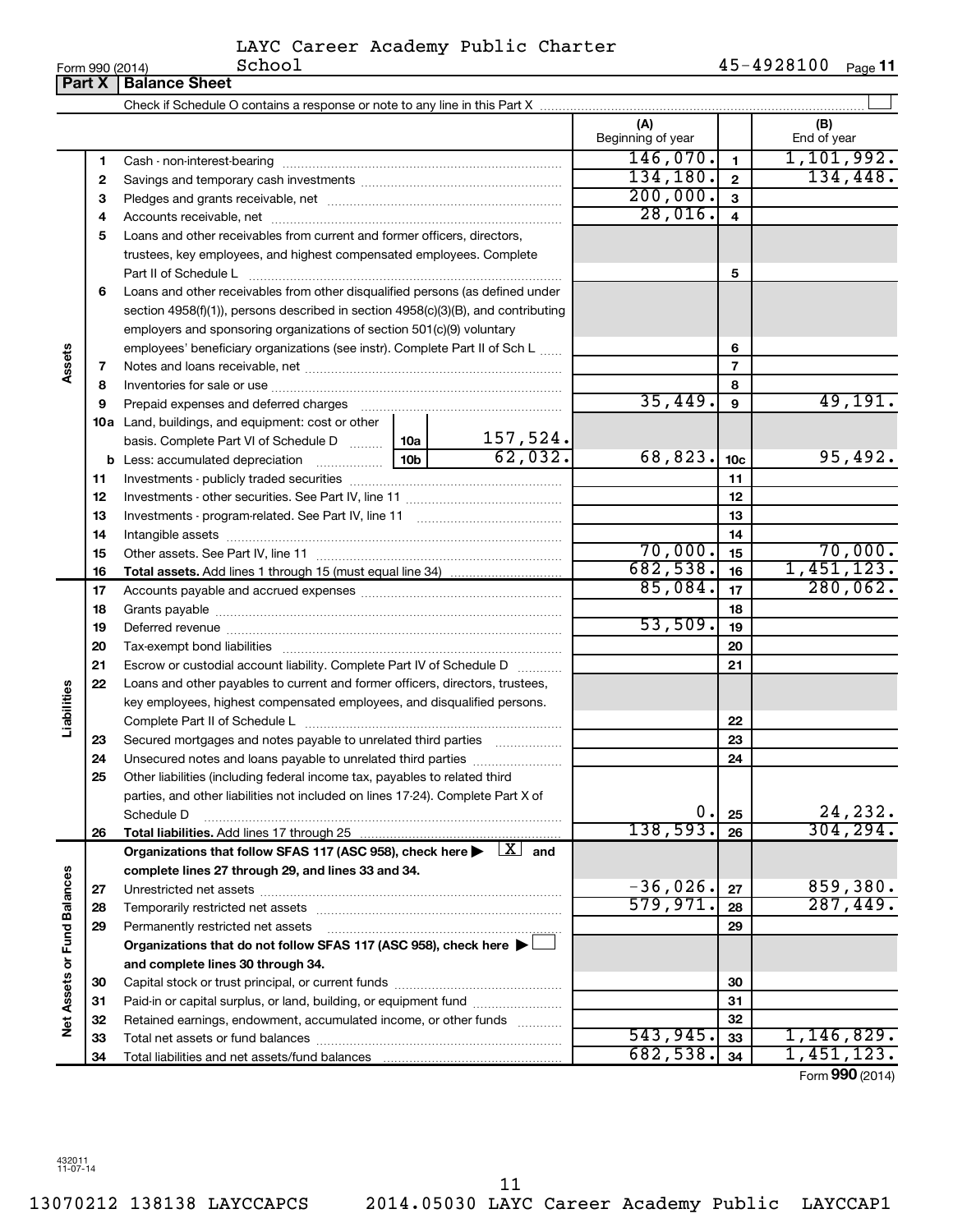LAYC Career Academy Public Charter School

Form 990 (2014) 45-4928100 Page **11**

## Part X | Balance Sheet

Check if Schedule O contains a response or note to any line in this Part X ☐

| | | | | (A) Beginning of year | | (B) End of year |
|---|---|---|---|---|---|---|
| **Assets** | 1 | Cash - non-interest-bearing | | 146,070. | 1 | 1,101,992. |
| | 2 | Savings and temporary cash investments | | 134,180. | 2 | 134,448. |
| | 3 | Pledges and grants receivable, net | | 200,000. | 3 | |
| | 4 | Accounts receivable, net | | 28,016. | 4 | |
| | 5 | Loans and other receivables from current and former officers, directors, trustees, key employees, and highest compensated employees. Complete Part II of Schedule L | | | 5 | |
| | 6 | Loans and other receivables from other disqualified persons (as defined under section 4958(f)(1)), persons described in section 4958(c)(3)(B), and contributing employers and sponsoring organizations of section 501(c)(9) voluntary employees' beneficiary organizations (see instr). Complete Part II of Sch L | | | 6 | |
| | 7 | Notes and loans receivable, net | | | 7 | |
| | 8 | Inventories for sale or use | | | 8 | |
| | 9 | Prepaid expenses and deferred charges | | 35,449. | 9 | 49,191. |
| | 10a | Land, buildings, and equipment: cost or other basis. Complete Part VI of Schedule D | 10a 157,524. | | | |
| | b | Less: accumulated depreciation | 10b 62,032. | 68,823. | 10c | 95,492. |
| | 11 | Investments - publicly traded securities | | | 11 | |
| | 12 | Investments - other securities. See Part IV, line 11 | | | 12 | |
| | 13 | Investments - program-related. See Part IV, line 11 | | | 13 | |
| | 14 | Intangible assets | | | 14 | |
| | 15 | Other assets. See Part IV, line 11 | | 70,000. | 15 | 70,000. |
| | 16 | **Total assets.** Add lines 1 through 15 (must equal line 34) | | 682,538. | 16 | 1,451,123. |
| **Liabilities** | 17 | Accounts payable and accrued expenses | | 85,084. | 17 | 280,062. |
| | 18 | Grants payable | | | 18 | |
| | 19 | Deferred revenue | | 53,509. | 19 | |
| | 20 | Tax-exempt bond liabilities | | | 20 | |
| | 21 | Escrow or custodial account liability. Complete Part IV of Schedule D | | | 21 | |
| | 22 | Loans and other payables to current and former officers, directors, trustees, key employees, highest compensated employees, and disqualified persons. Complete Part II of Schedule L | | | 22 | |
| | 23 | Secured mortgages and notes payable to unrelated third parties | | | 23 | |
| | 24 | Unsecured notes and loans payable to unrelated third parties | | | 24 | |
| | 25 | Other liabilities (including federal income tax, payables to related third parties, and other liabilities not included on lines 17-24). Complete Part X of Schedule D | | 0. | 25 | 24,232. |
| | 26 | **Total liabilities.** Add lines 17 through 25 | | 138,593. | 26 | 304,294. |
| **Net Assets or Fund Balances** | | **Organizations that follow SFAS 117 (ASC 958), check here ▶ ☒ and complete lines 27 through 29, and lines 33 and 34.** | | | | |
| | 27 | Unrestricted net assets | | -36,026. | 27 | 859,380. |
| | 28 | Temporarily restricted net assets | | 579,971. | 28 | 287,449. |
| | 29 | Permanently restricted net assets | | | 29 | |
| | | **Organizations that do not follow SFAS 117 (ASC 958), check here ▶ ☐ and complete lines 30 through 34.** | | | | |
| | 30 | Capital stock or trust principal, or current funds | | | 30 | |
| | 31 | Paid-in or capital surplus, or land, building, or equipment fund | | | 31 | |
| | 32 | Retained earnings, endowment, accumulated income, or other funds | | | 32 | |
| | 33 | Total net assets or fund balances | | 543,945. | 33 | 1,146,829. |
| | 34 | Total liabilities and net assets/fund balances | | 682,538. | 34 | 1,451,123. |

Form **990** (2014)

432011 11-07-14

13070212 138138 LAYCCAPCS 2014.05030 LAYC Career Academy Public LAYCCAP1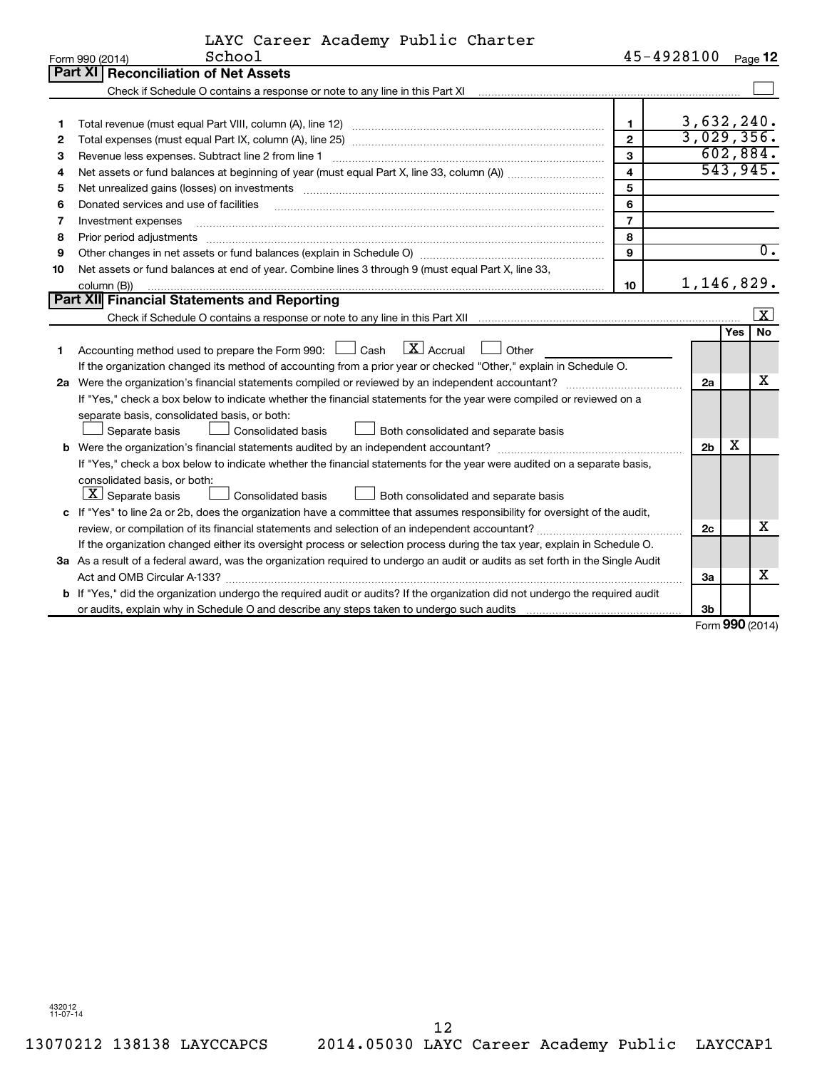LAYC Career Academy Public Charter School — 45-4928100

Form 990 (2014)

## Part XI Reconciliation of Net Assets

Check if Schedule O contains a response or note to any line in this Part XI ☐

| | | | |
|---|---|---|---|
| 1 | Total revenue (must equal Part VIII, column (A), line 12) | 1 | 3,632,240. |
| 2 | Total expenses (must equal Part IX, column (A), line 25) | 2 | 3,029,356. |
| 3 | Revenue less expenses. Subtract line 2 from line 1 | 3 | 602,884. |
| 4 | Net assets or fund balances at beginning of year (must equal Part X, line 33, column (A)) | 4 | 543,945. |
| 5 | Net unrealized gains (losses) on investments | 5 | |
| 6 | Donated services and use of facilities | 6 | |
| 7 | Investment expenses | 7 | |
| 8 | Prior period adjustments | 8 | |
| 9 | Other changes in net assets or fund balances (explain in Schedule O) | 9 | 0. |
| 10 | Net assets or fund balances at end of year. Combine lines 3 through 9 (must equal Part X, line 33, column (B)) | 10 | 1,146,829. |

## Part XII Financial Statements and Reporting

Check if Schedule O contains a response or note to any line in this Part XII ☒

| | | | Yes | No |
|---|---|---|---|---|
| 1 | Accounting method used to prepare the Form 990: ☐ Cash ☒ Accrual ☐ Other<br>If the organization changed its method of accounting from a prior year or checked "Other," explain in Schedule O. | | | |
| 2a | Were the organization's financial statements compiled or reviewed by an independent accountant?<br>If "Yes," check a box below to indicate whether the financial statements for the year were compiled or reviewed on a separate basis, consolidated basis, or both:<br>☐ Separate basis ☐ Consolidated basis ☐ Both consolidated and separate basis | 2a | | X |
| b | Were the organization's financial statements audited by an independent accountant?<br>If "Yes," check a box below to indicate whether the financial statements for the year were audited on a separate basis, consolidated basis, or both:<br>☒ Separate basis ☐ Consolidated basis ☐ Both consolidated and separate basis | 2b | X | |
| c | If "Yes" to line 2a or 2b, does the organization have a committee that assumes responsibility for oversight of the audit, review, or compilation of its financial statements and selection of an independent accountant?<br>If the organization changed either its oversight process or selection process during the tax year, explain in Schedule O. | 2c | | X |
| 3a | As a result of a federal award, was the organization required to undergo an audit or audits as set forth in the Single Audit Act and OMB Circular A-133? | 3a | | X |
| b | If "Yes," did the organization undergo the required audit or audits? If the organization did not undergo the required audit or audits, explain why in Schedule O and describe any steps taken to undergo such audits | 3b | | |

Form **990** (2014)

432012 11-07-14

13070212 138138 LAYCCAPCS 2014.05030 LAYC Career Academy Public LAYCCAP1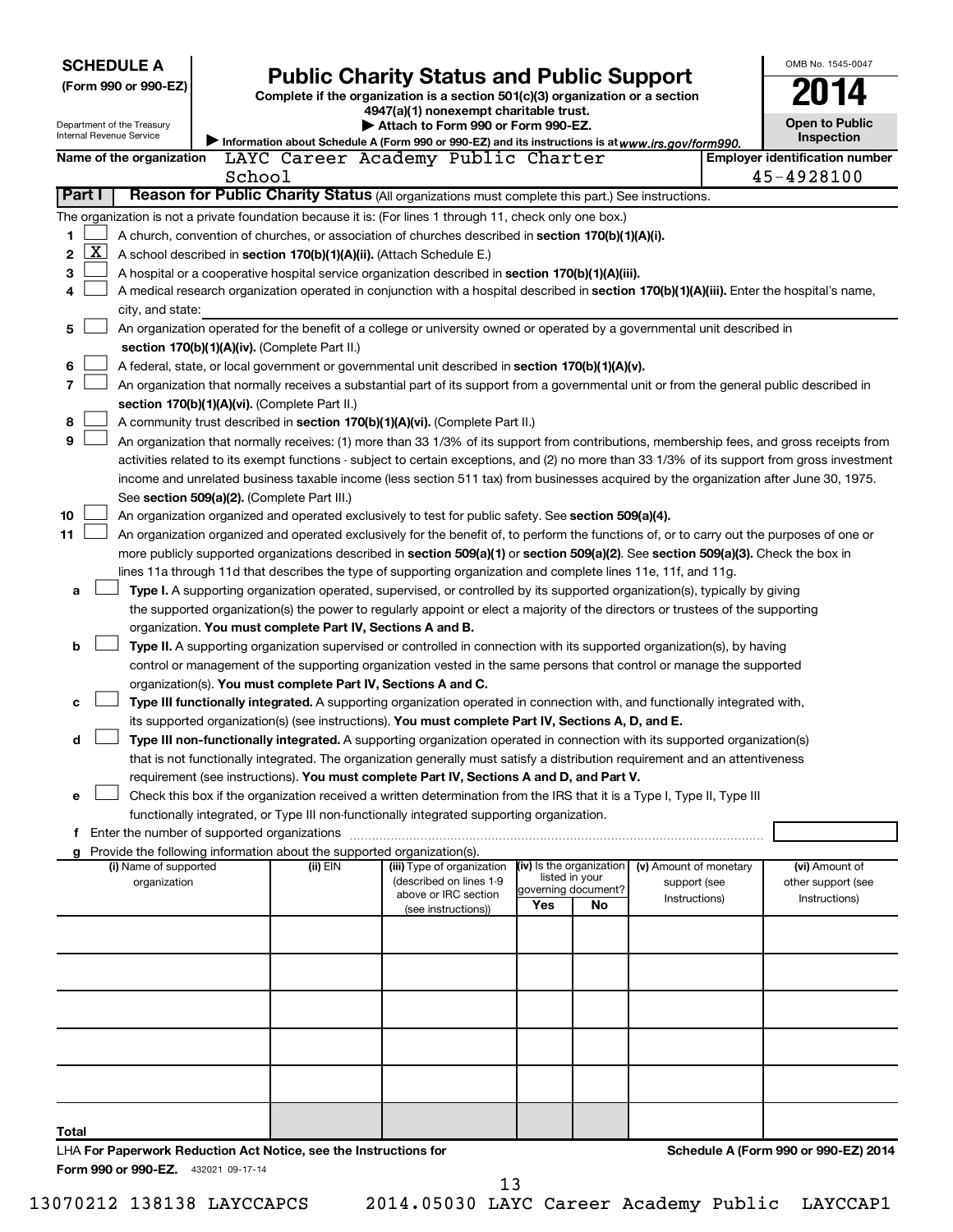**SCHEDULE A**
**(Form 990 or 990-EZ)**

Department of the Treasury
Internal Revenue Service

# Public Charity Status and Public Support

**Complete if the organization is a section 501(c)(3) organization or a section 4947(a)(1) nonexempt charitable trust.**
**▶ Attach to Form 990 or Form 990-EZ.**
▶ Information about Schedule A (Form 990 or 990-EZ) and its instructions is at *www.irs.gov/form990.*

OMB No. 1545-0047
**2014**
**Open to Public Inspection**

**Name of the organization** LAYC Career Academy Public Charter School
**Employer identification number** 45-4928100

**Part I** **Reason for Public Charity Status** (All organizations must complete this part.) See instructions.

The organization is not a private foundation because it is: (For lines 1 through 11, check only one box.)

1 ☐ A church, convention of churches, or association of churches described in **section 170(b)(1)(A)(i).**
2 ☒ A school described in **section 170(b)(1)(A)(ii).** (Attach Schedule E.)
3 ☐ A hospital or a cooperative hospital service organization described in **section 170(b)(1)(A)(iii).**
4 ☐ A medical research organization operated in conjunction with a hospital described in **section 170(b)(1)(A)(iii).** Enter the hospital's name, city, and state: ______
5 ☐ An organization operated for the benefit of a college or university owned or operated by a governmental unit described in **section 170(b)(1)(A)(iv).** (Complete Part II.)
6 ☐ A federal, state, or local government or governmental unit described in **section 170(b)(1)(A)(v).**
7 ☐ An organization that normally receives a substantial part of its support from a governmental unit or from the general public described in **section 170(b)(1)(A)(vi).** (Complete Part II.)
8 ☐ A community trust described in **section 170(b)(1)(A)(vi).** (Complete Part II.)
9 ☐ An organization that normally receives: (1) more than 33 1/3% of its support from contributions, membership fees, and gross receipts from activities related to its exempt functions - subject to certain exceptions, and (2) no more than 33 1/3% of its support from gross investment income and unrelated business taxable income (less section 511 tax) from businesses acquired by the organization after June 30, 1975. See **section 509(a)(2).** (Complete Part III.)
10 ☐ An organization organized and operated exclusively to test for public safety. See **section 509(a)(4).**
11 ☐ An organization organized and operated exclusively for the benefit of, to perform the functions of, or to carry out the purposes of one or more publicly supported organizations described in **section 509(a)(1)** or **section 509(a)(2).** See **section 509(a)(3).** Check the box in lines 11a through 11d that describes the type of supporting organization and complete lines 11e, 11f, and 11g.

a ☐ **Type I.** A supporting organization operated, supervised, or controlled by its supported organization(s), typically by giving the supported organization(s) the power to regularly appoint or elect a majority of the directors or trustees of the supporting organization. **You must complete Part IV, Sections A and B.**

b ☐ **Type II.** A supporting organization supervised or controlled in connection with its supported organization(s), by having control or management of the supporting organization vested in the same persons that control or manage the supported organization(s). **You must complete Part IV, Sections A and C.**

c ☐ **Type III functionally integrated.** A supporting organization operated in connection with, and functionally integrated with, its supported organization(s) (see instructions). **You must complete Part IV, Sections A, D, and E.**

d ☐ **Type III non-functionally integrated.** A supporting organization operated in connection with its supported organization(s) that is not functionally integrated. The organization generally must satisfy a distribution requirement and an attentiveness requirement (see instructions). **You must complete Part IV, Sections A and D, and Part V.**

e ☐ Check this box if the organization received a written determination from the IRS that it is a Type I, Type II, Type III functionally integrated, or Type III non-functionally integrated supporting organization.

f Enter the number of supported organizations ______

g Provide the following information about the supported organization(s).

| (i) Name of supported organization | (ii) EIN | (iii) Type of organization (described on lines 1-9 above or IRC section (see instructions)) | (iv) Is the organization listed in your governing document? | | (v) Amount of monetary support (see Instructions) | (vi) Amount of other support (see Instructions) |
|---|---|---|---|---|---|---|
| | | | Yes | No | | |
| | | | | | | |
| | | | | | | |
| | | | | | | |
| | | | | | | |
| | | | | | | |
| Total | | | | | | |

LHA **For Paperwork Reduction Act Notice, see the Instructions for Form 990 or 990-EZ.** 432021 09-17-14

**Schedule A (Form 990 or 990-EZ) 2014**

13070212 138138 LAYCCAPCS 2014.05030 LAYC Career Academy Public LAYCCAP1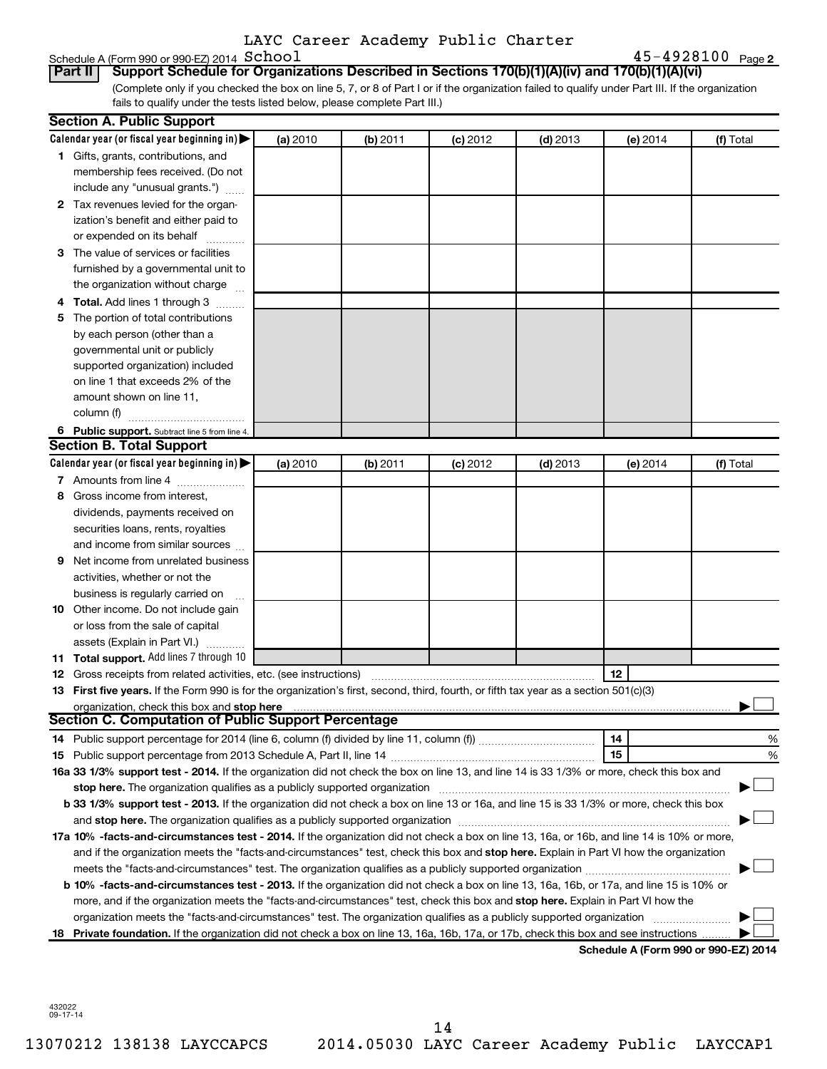LAYC Career Academy Public Charter

Schedule A (Form 990 or 990-EZ) 2014 School 45-4928100 Page 2

**Part II Support Schedule for Organizations Described in Sections 170(b)(1)(A)(iv) and 170(b)(1)(A)(vi)**

(Complete only if you checked the box on line 5, 7, or 8 of Part I or if the organization failed to qualify under Part III. If the organization fails to qualify under the tests listed below, please complete Part III.)

## Section A. Public Support

| Calendar year (or fiscal year beginning in) ▶ | (a) 2010 | (b) 2011 | (c) 2012 | (d) 2013 | (e) 2014 | (f) Total |
|---|---|---|---|---|---|---|
| 1 Gifts, grants, contributions, and membership fees received. (Do not include any "unusual grants.") | | | | | | |
| 2 Tax revenues levied for the organization's benefit and either paid to or expended on its behalf | | | | | | |
| 3 The value of services or facilities furnished by a governmental unit to the organization without charge | | | | | | |
| 4 Total. Add lines 1 through 3 | | | | | | |
| 5 The portion of total contributions by each person (other than a governmental unit or publicly supported organization) included on line 1 that exceeds 2% of the amount shown on line 11, column (f) | | | | | | |
| 6 Public support. Subtract line 5 from line 4. | | | | | | |

## Section B. Total Support

| Calendar year (or fiscal year beginning in) ▶ | (a) 2010 | (b) 2011 | (c) 2012 | (d) 2013 | (e) 2014 | (f) Total |
|---|---|---|---|---|---|---|
| 7 Amounts from line 4 | | | | | | |
| 8 Gross income from interest, dividends, payments received on securities loans, rents, royalties and income from similar sources | | | | | | |
| 9 Net income from unrelated business activities, whether or not the business is regularly carried on | | | | | | |
| 10 Other income. Do not include gain or loss from the sale of capital assets (Explain in Part VI.) | | | | | | |
| 11 Total support. Add lines 7 through 10 | | | | | | |

**12** Gross receipts from related activities, etc. (see instructions) ..... 12

**13 First five years.** If the Form 990 is for the organization's first, second, third, fourth, or fifth tax year as a section 501(c)(3) organization, check this box and **stop here** ▶ ☐

## Section C. Computation of Public Support Percentage

**14** Public support percentage for 2014 (line 6, column (f) divided by line 11, column (f)) ..... 14 %

**15** Public support percentage from 2013 Schedule A, Part II, line 14 ..... 15 %

**16a 33 1/3% support test - 2014.** If the organization did not check the box on line 13, and line 14 is 33 1/3% or more, check this box and **stop here.** The organization qualifies as a publicly supported organization ▶ ☐

**b 33 1/3% support test - 2013.** If the organization did not check a box on line 13 or 16a, and line 15 is 33 1/3% or more, check this box and **stop here.** The organization qualifies as a publicly supported organization ▶ ☐

**17a 10% -facts-and-circumstances test - 2014.** If the organization did not check a box on line 13, 16a, or 16b, and line 14 is 10% or more, and if the organization meets the "facts-and-circumstances" test, check this box and **stop here.** Explain in Part VI how the organization meets the "facts-and-circumstances" test. The organization qualifies as a publicly supported organization ▶ ☐

**b 10% -facts-and-circumstances test - 2013.** If the organization did not check a box on line 13, 16a, 16b, or 17a, and line 15 is 10% or more, and if the organization meets the "facts-and-circumstances" test, check this box and **stop here.** Explain in Part VI how the organization meets the "facts-and-circumstances" test. The organization qualifies as a publicly supported organization ▶ ☐

**18 Private foundation.** If the organization did not check a box on line 13, 16a, 16b, 17a, or 17b, check this box and see instructions ▶ ☐

**Schedule A (Form 990 or 990-EZ) 2014**

432022
09-17-14

13070212 138138 LAYCCAPCS 2014.05030 LAYC Career Academy Public LAYCCAP1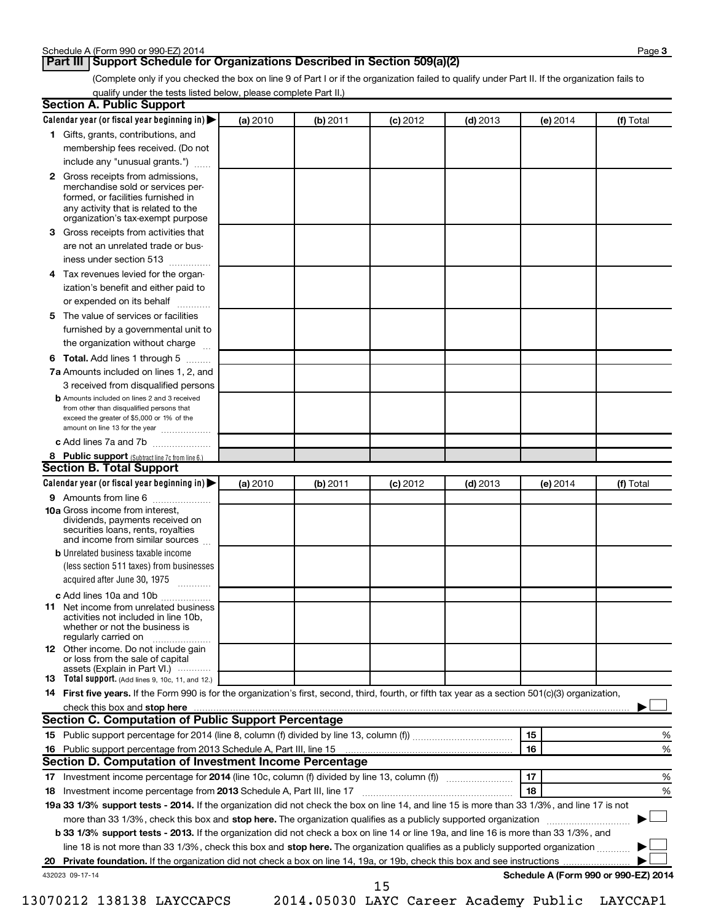## Part III Support Schedule for Organizations Described in Section 509(a)(2)

(Complete only if you checked the box on line 9 of Part I or if the organization failed to qualify under Part II. If the organization fails to qualify under the tests listed below, please complete Part II.)

### Section A. Public Support

| Calendar year (or fiscal year beginning in) ▶ | (a) 2010 | (b) 2011 | (c) 2012 | (d) 2013 | (e) 2014 | (f) Total |
|---|---|---|---|---|---|---|
| **1** Gifts, grants, contributions, and membership fees received. (Do not include any "unusual grants.") | | | | | | |
| **2** Gross receipts from admissions, merchandise sold or services performed, or facilities furnished in any activity that is related to the organization's tax-exempt purpose | | | | | | |
| **3** Gross receipts from activities that are not an unrelated trade or business under section 513 | | | | | | |
| **4** Tax revenues levied for the organization's benefit and either paid to or expended on its behalf | | | | | | |
| **5** The value of services or facilities furnished by a governmental unit to the organization without charge | | | | | | |
| **6 Total.** Add lines 1 through 5 | | | | | | |
| **7a** Amounts included on lines 1, 2, and 3 received from disqualified persons | | | | | | |
| **b** Amounts included on lines 2 and 3 received from other than disqualified persons that exceed the greater of $5,000 or 1% of the amount on line 13 for the year | | | | | | |
| **c** Add lines 7a and 7b | | | | | | |
| **8 Public support** (Subtract line 7c from line 6.) | | | | | | |

### Section B. Total Support

| Calendar year (or fiscal year beginning in) ▶ | (a) 2010 | (b) 2011 | (c) 2012 | (d) 2013 | (e) 2014 | (f) Total |
|---|---|---|---|---|---|---|
| **9** Amounts from line 6 | | | | | | |
| **10a** Gross income from interest, dividends, payments received on securities loans, rents, royalties and income from similar sources | | | | | | |
| **b** Unrelated business taxable income (less section 511 taxes) from businesses acquired after June 30, 1975 | | | | | | |
| **c** Add lines 10a and 10b | | | | | | |
| **11** Net income from unrelated business activities not included in line 10b, whether or not the business is regularly carried on | | | | | | |
| **12** Other income. Do not include gain or loss from the sale of capital assets (Explain in Part VI.) | | | | | | |
| **13 Total support.** (Add lines 9, 10c, 11, and 12.) | | | | | | |

**14 First five years.** If the Form 990 is for the organization's first, second, third, fourth, or fifth tax year as a section 501(c)(3) organization, check this box and **stop here** ▶ ☐

### Section C. Computation of Public Support Percentage

| | | | |
|---|---|---|---|
| **15** Public support percentage for 2014 (line 8, column (f) divided by line 13, column (f)) | 15 | | % |
| **16** Public support percentage from 2013 Schedule A, Part III, line 15 | 16 | | % |

### Section D. Computation of Investment Income Percentage

| | | | |
|---|---|---|---|
| **17** Investment income percentage for **2014** (line 10c, column (f) divided by line 13, column (f)) | 17 | | % |
| **18** Investment income percentage from **2013** Schedule A, Part III, line 17 | 18 | | % |

**19a 33 1/3% support tests - 2014.** If the organization did not check the box on line 14, and line 15 is more than 33 1/3%, and line 17 is not more than 33 1/3%, check this box and **stop here.** The organization qualifies as a publicly supported organization ▶ ☐

**b 33 1/3% support tests - 2013.** If the organization did not check a box on line 14 or line 19a, and line 16 is more than 33 1/3%, and line 18 is not more than 33 1/3%, check this box and **stop here.** The organization qualifies as a publicly supported organization ▶ ☐

**20 Private foundation.** If the organization did not check a box on line 14, 19a, or 19b, check this box and see instructions ▶ ☐

432023 09-17-14 **Schedule A (Form 990 or 990-EZ) 2014**

13070212 138138 LAYCCAPCS 2014.05030 LAYC Career Academy Public LAYCCAP1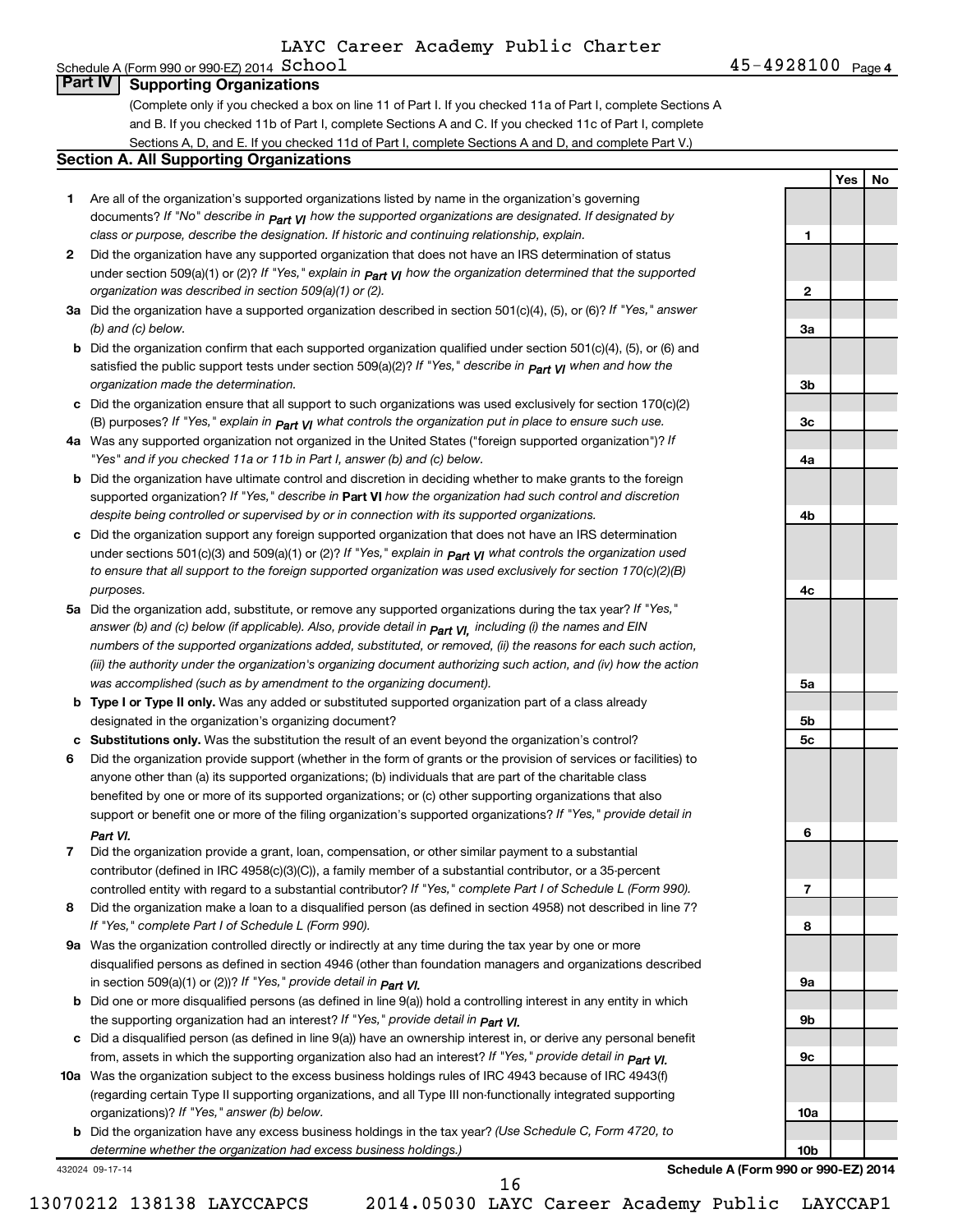LAYC Career Academy Public Charter School

Schedule A (Form 990 or 990-EZ) 2014 — 45-4928100 Page 4

## Part IV Supporting Organizations

(Complete only if you checked a box on line 11 of Part I. If you checked 11a of Part I, complete Sections A and B. If you checked 11b of Part I, complete Sections A and C. If you checked 11c of Part I, complete Sections A, D, and E. If you checked 11d of Part I, complete Sections A and D, and complete Part V.)

### Section A. All Supporting Organizations

| | | Line | Yes | No |
|---|---|---|---|---|
| **1** | Are all of the organization's supported organizations listed by name in the organization's governing documents? *If "No" describe in Part VI how the supported organizations are designated. If designated by class or purpose, describe the designation. If historic and continuing relationship, explain.* | 1 | | |
| **2** | Did the organization have any supported organization that does not have an IRS determination of status under section 509(a)(1) or (2)? *If "Yes," explain in Part VI how the organization determined that the supported organization was described in section 509(a)(1) or (2).* | 2 | | |
| **3a** | Did the organization have a supported organization described in section 501(c)(4), (5), or (6)? *If "Yes," answer (b) and (c) below.* | 3a | | |
| **b** | Did the organization confirm that each supported organization qualified under section 501(c)(4), (5), or (6) and satisfied the public support tests under section 509(a)(2)? *If "Yes," describe in Part VI when and how the organization made the determination.* | 3b | | |
| **c** | Did the organization ensure that all support to such organizations was used exclusively for section 170(c)(2)(B) purposes? *If "Yes," explain in Part VI what controls the organization put in place to ensure such use.* | 3c | | |
| **4a** | Was any supported organization not organized in the United States ("foreign supported organization")? *If "Yes" and if you checked 11a or 11b in Part I, answer (b) and (c) below.* | 4a | | |
| **b** | Did the organization have ultimate control and discretion in deciding whether to make grants to the foreign supported organization? *If "Yes," describe in* **Part VI** *how the organization had such control and discretion despite being controlled or supervised by or in connection with its supported organizations.* | 4b | | |
| **c** | Did the organization support any foreign supported organization that does not have an IRS determination under sections 501(c)(3) and 509(a)(1) or (2)? *If "Yes," explain in Part VI what controls the organization used to ensure that all support to the foreign supported organization was used exclusively for section 170(c)(2)(B) purposes.* | 4c | | |
| **5a** | Did the organization add, substitute, or remove any supported organizations during the tax year? *If "Yes," answer (b) and (c) below (if applicable). Also, provide detail in Part VI, including (i) the names and EIN numbers of the supported organizations added, substituted, or removed, (ii) the reasons for each such action, (iii) the authority under the organization's organizing document authorizing such action, and (iv) how the action was accomplished (such as by amendment to the organizing document).* | 5a | | |
| **b** | **Type I or Type II only.** Was any added or substituted supported organization part of a class already designated in the organization's organizing document? | 5b | | |
| **c** | **Substitutions only.** Was the substitution the result of an event beyond the organization's control? | 5c | | |
| **6** | Did the organization provide support (whether in the form of grants or the provision of services or facilities) to anyone other than (a) its supported organizations; (b) individuals that are part of the charitable class benefited by one or more of its supported organizations; or (c) other supporting organizations that also support or benefit one or more of the filing organization's supported organizations? *If "Yes," provide detail in Part VI.* | 6 | | |
| **7** | Did the organization provide a grant, loan, compensation, or other similar payment to a substantial contributor (defined in IRC 4958(c)(3)(C)), a family member of a substantial contributor, or a 35-percent controlled entity with regard to a substantial contributor? *If "Yes," complete Part I of Schedule L (Form 990).* | 7 | | |
| **8** | Did the organization make a loan to a disqualified person (as defined in section 4958) not described in line 7? *If "Yes," complete Part I of Schedule L (Form 990).* | 8 | | |
| **9a** | Was the organization controlled directly or indirectly at any time during the tax year by one or more disqualified persons as defined in section 4946 (other than foundation managers and organizations described in section 509(a)(1) or (2))? *If "Yes," provide detail in Part VI.* | 9a | | |
| **b** | Did one or more disqualified persons (as defined in line 9(a)) hold a controlling interest in any entity in which the supporting organization had an interest? *If "Yes," provide detail in Part VI.* | 9b | | |
| **c** | Did a disqualified person (as defined in line 9(a)) have an ownership interest in, or derive any personal benefit from, assets in which the supporting organization also had an interest? *If "Yes," provide detail in Part VI.* | 9c | | |
| **10a** | Was the organization subject to the excess business holdings rules of IRC 4943 because of IRC 4943(f) (regarding certain Type II supporting organizations, and all Type III non-functionally integrated supporting organizations)? *If "Yes," answer (b) below.* | 10a | | |
| **b** | Did the organization have any excess business holdings in the tax year? *(Use Schedule C, Form 4720, to determine whether the organization had excess business holdings.)* | 10b | | |

432024 09-17-14 **Schedule A (Form 990 or 990-EZ) 2014**

13070212 138138 LAYCCAPCS 2014.05030 LAYC Career Academy Public LAYCCAP1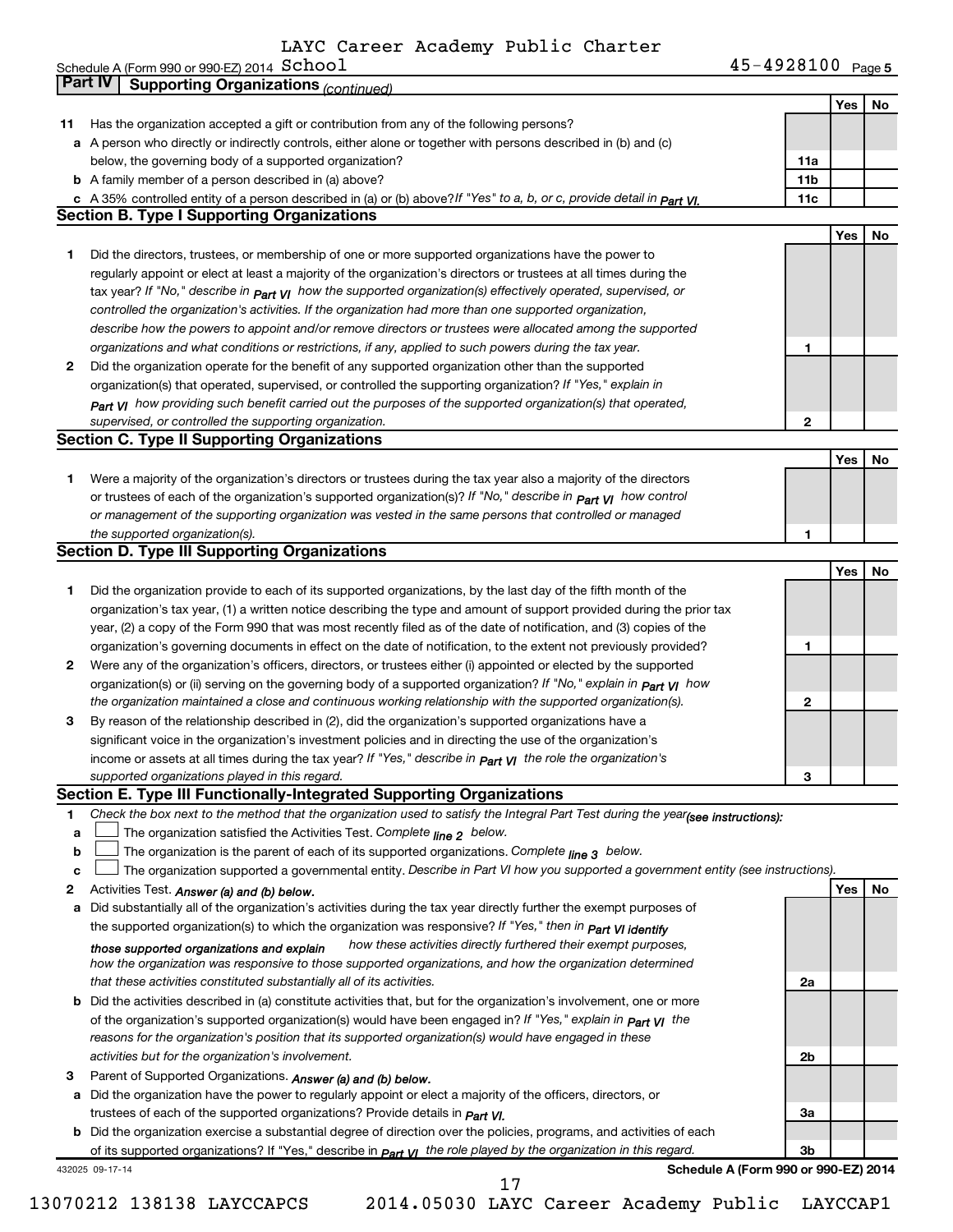LAYC Career Academy Public Charter School

Schedule A (Form 990 or 990-EZ) 2014 — 45-4928100 Page 5

## Part IV Supporting Organizations *(continued)*

| | | | Yes | No |
|---|---|---|---|---|
| **11** | Has the organization accepted a gift or contribution from any of the following persons? | | | |
| **a** | A person who directly or indirectly controls, either alone or together with persons described in (b) and (c) below, the governing body of a supported organization? | **11a** | | |
| **b** | A family member of a person described in (a) above? | **11b** | | |
| **c** | A 35% controlled entity of a person described in (a) or (b) above? *If "Yes" to a, b, or c, provide detail in Part VI.* | **11c** | | |

### Section B. Type I Supporting Organizations

| | | | Yes | No |
|---|---|---|---|---|
| **1** | Did the directors, trustees, or membership of one or more supported organizations have the power to regularly appoint or elect at least a majority of the organization's directors or trustees at all times during the tax year? *If "No," describe in Part VI how the supported organization(s) effectively operated, supervised, or controlled the organization's activities. If the organization had more than one supported organization, describe how the powers to appoint and/or remove directors or trustees were allocated among the supported organizations and what conditions or restrictions, if any, applied to such powers during the tax year.* | **1** | | |
| **2** | Did the organization operate for the benefit of any supported organization other than the supported organization(s) that operated, supervised, or controlled the supporting organization? *If "Yes," explain in Part VI how providing such benefit carried out the purposes of the supported organization(s) that operated, supervised, or controlled the supporting organization.* | **2** | | |

### Section C. Type II Supporting Organizations

| | | | Yes | No |
|---|---|---|---|---|
| **1** | Were a majority of the organization's directors or trustees during the tax year also a majority of the directors or trustees of each of the organization's supported organization(s)? *If "No," describe in Part VI how control or management of the supporting organization was vested in the same persons that controlled or managed the supported organization(s).* | **1** | | |

### Section D. Type III Supporting Organizations

| | | | Yes | No |
|---|---|---|---|---|
| **1** | Did the organization provide to each of its supported organizations, by the last day of the fifth month of the organization's tax year, (1) a written notice describing the type and amount of support provided during the prior tax year, (2) a copy of the Form 990 that was most recently filed as of the date of notification, and (3) copies of the organization's governing documents in effect on the date of notification, to the extent not previously provided? | **1** | | |
| **2** | Were any of the organization's officers, directors, or trustees either (i) appointed or elected by the supported organization(s) or (ii) serving on the governing body of a supported organization? *If "No," explain in Part VI how the organization maintained a close and continuous working relationship with the supported organization(s).* | **2** | | |
| **3** | By reason of the relationship described in (2), did the organization's supported organizations have a significant voice in the organization's investment policies and in directing the use of the organization's income or assets at all times during the tax year? *If "Yes," describe in Part VI the role the organization's supported organizations played in this regard.* | **3** | | |

### Section E. Type III Functionally-Integrated Supporting Organizations

**1** *Check the box next to the method that the organization used to satisfy the Integral Part Test during the year(see instructions):*

- **a** ☐ The organization satisfied the Activities Test. *Complete line 2 below.*
- **b** ☐ The organization is the parent of each of its supported organizations. *Complete line 3 below.*
- **c** ☐ The organization supported a governmental entity. *Describe in Part VI how you supported a government entity (see instructions).*

| | | | Yes | No |
|---|---|---|---|---|
| **2** | Activities Test. ***Answer (a) and (b) below.*** | | | |
| **a** | Did substantially all of the organization's activities during the tax year directly further the exempt purposes of the supported organization(s) to which the organization was responsive? *If "Yes," then in Part VI identify those supported organizations and explain how these activities directly furthered their exempt purposes, how the organization was responsive to those supported organizations, and how the organization determined that these activities constituted substantially all of its activities.* | **2a** | | |
| **b** | Did the activities described in (a) constitute activities that, but for the organization's involvement, one or more of the organization's supported organization(s) would have been engaged in? *If "Yes," explain in Part VI the reasons for the organization's position that its supported organization(s) would have engaged in these activities but for the organization's involvement.* | **2b** | | |
| **3** | Parent of Supported Organizations. ***Answer (a) and (b) below.*** | | | |
| **a** | Did the organization have the power to regularly appoint or elect a majority of the officers, directors, or trustees of each of the supported organizations? Provide details in *Part VI.* | **3a** | | |
| **b** | Did the organization exercise a substantial degree of direction over the policies, programs, and activities of each of its supported organizations? If "Yes," describe in *Part VI the role played by the organization in this regard.* | **3b** | | |

432025 09-17-14 — **Schedule A (Form 990 or 990-EZ) 2014**

13070212 138138 LAYCCAPCS 2014.05030 LAYC Career Academy Public LAYCCAP1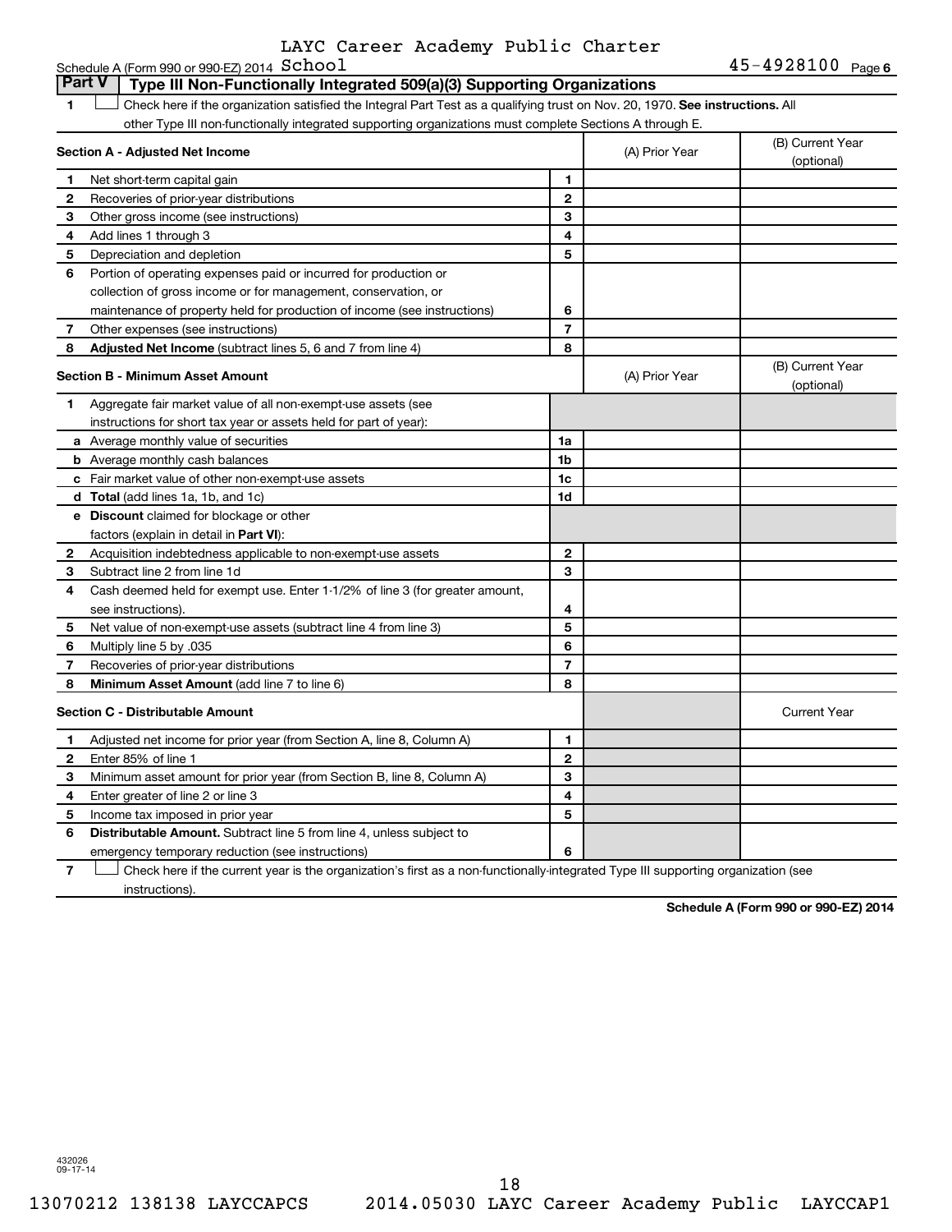LAYC Career Academy Public Charter

Schedule A (Form 990 or 990-EZ) 2014 School 45-4928100 Page 6

## Part V Type III Non-Functionally Integrated 509(a)(3) Supporting Organizations

1 ☐ Check here if the organization satisfied the Integral Part Test as a qualifying trust on Nov. 20, 1970. **See instructions.** All other Type III non-functionally integrated supporting organizations must complete Sections A through E.

| Section A - Adjusted Net Income | | | (A) Prior Year | (B) Current Year (optional) |
|---|---|---|---|---|
| 1 | Net short-term capital gain | 1 | | |
| 2 | Recoveries of prior-year distributions | 2 | | |
| 3 | Other gross income (see instructions) | 3 | | |
| 4 | Add lines 1 through 3 | 4 | | |
| 5 | Depreciation and depletion | 5 | | |
| 6 | Portion of operating expenses paid or incurred for production or collection of gross income or for management, conservation, or maintenance of property held for production of income (see instructions) | 6 | | |
| 7 | Other expenses (see instructions) | 7 | | |
| 8 | **Adjusted Net Income** (subtract lines 5, 6 and 7 from line 4) | 8 | | |

| Section B - Minimum Asset Amount | | | (A) Prior Year | (B) Current Year (optional) |
|---|---|---|---|---|
| 1 | Aggregate fair market value of all non-exempt-use assets (see instructions for short tax year or assets held for part of year): | | | |
| a | Average monthly value of securities | 1a | | |
| b | Average monthly cash balances | 1b | | |
| c | Fair market value of other non-exempt-use assets | 1c | | |
| d | **Total** (add lines 1a, 1b, and 1c) | 1d | | |
| e | **Discount** claimed for blockage or other factors (explain in detail in **Part VI**): | | | |
| 2 | Acquisition indebtedness applicable to non-exempt-use assets | 2 | | |
| 3 | Subtract line 2 from line 1d | 3 | | |
| 4 | Cash deemed held for exempt use. Enter 1-1/2% of line 3 (for greater amount, see instructions). | 4 | | |
| 5 | Net value of non-exempt-use assets (subtract line 4 from line 3) | 5 | | |
| 6 | Multiply line 5 by .035 | 6 | | |
| 7 | Recoveries of prior-year distributions | 7 | | |
| 8 | **Minimum Asset Amount** (add line 7 to line 6) | 8 | | |

| Section C - Distributable Amount | | | | Current Year |
|---|---|---|---|---|
| 1 | Adjusted net income for prior year (from Section A, line 8, Column A) | 1 | | |
| 2 | Enter 85% of line 1 | 2 | | |
| 3 | Minimum asset amount for prior year (from Section B, line 8, Column A) | 3 | | |
| 4 | Enter greater of line 2 or line 3 | 4 | | |
| 5 | Income tax imposed in prior year | 5 | | |
| 6 | **Distributable Amount.** Subtract line 5 from line 4, unless subject to emergency temporary reduction (see instructions) | 6 | | |

7 ☐ Check here if the current year is the organization's first as a non-functionally-integrated Type III supporting organization (see instructions).

**Schedule A (Form 990 or 990-EZ) 2014**

432026 09-17-14

13070212 138138 LAYCCAPCS 2014.05030 LAYC Career Academy Public LAYCCAP1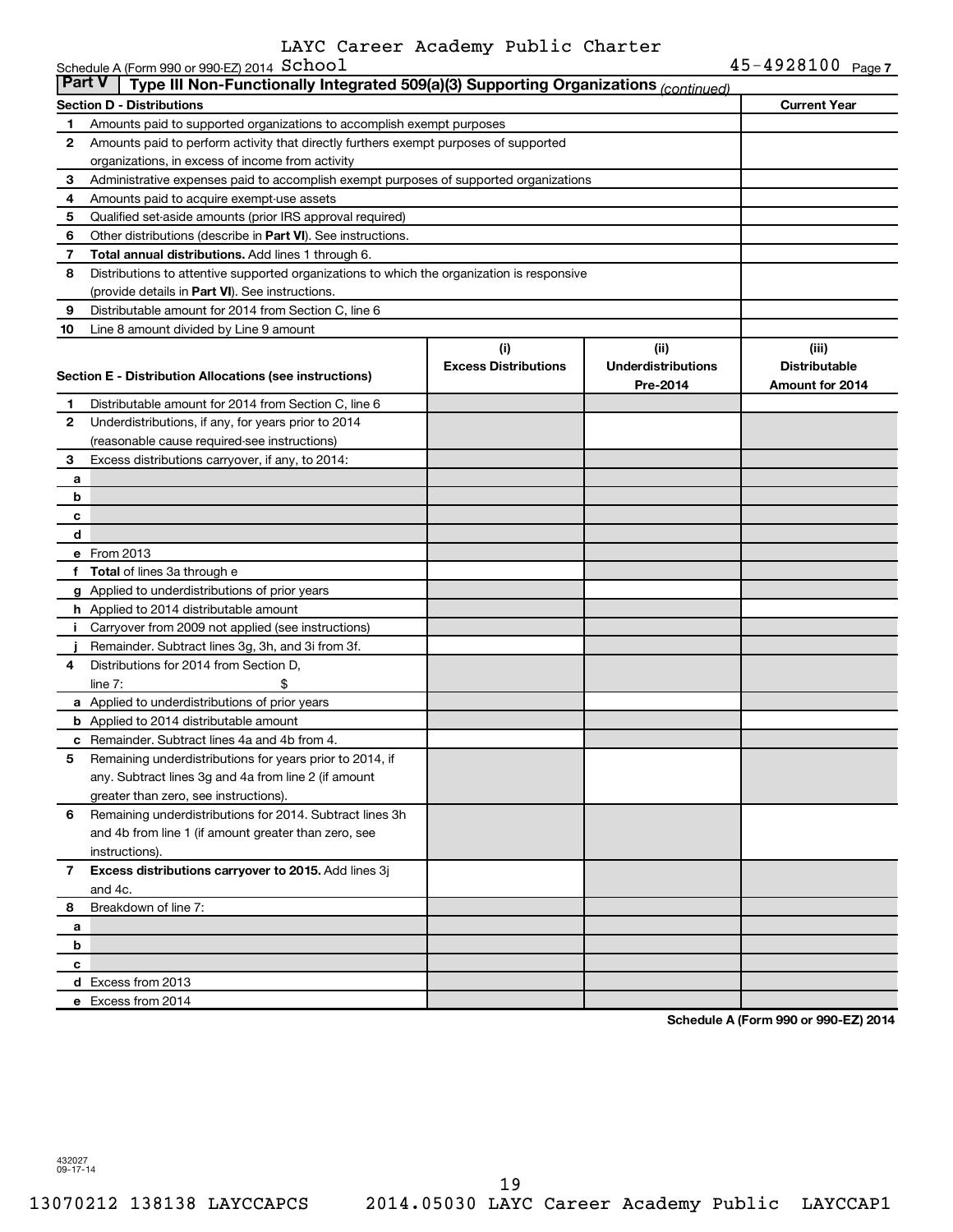LAYC Career Academy Public Charter School

Schedule A (Form 990 or 990-EZ) 2014 45-4928100 Page 7

## Part V | Type III Non-Functionally Integrated 509(a)(3) Supporting Organizations *(continued)*

| Section D - Distributions | | Current Year |
|---|---|---|
| 1 | Amounts paid to supported organizations to accomplish exempt purposes | |
| 2 | Amounts paid to perform activity that directly furthers exempt purposes of supported organizations, in excess of income from activity | |
| 3 | Administrative expenses paid to accomplish exempt purposes of supported organizations | |
| 4 | Amounts paid to acquire exempt-use assets | |
| 5 | Qualified set-aside amounts (prior IRS approval required) | |
| 6 | Other distributions (describe in **Part VI**). See instructions. | |
| 7 | **Total annual distributions.** Add lines 1 through 6. | |
| 8 | Distributions to attentive supported organizations to which the organization is responsive (provide details in **Part VI**). See instructions. | |
| 9 | Distributable amount for 2014 from Section C, line 6 | |
| 10 | Line 8 amount divided by Line 9 amount | |

| Section E - Distribution Allocations (see instructions) | | (i) Excess Distributions | (ii) Underdistributions Pre-2014 | (iii) Distributable Amount for 2014 |
|---|---|---|---|---|
| 1 | Distributable amount for 2014 from Section C, line 6 | | | |
| 2 | Underdistributions, if any, for years prior to 2014 (reasonable cause required-see instructions) | | | |
| 3 | Excess distributions carryover, if any, to 2014: | | | |
| a | | | | |
| b | | | | |
| c | | | | |
| d | | | | |
| e | From 2013 | | | |
| f | **Total** of lines 3a through e | | | |
| g | Applied to underdistributions of prior years | | | |
| h | Applied to 2014 distributable amount | | | |
| i | Carryover from 2009 not applied (see instructions) | | | |
| j | Remainder. Subtract lines 3g, 3h, and 3i from 3f. | | | |
| 4 | Distributions for 2014 from Section D, line 7: $ | | | |
| a | Applied to underdistributions of prior years | | | |
| b | Applied to 2014 distributable amount | | | |
| c | Remainder. Subtract lines 4a and 4b from 4. | | | |
| 5 | Remaining underdistributions for years prior to 2014, if any. Subtract lines 3g and 4a from line 2 (if amount greater than zero, see instructions). | | | |
| 6 | Remaining underdistributions for 2014. Subtract lines 3h and 4b from line 1 (if amount greater than zero, see instructions). | | | |
| 7 | **Excess distributions carryover to 2015.** Add lines 3j and 4c. | | | |
| 8 | Breakdown of line 7: | | | |
| a | | | | |
| b | | | | |
| c | | | | |
| d | Excess from 2013 | | | |
| e | Excess from 2014 | | | |

**Schedule A (Form 990 or 990-EZ) 2014**

432027 09-17-14

13070212 138138 LAYCCAPCS 2014.05030 LAYC Career Academy Public LAYCCAP1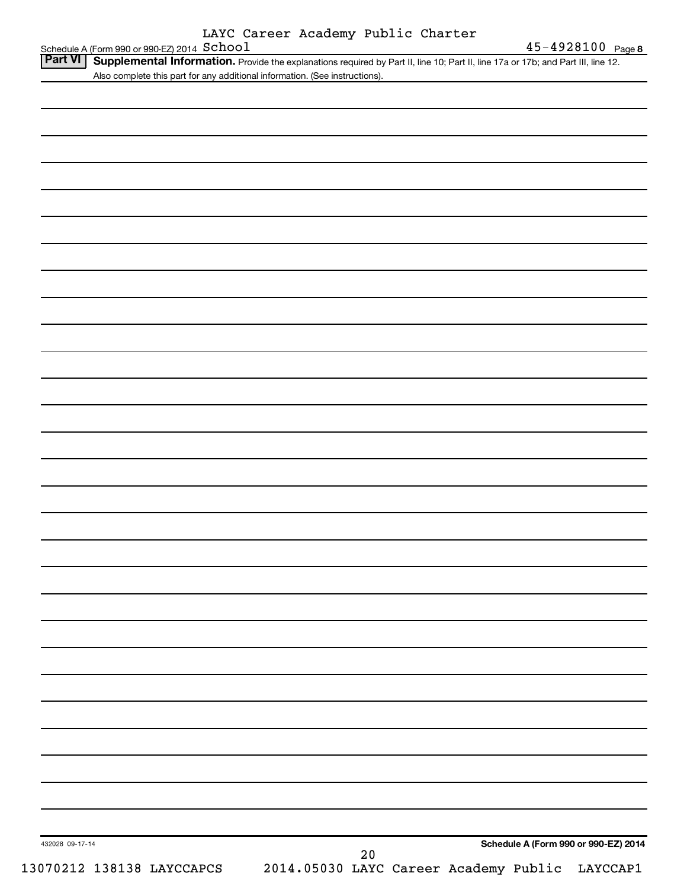**Part VI** **Supplemental Information.** Provide the explanations required by Part II, line 10; Part II, line 17a or 17b; and Part III, line 12. Also complete this part for any additional information. (See instructions).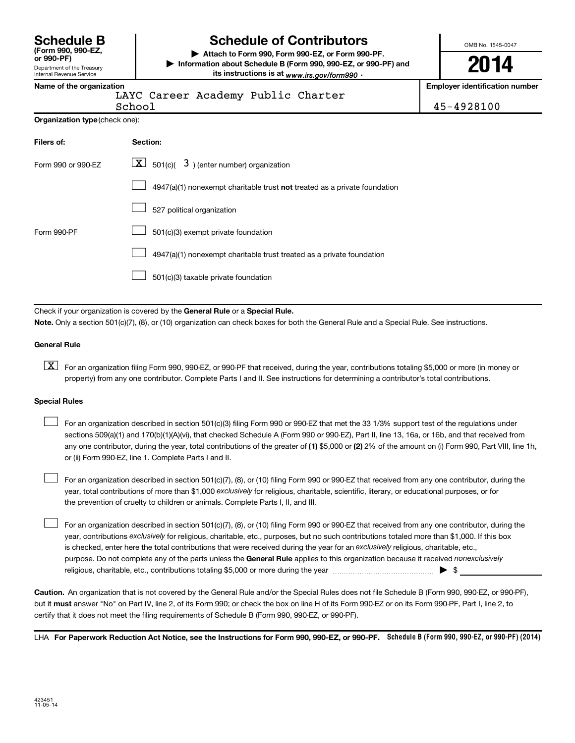# Schedule B (Form 990, 990-EZ, or 990-PF)

Department of the Treasury
Internal Revenue Service

## Schedule of Contributors

▶ Attach to Form 990, Form 990-EZ, or Form 990-PF.
▶ Information about Schedule B (Form 990, 990-EZ, or 990-PF) and its instructions is at *www.irs.gov/form990* .

OMB No. 1545-0047

**2014**

**Name of the organization**
LAYC Career Academy Public Charter School

**Employer identification number**
45-4928100

**Organization type** (check one):

| Filers of: | Section: |
|---|---|
| Form 990 or 990-EZ | [X] 501(c)( 3 ) (enter number) organization |
| | [ ] 4947(a)(1) nonexempt charitable trust **not** treated as a private foundation |
| | [ ] 527 political organization |
| Form 990-PF | [ ] 501(c)(3) exempt private foundation |
| | [ ] 4947(a)(1) nonexempt charitable trust treated as a private foundation |
| | [ ] 501(c)(3) taxable private foundation |

Check if your organization is covered by the **General Rule** or a **Special Rule.**

**Note.** Only a section 501(c)(7), (8), or (10) organization can check boxes for both the General Rule and a Special Rule. See instructions.

### General Rule

[X] For an organization filing Form 990, 990-EZ, or 990-PF that received, during the year, contributions totaling $5,000 or more (in money or property) from any one contributor. Complete Parts I and II. See instructions for determining a contributor's total contributions.

### Special Rules

[ ] For an organization described in section 501(c)(3) filing Form 990 or 990-EZ that met the 33 1/3% support test of the regulations under sections 509(a)(1) and 170(b)(1)(A)(vi), that checked Schedule A (Form 990 or 990-EZ), Part II, line 13, 16a, or 16b, and that received from any one contributor, during the year, total contributions of the greater of **(1)** $5,000 or **(2)** 2% of the amount on (i) Form 990, Part VIII, line 1h, or (ii) Form 990-EZ, line 1. Complete Parts I and II.

[ ] For an organization described in section 501(c)(7), (8), or (10) filing Form 990 or 990-EZ that received from any one contributor, during the year, total contributions of more than $1,000 *exclusively* for religious, charitable, scientific, literary, or educational purposes, or for the prevention of cruelty to children or animals. Complete Parts I, II, and III.

[ ] For an organization described in section 501(c)(7), (8), or (10) filing Form 990 or 990-EZ that received from any one contributor, during the year, contributions *exclusively* for religious, charitable, etc., purposes, but no such contributions totaled more than $1,000. If this box is checked, enter here the total contributions that were received during the year for an *exclusively* religious, charitable, etc., purpose. Do not complete any of the parts unless the **General Rule** applies to this organization because it received *nonexclusively* religious, charitable, etc., contributions totaling $5,000 or more during the year ▶ $ ____________

**Caution.** An organization that is not covered by the General Rule and/or the Special Rules does not file Schedule B (Form 990, 990-EZ, or 990-PF), but it **must** answer "No" on Part IV, line 2, of its Form 990; or check the box on line H of its Form 990-EZ or on its Form 990-PF, Part I, line 2, to certify that it does not meet the filing requirements of Schedule B (Form 990, 990-EZ, or 990-PF).

LHA **For Paperwork Reduction Act Notice, see the Instructions for Form 990, 990-EZ, or 990-PF.** **Schedule B (Form 990, 990-EZ, or 990-PF) (2014)**

423451
11-05-14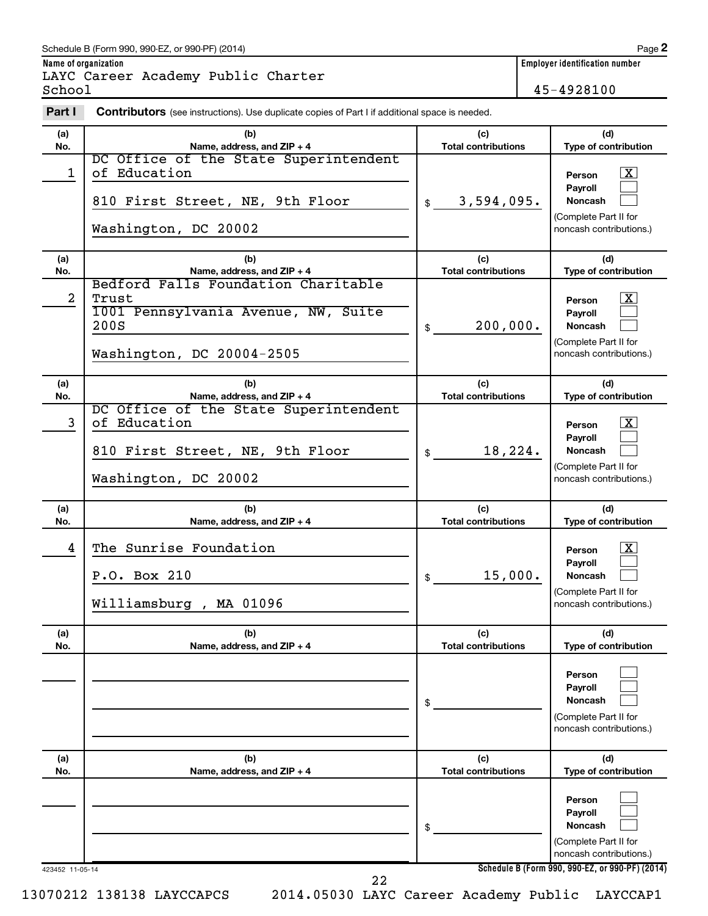Schedule B (Form 990, 990-EZ, or 990-PF) (2014)

**Name of organization**
LAYC Career Academy Public Charter School

**Employer identification number**
45-4928100

## Part I — Contributors (see instructions). Use duplicate copies of Part I if additional space is needed.

| (a) No. | (b) Name, address, and ZIP + 4 | (c) Total contributions | (d) Type of contribution |
|---|---|---|---|
| 1 | DC Office of the State Superintendent of Education<br>810 First Street, NE, 9th Floor<br>Washington, DC 20002 | $ 3,594,095. | Person [X]<br>Payroll [ ]<br>Noncash [ ]<br>(Complete Part II for noncash contributions.) |
| 2 | Bedford Falls Foundation Charitable Trust<br>1001 Pennsylvania Avenue, NW, Suite 200S<br>Washington, DC 20004-2505 | $ 200,000. | Person [X]<br>Payroll [ ]<br>Noncash [ ]<br>(Complete Part II for noncash contributions.) |
| 3 | DC Office of the State Superintendent of Education<br>810 First Street, NE, 9th Floor<br>Washington, DC 20002 | $ 18,224. | Person [X]<br>Payroll [ ]<br>Noncash [ ]<br>(Complete Part II for noncash contributions.) |
| 4 | The Sunrise Foundation<br>P.O. Box 210<br>Williamsburg , MA 01096 | $ 15,000. | Person [X]<br>Payroll [ ]<br>Noncash [ ]<br>(Complete Part II for noncash contributions.) |
| | | $ | Person [ ]<br>Payroll [ ]<br>Noncash [ ]<br>(Complete Part II for noncash contributions.) |
| | | $ | Person [ ]<br>Payroll [ ]<br>Noncash [ ]<br>(Complete Part II for noncash contributions.) |

423452 11-05-14

Schedule B (Form 990, 990-EZ, or 990-PF) (2014)

13070212 138138 LAYCCAPCS 2014.05030 LAYC Career Academy Public LAYCCAP1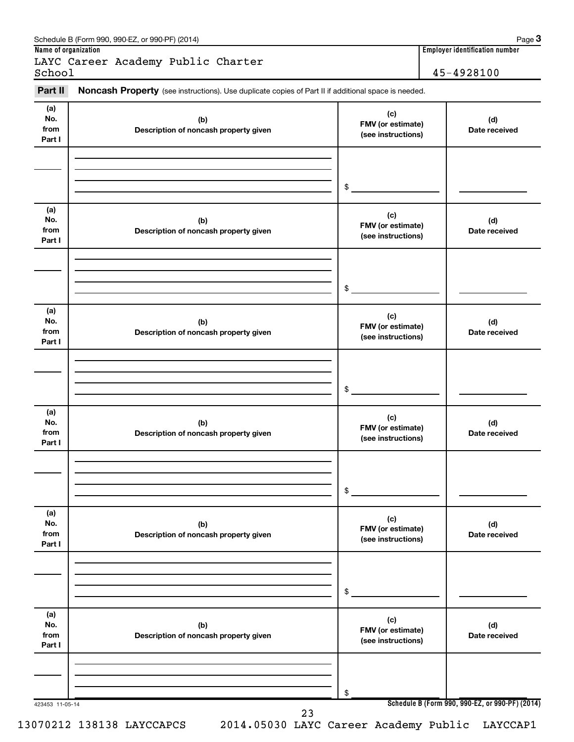Schedule B (Form 990, 990-EZ, or 990-PF) (2014) Page **3**

**Name of organization**

LAYC Career Academy Public Charter School

**Employer identification number**

45-4928100

**Part II** **Noncash Property** (see instructions). Use duplicate copies of Part II if additional space is needed.

| (a) No. from Part I | (b) Description of noncash property given | (c) FMV (or estimate) (see instructions) | (d) Date received |
|---|---|---|---|
| | | $ | |

| (a) No. from Part I | (b) Description of noncash property given | (c) FMV (or estimate) (see instructions) | (d) Date received |
|---|---|---|---|
| | | $ | |

| (a) No. from Part I | (b) Description of noncash property given | (c) FMV (or estimate) (see instructions) | (d) Date received |
|---|---|---|---|
| | | $ | |

| (a) No. from Part I | (b) Description of noncash property given | (c) FMV (or estimate) (see instructions) | (d) Date received |
|---|---|---|---|
| | | $ | |

| (a) No. from Part I | (b) Description of noncash property given | (c) FMV (or estimate) (see instructions) | (d) Date received |
|---|---|---|---|
| | | $ | |

| (a) No. from Part I | (b) Description of noncash property given | (c) FMV (or estimate) (see instructions) | (d) Date received |
|---|---|---|---|
| | | $ | |

423453 11-05-14 **Schedule B (Form 990, 990-EZ, or 990-PF) (2014)**

13070212 138138 LAYCCAPCS 2014.05030 LAYC Career Academy Public LAYCCAP1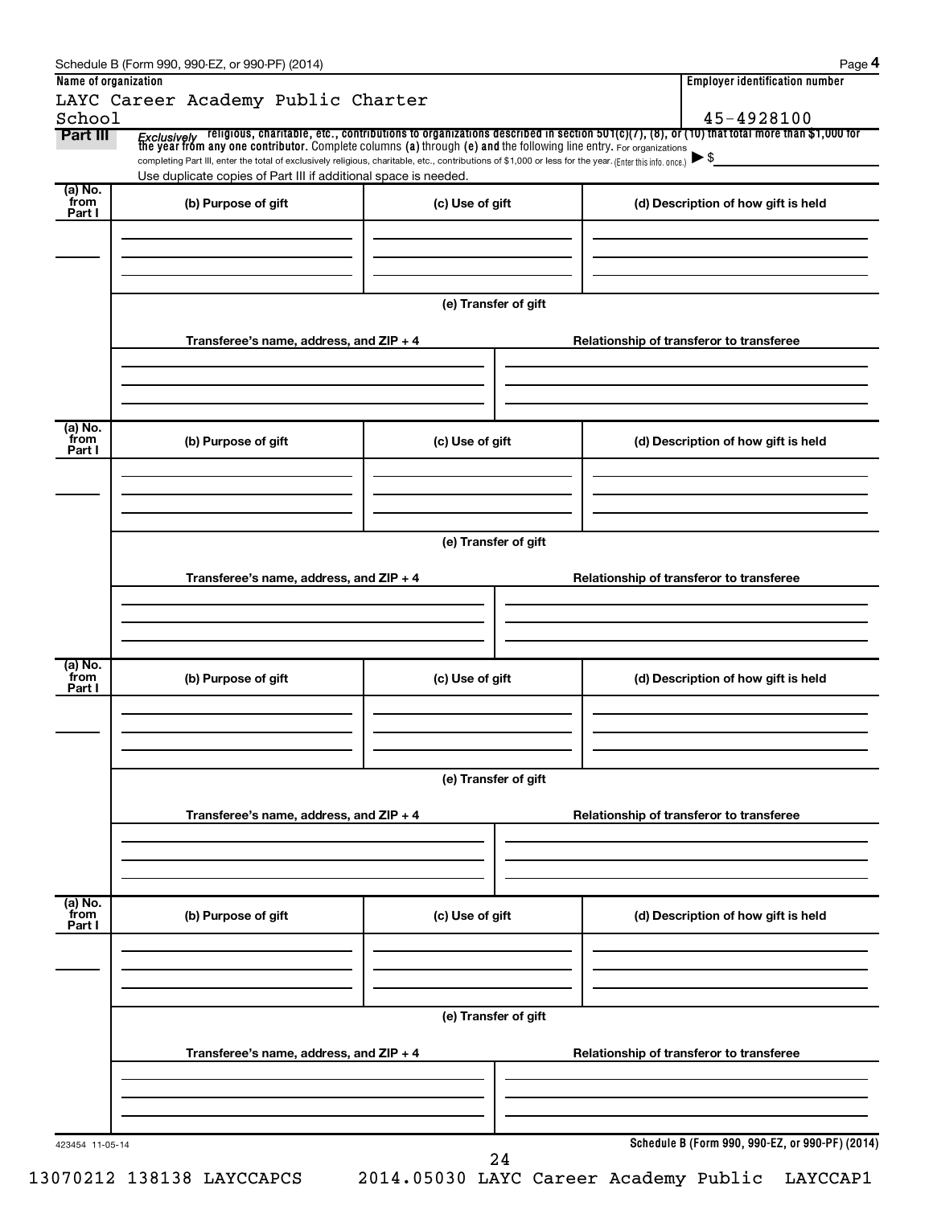Schedule B (Form 990, 990-EZ, or 990-PF) (2014)

**Name of organization**

LAYC Career Academy Public Charter School

**Employer identification number**

45-4928100

**Part III** *Exclusively* religious, charitable, etc., contributions to organizations described in section 501(c)(7), (8), or (10) that total more than $1,000 for the year from any one contributor. Complete columns **(a)** through **(e)** and the following line entry. For organizations completing Part III, enter the total of exclusively religious, charitable, etc., contributions of $1,000 or less for the year. (Enter this info. once.) ▶ $

Use duplicate copies of Part III if additional space is needed.

| (a) No. from Part I | (b) Purpose of gift | (c) Use of gift | (d) Description of how gift is held |
|---|---|---|---|
| | | | |

**(e) Transfer of gift**

| Transferee's name, address, and ZIP + 4 | Relationship of transferor to transferee |
|---|---|
| | |

| (a) No. from Part I | (b) Purpose of gift | (c) Use of gift | (d) Description of how gift is held |
|---|---|---|---|
| | | | |

**(e) Transfer of gift**

| Transferee's name, address, and ZIP + 4 | Relationship of transferor to transferee |
|---|---|
| | |

| (a) No. from Part I | (b) Purpose of gift | (c) Use of gift | (d) Description of how gift is held |
|---|---|---|---|
| | | | |

**(e) Transfer of gift**

| Transferee's name, address, and ZIP + 4 | Relationship of transferor to transferee |
|---|---|
| | |

| (a) No. from Part I | (b) Purpose of gift | (c) Use of gift | (d) Description of how gift is held |
|---|---|---|---|
| | | | |

**(e) Transfer of gift**

| Transferee's name, address, and ZIP + 4 | Relationship of transferor to transferee |
|---|---|
| | |

423454 11-05-14

**Schedule B (Form 990, 990-EZ, or 990-PF) (2014)**

13070212 138138 LAYCCAPCS 2014.05030 LAYC Career Academy Public LAYCCAP1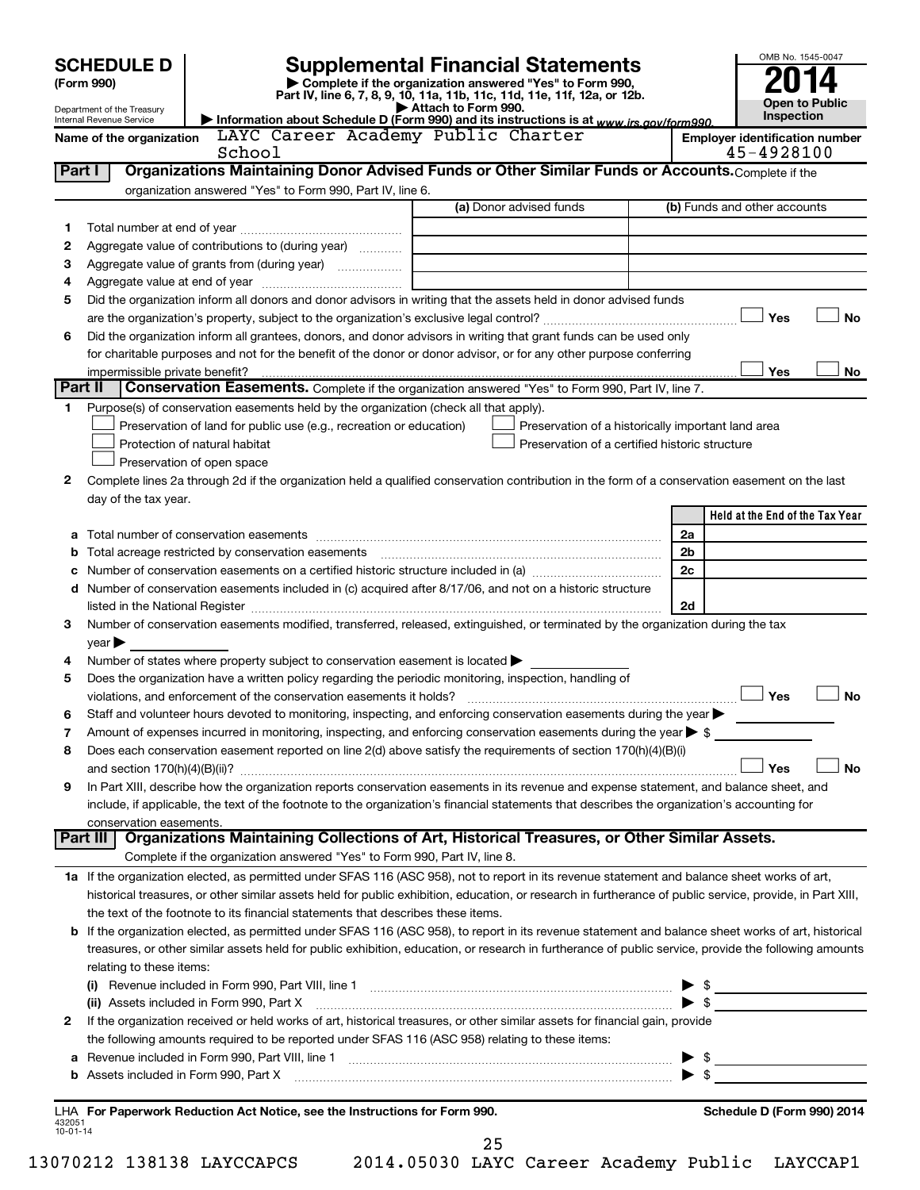# SCHEDULE D (Form 990)

Department of the Treasury
Internal Revenue Service

## Supplemental Financial Statements

▶ Complete if the organization answered "Yes" to Form 990, Part IV, line 6, 7, 8, 9, 10, 11a, 11b, 11c, 11d, 11e, 11f, 12a, or 12b.
▶ Attach to Form 990.
▶ Information about Schedule D (Form 990) and its instructions is at www.irs.gov/form990.

OMB No. 1545-0047

**2014**

**Open to Public Inspection**

Name of the organization: LAYC Career Academy Public Charter School

Employer identification number: 45-4928100

### Part I Organizations Maintaining Donor Advised Funds or Other Similar Funds or Accounts. Complete if the organization answered "Yes" to Form 990, Part IV, line 6.

| | | (a) Donor advised funds | (b) Funds and other accounts |
|---|---|---|---|
| 1 | Total number at end of year | | |
| 2 | Aggregate value of contributions to (during year) | | |
| 3 | Aggregate value of grants from (during year) | | |
| 4 | Aggregate value at end of year | | |

5 Did the organization inform all donors and donor advisors in writing that the assets held in donor advised funds are the organization's property, subject to the organization's exclusive legal control? ☐ Yes ☐ No

6 Did the organization inform all grantees, donors, and donor advisors in writing that grant funds can be used only for charitable purposes and not for the benefit of the donor or donor advisor, or for any other purpose conferring impermissible private benefit? ☐ Yes ☐ No

### Part II Conservation Easements. Complete if the organization answered "Yes" to Form 990, Part IV, line 7.

1 Purpose(s) of conservation easements held by the organization (check all that apply).

☐ Preservation of land for public use (e.g., recreation or education)
☐ Protection of natural habitat
☐ Preservation of open space
☐ Preservation of a historically important land area
☐ Preservation of a certified historic structure

2 Complete lines 2a through 2d if the organization held a qualified conservation contribution in the form of a conservation easement on the last day of the tax year.

| | | | Held at the End of the Tax Year |
|---|---|---|---|
| a | Total number of conservation easements | 2a | |
| b | Total acreage restricted by conservation easements | 2b | |
| c | Number of conservation easements on a certified historic structure included in (a) | 2c | |
| d | Number of conservation easements included in (c) acquired after 8/17/06, and not on a historic structure listed in the National Register | 2d | |

3 Number of conservation easements modified, transferred, released, extinguished, or terminated by the organization during the tax year ▶

4 Number of states where property subject to conservation easement is located ▶

5 Does the organization have a written policy regarding the periodic monitoring, inspection, handling of violations, and enforcement of the conservation easements it holds? ☐ Yes ☐ No

6 Staff and volunteer hours devoted to monitoring, inspecting, and enforcing conservation easements during the year ▶

7 Amount of expenses incurred in monitoring, inspecting, and enforcing conservation easements during the year ▶ $

8 Does each conservation easement reported on line 2(d) above satisfy the requirements of section 170(h)(4)(B)(i) and section 170(h)(4)(B)(ii)? ☐ Yes ☐ No

9 In Part XIII, describe how the organization reports conservation easements in its revenue and expense statement, and balance sheet, and include, if applicable, the text of the footnote to the organization's financial statements that describes the organization's accounting for conservation easements.

### Part III Organizations Maintaining Collections of Art, Historical Treasures, or Other Similar Assets. Complete if the organization answered "Yes" to Form 990, Part IV, line 8.

1a If the organization elected, as permitted under SFAS 116 (ASC 958), not to report in its revenue statement and balance sheet works of art, historical treasures, or other similar assets held for public exhibition, education, or research in furtherance of public service, provide, in Part XIII, the text of the footnote to its financial statements that describes these items.

b If the organization elected, as permitted under SFAS 116 (ASC 958), to report in its revenue statement and balance sheet works of art, historical treasures, or other similar assets held for public exhibition, education, or research in furtherance of public service, provide the following amounts relating to these items:

(i) Revenue included in Form 990, Part VIII, line 1 ▶ $

(ii) Assets included in Form 990, Part X ▶ $

2 If the organization received or held works of art, historical treasures, or other similar assets for financial gain, provide the following amounts required to be reported under SFAS 116 (ASC 958) relating to these items:

a Revenue included in Form 990, Part VIII, line 1 ▶ $

b Assets included in Form 990, Part X ▶ $

LHA For Paperwork Reduction Act Notice, see the Instructions for Form 990. Schedule D (Form 990) 2014

432051 10-01-14

13070212 138138 LAYCCAPCS 2014.05030 LAYC Career Academy Public LAYCCAP1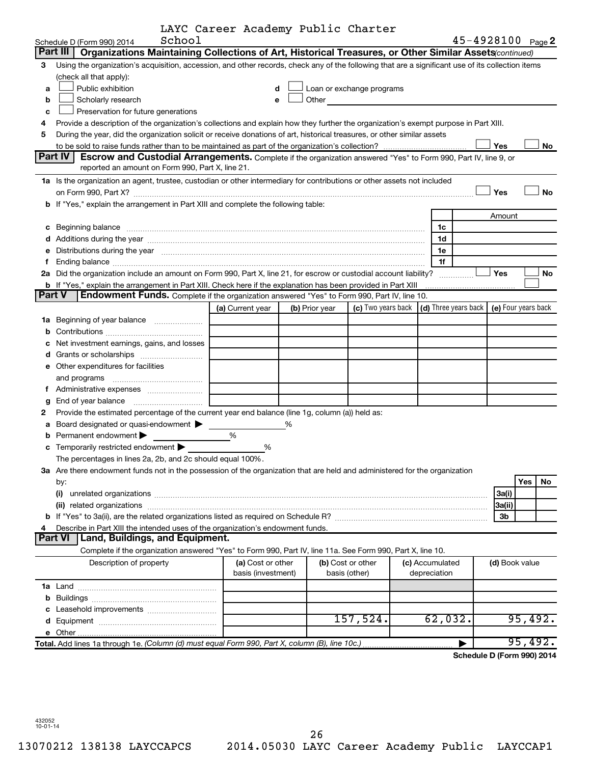Schedule D (Form 990) 2014 LAYC Career Academy Public Charter School 45-4928100 Page 2

## Part III Organizations Maintaining Collections of Art, Historical Treasures, or Other Similar Assets *(continued)*

**3** Using the organization's acquisition, accession, and other records, check any of the following that are a significant use of its collection items (check all that apply):

- **a** ☐ Public exhibition
- **b** ☐ Scholarly research
- **c** ☐ Preservation for future generations
- **d** ☐ Loan or exchange programs
- **e** ☐ Other

**4** Provide a description of the organization's collections and explain how they further the organization's exempt purpose in Part XIII.

**5** During the year, did the organization solicit or receive donations of art, historical treasures, or other similar assets to be sold to raise funds rather than to be maintained as part of the organization's collection? ☐ Yes ☐ No

## Part IV Escrow and Custodial Arrangements.

Complete if the organization answered "Yes" to Form 990, Part IV, line 9, or reported an amount on Form 990, Part X, line 21.

**1a** Is the organization an agent, trustee, custodian or other intermediary for contributions or other assets not included on Form 990, Part X? ☐ Yes ☐ No

**b** If "Yes," explain the arrangement in Part XIII and complete the following table:

| | | Amount |
|---|---|---|
| **c** Beginning balance | 1c | |
| **d** Additions during the year | 1d | |
| **e** Distributions during the year | 1e | |
| **f** Ending balance | 1f | |

**2a** Did the organization include an amount on Form 990, Part X, line 21, for escrow or custodial account liability? ☐ Yes ☐ No

**b** If "Yes," explain the arrangement in Part XIII. Check here if the explanation has been provided in Part XIII ☐

## Part V Endowment Funds.

Complete if the organization answered "Yes" to Form 990, Part IV, line 10.

| | (a) Current year | (b) Prior year | (c) Two years back | (d) Three years back | (e) Four years back |
|---|---|---|---|---|---|
| **1a** Beginning of year balance | | | | | |
| **b** Contributions | | | | | |
| **c** Net investment earnings, gains, and losses | | | | | |
| **d** Grants or scholarships | | | | | |
| **e** Other expenditures for facilities and programs | | | | | |
| **f** Administrative expenses | | | | | |
| **g** End of year balance | | | | | |

**2** Provide the estimated percentage of the current year end balance (line 1g, column (a)) held as:

- **a** Board designated or quasi-endowment ▶ %
- **b** Permanent endowment ▶ %
- **c** Temporarily restricted endowment ▶ %

The percentages in lines 2a, 2b, and 2c should equal 100%.

**3a** Are there endowment funds not in the possession of the organization that are held and administered for the organization by:

| | | Yes | No |
|---|---|---|---|
| **(i)** unrelated organizations | 3a(i) | | |
| **(ii)** related organizations | 3a(ii) | | |
| **b** If "Yes" to 3a(ii), are the related organizations listed as required on Schedule R? | 3b | | |

**4** Describe in Part XIII the intended uses of the organization's endowment funds.

## Part VI Land, Buildings, and Equipment.

Complete if the organization answered "Yes" to Form 990, Part IV, line 11a. See Form 990, Part X, line 10.

| Description of property | (a) Cost or other basis (investment) | (b) Cost or other basis (other) | (c) Accumulated depreciation | (d) Book value |
|---|---|---|---|---|
| **1a** Land | | | | |
| **b** Buildings | | | | |
| **c** Leasehold improvements | | | | |
| **d** Equipment | | 157,524. | 62,032. | 95,492. |
| **e** Other | | | | |
| **Total.** Add lines 1a through 1e. *(Column (d) must equal Form 990, Part X, column (B), line 10c.)* ▶ | | | | 95,492. |

**Schedule D (Form 990) 2014**

432052 10-01-14

13070212 138138 LAYCCAPCS 2014.05030 LAYC Career Academy Public LAYCCAP1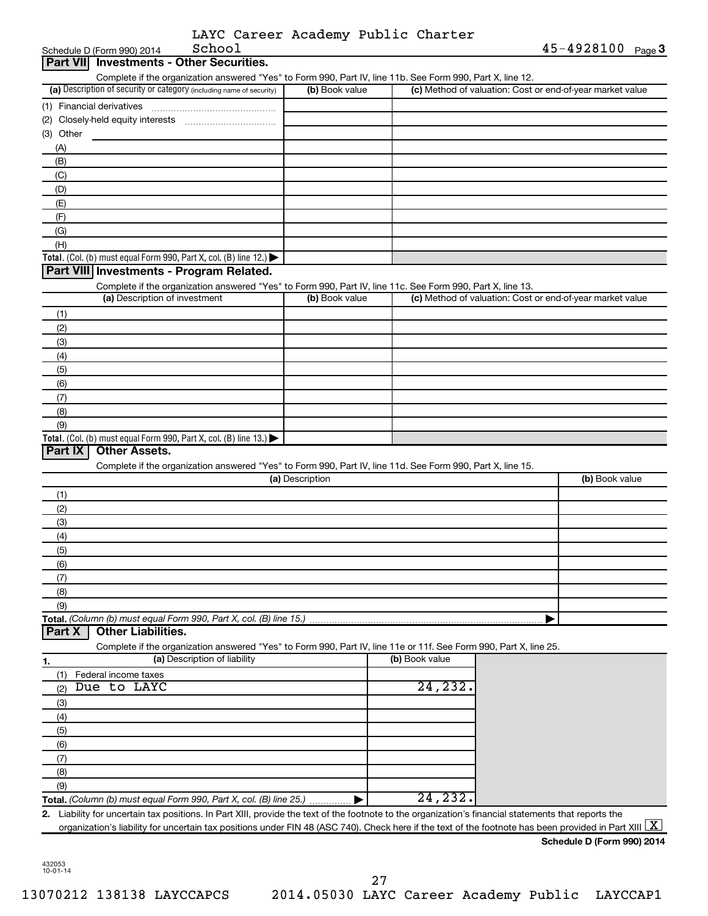LAYC Career Academy Public Charter School

Schedule D (Form 990) 2014 — 45-4928100 Page 3

## Part VII Investments - Other Securities.

Complete if the organization answered "Yes" to Form 990, Part IV, line 11b. See Form 990, Part X, line 12.

| (a) Description of security or category (including name of security) | (b) Book value | (c) Method of valuation: Cost or end-of-year market value |
|---|---|---|
| (1) Financial derivatives | | |
| (2) Closely-held equity interests | | |
| (3) Other | | |
| (A) | | |
| (B) | | |
| (C) | | |
| (D) | | |
| (E) | | |
| (F) | | |
| (G) | | |
| (H) | | |
| **Total.** (Col. (b) must equal Form 990, Part X, col. (B) line 12.) ▶ | | |

## Part VIII Investments - Program Related.

Complete if the organization answered "Yes" to Form 990, Part IV, line 11c. See Form 990, Part X, line 13.

| (a) Description of investment | (b) Book value | (c) Method of valuation: Cost or end-of-year market value |
|---|---|---|
| (1) | | |
| (2) | | |
| (3) | | |
| (4) | | |
| (5) | | |
| (6) | | |
| (7) | | |
| (8) | | |
| (9) | | |
| **Total.** (Col. (b) must equal Form 990, Part X, col. (B) line 13.) ▶ | | |

## Part IX Other Assets.

Complete if the organization answered "Yes" to Form 990, Part IV, line 11d. See Form 990, Part X, line 15.

| (a) Description | (b) Book value |
|---|---|
| (1) | |
| (2) | |
| (3) | |
| (4) | |
| (5) | |
| (6) | |
| (7) | |
| (8) | |
| (9) | |
| **Total.** *(Column (b) must equal Form 990, Part X, col. (B) line 15.)* ▶ | |

## Part X Other Liabilities.

Complete if the organization answered "Yes" to Form 990, Part IV, line 11e or 11f. See Form 990, Part X, line 25.

| 1. (a) Description of liability | (b) Book value |
|---|---|
| (1) Federal income taxes | |
| (2) Due to LAYC | 24,232. |
| (3) | |
| (4) | |
| (5) | |
| (6) | |
| (7) | |
| (8) | |
| (9) | |
| **Total.** *(Column (b) must equal Form 990, Part X, col. (B) line 25.)* ▶ | 24,232. |

**2.** Liability for uncertain tax positions. In Part XIII, provide the text of the footnote to the organization's financial statements that reports the organization's liability for uncertain tax positions under FIN 48 (ASC 740). Check here if the text of the footnote has been provided in Part XIII [X]

**Schedule D (Form 990) 2014**

432053
10-01-14

13070212 138138 LAYCCAPCS 2014.05030 LAYC Career Academy Public LAYCCAP1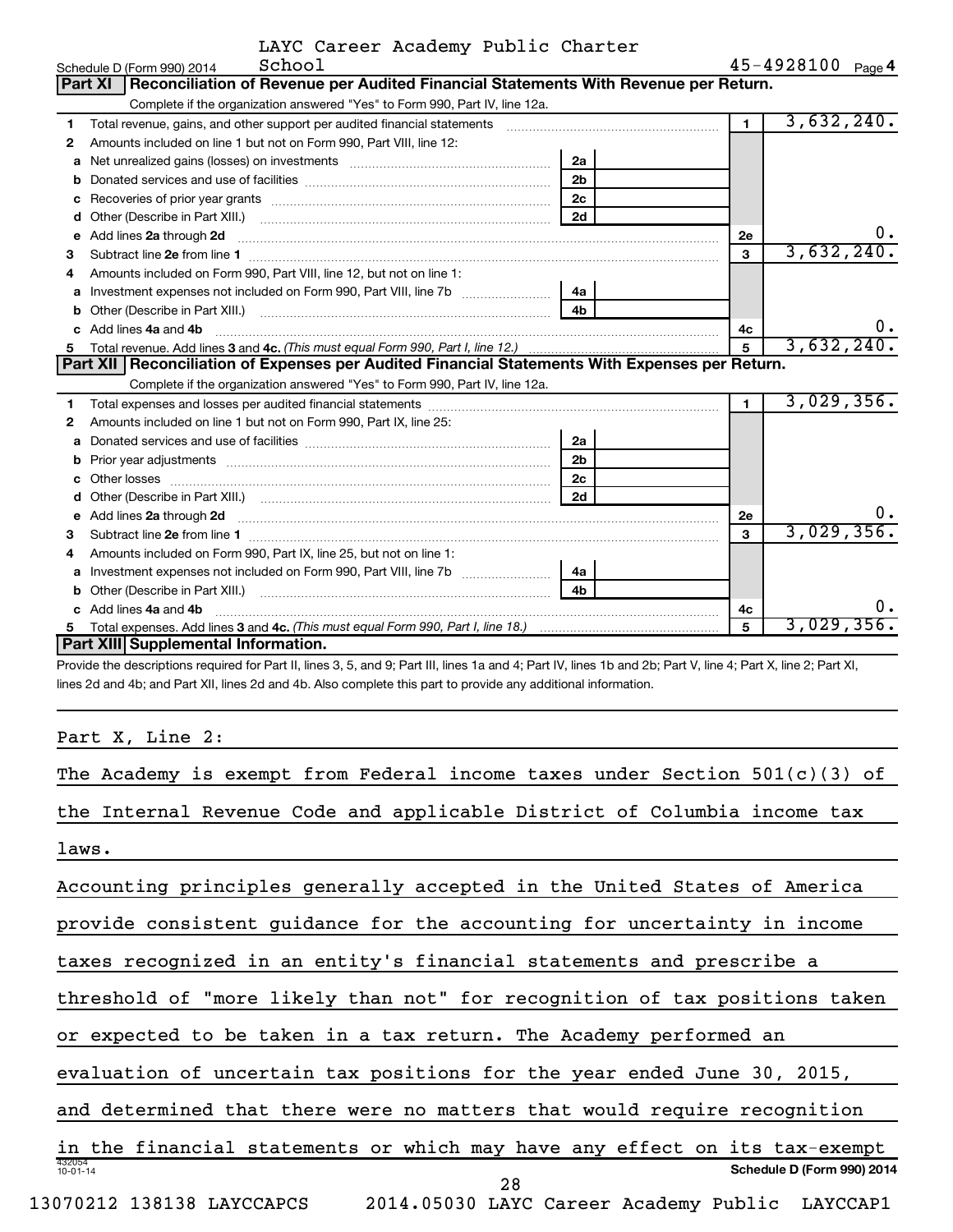LAYC Career Academy Public Charter School

Schedule D (Form 990) 2014 — 45-4928100 Page 4

## Part XI Reconciliation of Revenue per Audited Financial Statements With Revenue per Return.

Complete if the organization answered "Yes" to Form 990, Part IV, line 12a.

| | | | | | |
|---|---|---|---|---|---|
| 1 | Total revenue, gains, and other support per audited financial statements | | | 1 | 3,632,240. |
| 2 | Amounts included on line 1 but not on Form 990, Part VIII, line 12: | | | | |
| a | Net unrealized gains (losses) on investments | 2a | | | |
| b | Donated services and use of facilities | 2b | | | |
| c | Recoveries of prior year grants | 2c | | | |
| d | Other (Describe in Part XIII.) | 2d | | | |
| e | Add lines 2a through 2d | | | 2e | 0. |
| 3 | Subtract line 2e from line 1 | | | 3 | 3,632,240. |
| 4 | Amounts included on Form 990, Part VIII, line 12, but not on line 1: | | | | |
| a | Investment expenses not included on Form 990, Part VIII, line 7b | 4a | | | |
| b | Other (Describe in Part XIII.) | 4b | | | |
| c | Add lines 4a and 4b | | | 4c | 0. |
| 5 | Total revenue. Add lines 3 and 4c. *(This must equal Form 990, Part I, line 12.)* | | | 5 | 3,632,240. |

## Part XII Reconciliation of Expenses per Audited Financial Statements With Expenses per Return.

Complete if the organization answered "Yes" to Form 990, Part IV, line 12a.

| | | | | | |
|---|---|---|---|---|---|
| 1 | Total expenses and losses per audited financial statements | | | 1 | 3,029,356. |
| 2 | Amounts included on line 1 but not on Form 990, Part IX, line 25: | | | | |
| a | Donated services and use of facilities | 2a | | | |
| b | Prior year adjustments | 2b | | | |
| c | Other losses | 2c | | | |
| d | Other (Describe in Part XIII.) | 2d | | | |
| e | Add lines 2a through 2d | | | 2e | 0. |
| 3 | Subtract line 2e from line 1 | | | 3 | 3,029,356. |
| 4 | Amounts included on Form 990, Part IX, line 25, but not on line 1: | | | | |
| a | Investment expenses not included on Form 990, Part VIII, line 7b | 4a | | | |
| b | Other (Describe in Part XIII.) | 4b | | | |
| c | Add lines 4a and 4b | | | 4c | 0. |
| 5 | Total expenses. Add lines 3 and 4c. *(This must equal Form 990, Part I, line 18.)* | | | 5 | 3,029,356. |

## Part XIII Supplemental Information.

Provide the descriptions required for Part II, lines 3, 5, and 9; Part III, lines 1a and 4; Part IV, lines 1b and 2b; Part V, line 4; Part X, line 2; Part XI, lines 2d and 4b; and Part XII, lines 2d and 4b. Also complete this part to provide any additional information.

Part X, Line 2:

The Academy is exempt from Federal income taxes under Section 501(c)(3) of the Internal Revenue Code and applicable District of Columbia income tax laws.

Accounting principles generally accepted in the United States of America provide consistent guidance for the accounting for uncertainty in income taxes recognized in an entity's financial statements and prescribe a threshold of "more likely than not" for recognition of tax positions taken or expected to be taken in a tax return. The Academy performed an evaluation of uncertain tax positions for the year ended June 30, 2015, and determined that there were no matters that would require recognition in the financial statements or which may have any effect on its tax-exempt

Schedule D (Form 990) 2014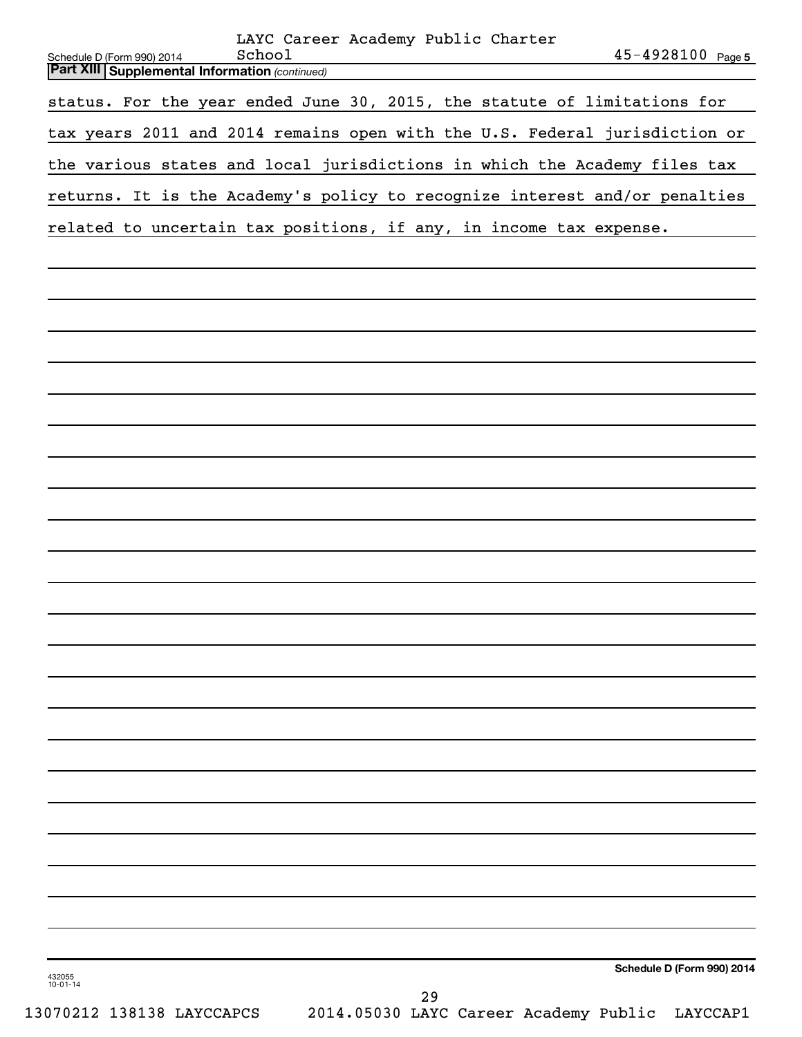LAYC Career Academy Public Charter School 45-4928100

**Part XIII Supplemental Information** *(continued)*

status. For the year ended June 30, 2015, the statute of limitations for tax years 2011 and 2014 remains open with the U.S. Federal jurisdiction or the various states and local jurisdictions in which the Academy files tax returns. It is the Academy's policy to recognize interest and/or penalties related to uncertain tax positions, if any, in income tax expense.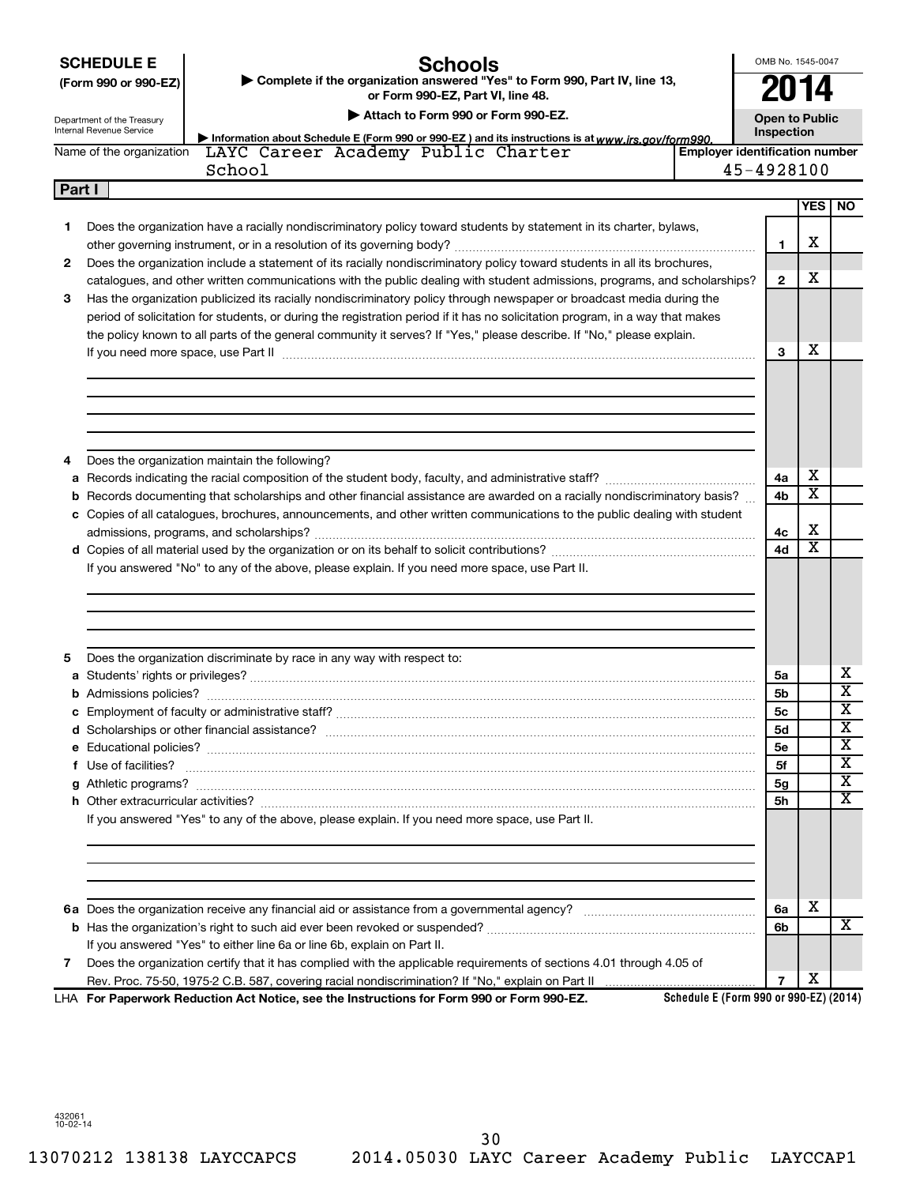**SCHEDULE E** (Form 990 or 990-EZ)

Department of the Treasury
Internal Revenue Service

# Schools

▶ Complete if the organization answered "Yes" to Form 990, Part IV, line 13, or Form 990-EZ, Part VI, line 48.

▶ Attach to Form 990 or Form 990-EZ.

▶ Information about Schedule E (Form 990 or 990-EZ) and its instructions is at www.irs.gov/form990.

OMB No. 1545-0047

**2014**

**Open to Public Inspection**

Name of the organization: LAYC Career Academy Public Charter School

Employer identification number: 45-4928100

## Part I

| | | | YES | NO |
|---|---|---|---|---|
| 1 | Does the organization have a racially nondiscriminatory policy toward students by statement in its charter, bylaws, other governing instrument, or in a resolution of its governing body? | 1 | X | |
| 2 | Does the organization include a statement of its racially nondiscriminatory policy toward students in all its brochures, catalogues, and other written communications with the public dealing with student admissions, programs, and scholarships? | 2 | X | |
| 3 | Has the organization publicized its racially nondiscriminatory policy through newspaper or broadcast media during the period of solicitation for students, or during the registration period if it has no solicitation program, in a way that makes the policy known to all parts of the general community it serves? If "Yes," please describe. If "No," please explain. If you need more space, use Part II | 3 | X | |
| 4 | Does the organization maintain the following? | | | |
| a | Records indicating the racial composition of the student body, faculty, and administrative staff? | 4a | X | |
| b | Records documenting that scholarships and other financial assistance are awarded on a racially nondiscriminatory basis? | 4b | X | |
| c | Copies of all catalogues, brochures, announcements, and other written communications to the public dealing with student admissions, programs, and scholarships? | 4c | X | |
| d | Copies of all material used by the organization or on its behalf to solicit contributions? | 4d | X | |
| | If you answered "No" to any of the above, please explain. If you need more space, use Part II. | | | |
| 5 | Does the organization discriminate by race in any way with respect to: | | | |
| a | Students' rights or privileges? | 5a | | X |
| b | Admissions policies? | 5b | | X |
| c | Employment of faculty or administrative staff? | 5c | | X |
| d | Scholarships or other financial assistance? | 5d | | X |
| e | Educational policies? | 5e | | X |
| f | Use of facilities? | 5f | | X |
| g | Athletic programs? | 5g | | X |
| h | Other extracurricular activities? | 5h | | X |
| | If you answered "Yes" to any of the above, please explain. If you need more space, use Part II. | | | |
| 6a | Does the organization receive any financial aid or assistance from a governmental agency? | 6a | X | |
| b | Has the organization's right to such aid ever been revoked or suspended? | 6b | | X |
| | If you answered "Yes" to either line 6a or line 6b, explain on Part II. | | | |
| 7 | Does the organization certify that it has complied with the applicable requirements of sections 4.01 through 4.05 of Rev. Proc. 75-50, 1975-2 C.B. 587, covering racial nondiscrimination? If "No," explain on Part II | 7 | X | |

LHA **For Paperwork Reduction Act Notice, see the Instructions for Form 990 or Form 990-EZ.** Schedule E (Form 990 or 990-EZ) (2014)

432061 10-02-14

13070212 138138 LAYCCAPCS 2014.05030 LAYC Career Academy Public LAYCCAP1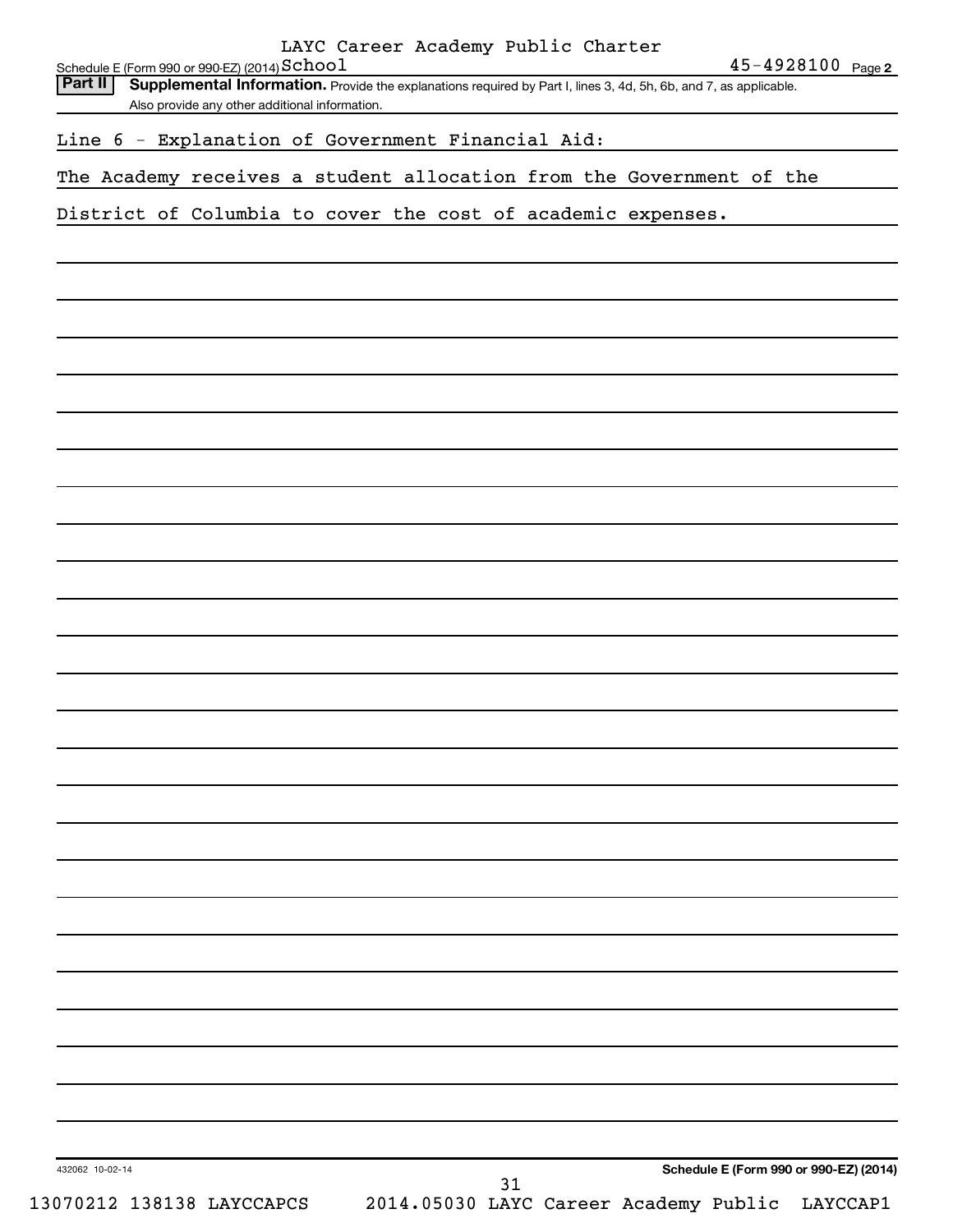LAYC Career Academy Public Charter School 45-4928100

**Part II** **Supplemental Information.** Provide the explanations required by Part I, lines 3, 4d, 5h, 6b, and 7, as applicable. Also provide any other additional information.

Line 6 - Explanation of Government Financial Aid:

The Academy receives a student allocation from the Government of the District of Columbia to cover the cost of academic expenses.

432062 10-02-14

**Schedule E (Form 990 or 990-EZ) (2014)**

13070212 138138 LAYCCAPCS 2014.05030 LAYC Career Academy Public LAYCCAP1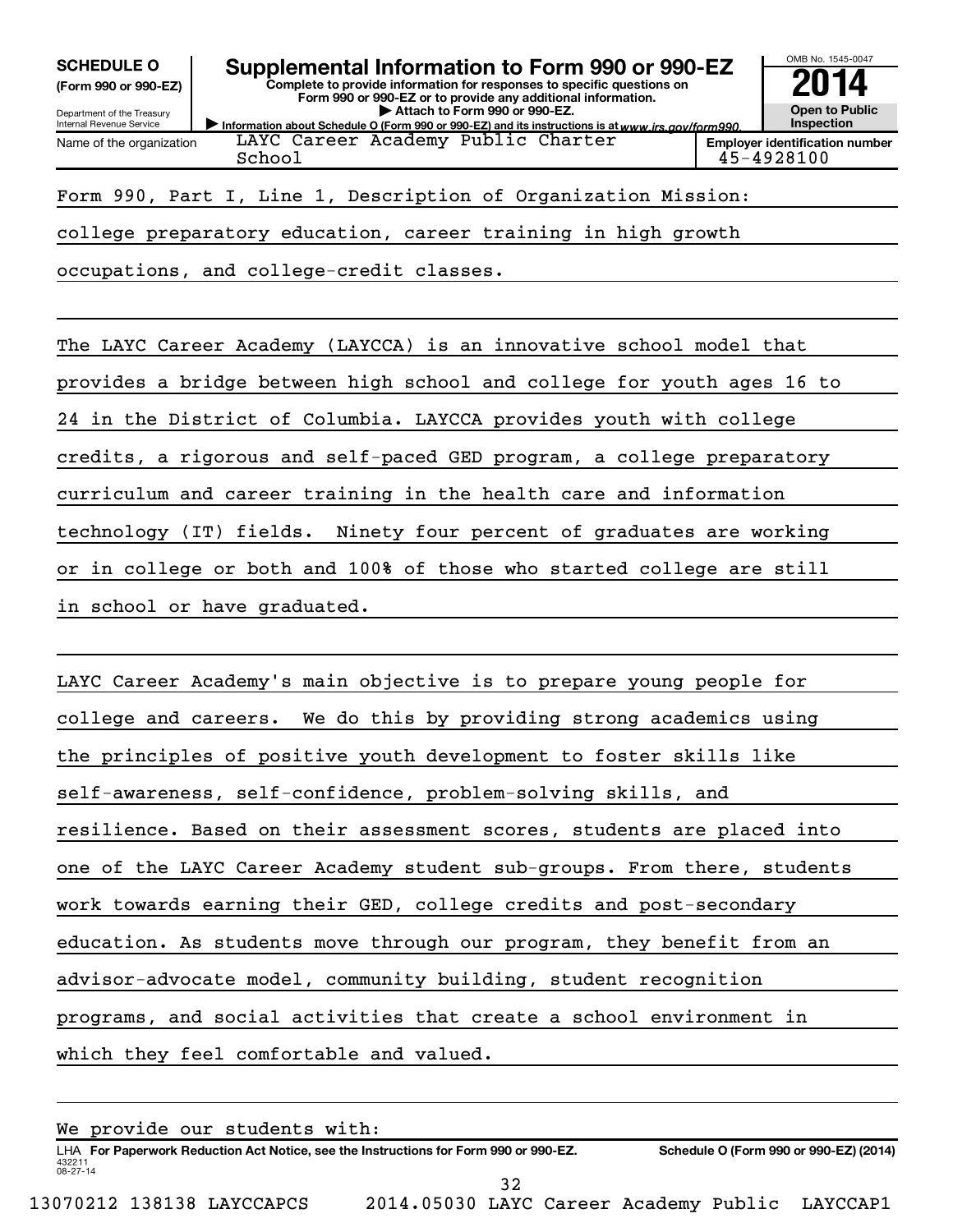**SCHEDULE O** (Form 990 or 990-EZ)

Department of the Treasury
Internal Revenue Service

# Supplemental Information to Form 990 or 990-EZ

**Complete to provide information for responses to specific questions on Form 990 or 990-EZ or to provide any additional information.**
**▶ Attach to Form 990 or 990-EZ.**
▶ Information about Schedule O (Form 990 or 990-EZ) and its instructions is at www.irs.gov/form990.

OMB No. 1545-0047

**2014**

**Open to Public Inspection**

| Name of the organization | Employer identification number |
|---|---|
| LAYC Career Academy Public Charter School | 45-4928100 |

Form 990, Part I, Line 1, Description of Organization Mission:

college preparatory education, career training in high growth occupations, and college-credit classes.

The LAYC Career Academy (LAYCCA) is an innovative school model that provides a bridge between high school and college for youth ages 16 to 24 in the District of Columbia. LAYCCA provides youth with college credits, a rigorous and self-paced GED program, a college preparatory curriculum and career training in the health care and information technology (IT) fields. Ninety four percent of graduates are working or in college or both and 100% of those who started college are still in school or have graduated.

LAYC Career Academy's main objective is to prepare young people for college and careers. We do this by providing strong academics using the principles of positive youth development to foster skills like self-awareness, self-confidence, problem-solving skills, and resilience. Based on their assessment scores, students are placed into one of the LAYC Career Academy student sub-groups. From there, students work towards earning their GED, college credits and post-secondary education. As students move through our program, they benefit from an advisor-advocate model, community building, student recognition programs, and social activities that create a school environment in which they feel comfortable and valued.

We provide our students with:

LHA **For Paperwork Reduction Act Notice, see the Instructions for Form 990 or 990-EZ.** **Schedule O (Form 990 or 990-EZ) (2014)**

432211
08-27-14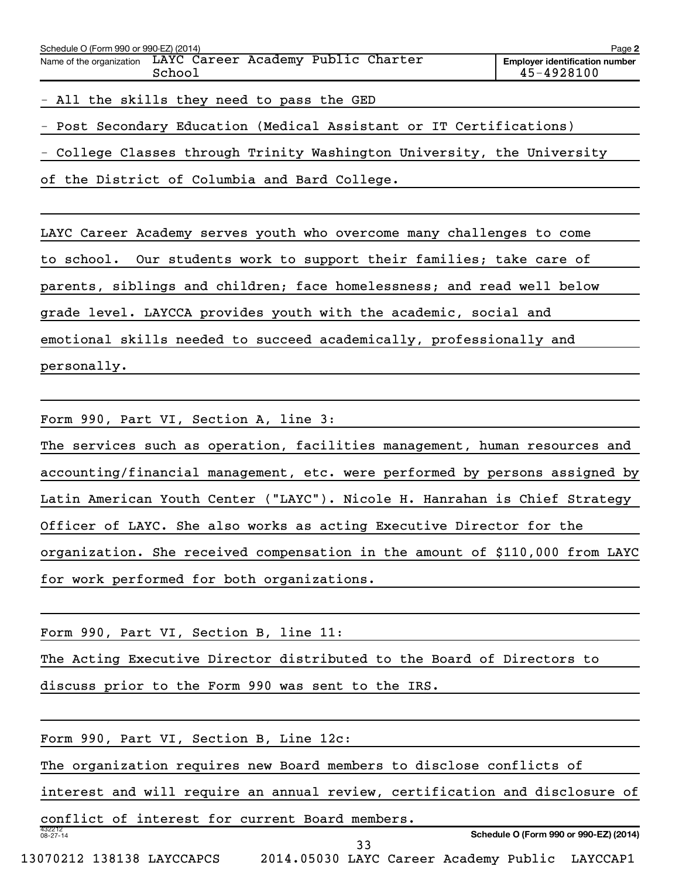Schedule O (Form 990 or 990-EZ) (2014)

Name of the organization: LAYC Career Academy Public Charter School

Employer identification number: 45-4928100

- All the skills they need to pass the GED
- Post Secondary Education (Medical Assistant or IT Certifications)
- College Classes through Trinity Washington University, the University of the District of Columbia and Bard College.

LAYC Career Academy serves youth who overcome many challenges to come to school. Our students work to support their families; take care of parents, siblings and children; face homelessness; and read well below grade level. LAYCCA provides youth with the academic, social and emotional skills needed to succeed academically, professionally and personally.

Form 990, Part VI, Section A, line 3:

The services such as operation, facilities management, human resources and accounting/financial management, etc. were performed by persons assigned by Latin American Youth Center ("LAYC"). Nicole H. Hanrahan is Chief Strategy Officer of LAYC. She also works as acting Executive Director for the organization. She received compensation in the amount of $110,000 from LAYC for work performed for both organizations.

Form 990, Part VI, Section B, line 11:

The Acting Executive Director distributed to the Board of Directors to discuss prior to the Form 990 was sent to the IRS.

Form 990, Part VI, Section B, Line 12c:

The organization requires new Board members to disclose conflicts of interest and will require an annual review, certification and disclosure of conflict of interest for current Board members.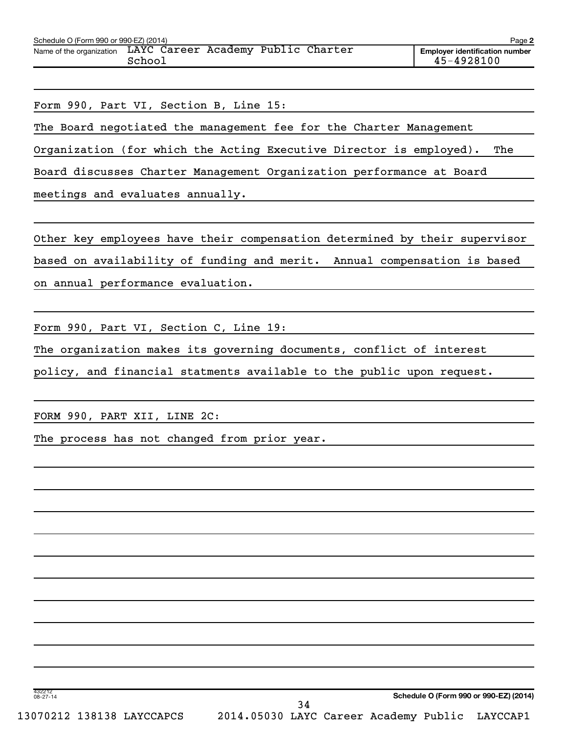Schedule O (Form 990 or 990-EZ) (2014) Page **2**

Name of the organization LAYC Career Academy Public Charter School

**Employer identification number** 45-4928100

Form 990, Part VI, Section B, Line 15:

The Board negotiated the management fee for the Charter Management Organization (for which the Acting Executive Director is employed). The Board discusses Charter Management Organization performance at Board meetings and evaluates annually.

Other key employees have their compensation determined by their supervisor based on availability of funding and merit. Annual compensation is based on annual performance evaluation.

Form 990, Part VI, Section C, Line 19:

The organization makes its governing documents, conflict of interest policy, and financial statments available to the public upon request.

FORM 990, PART XII, LINE 2C:

The process has not changed from prior year.

**Schedule O (Form 990 or 990-EZ) (2014)**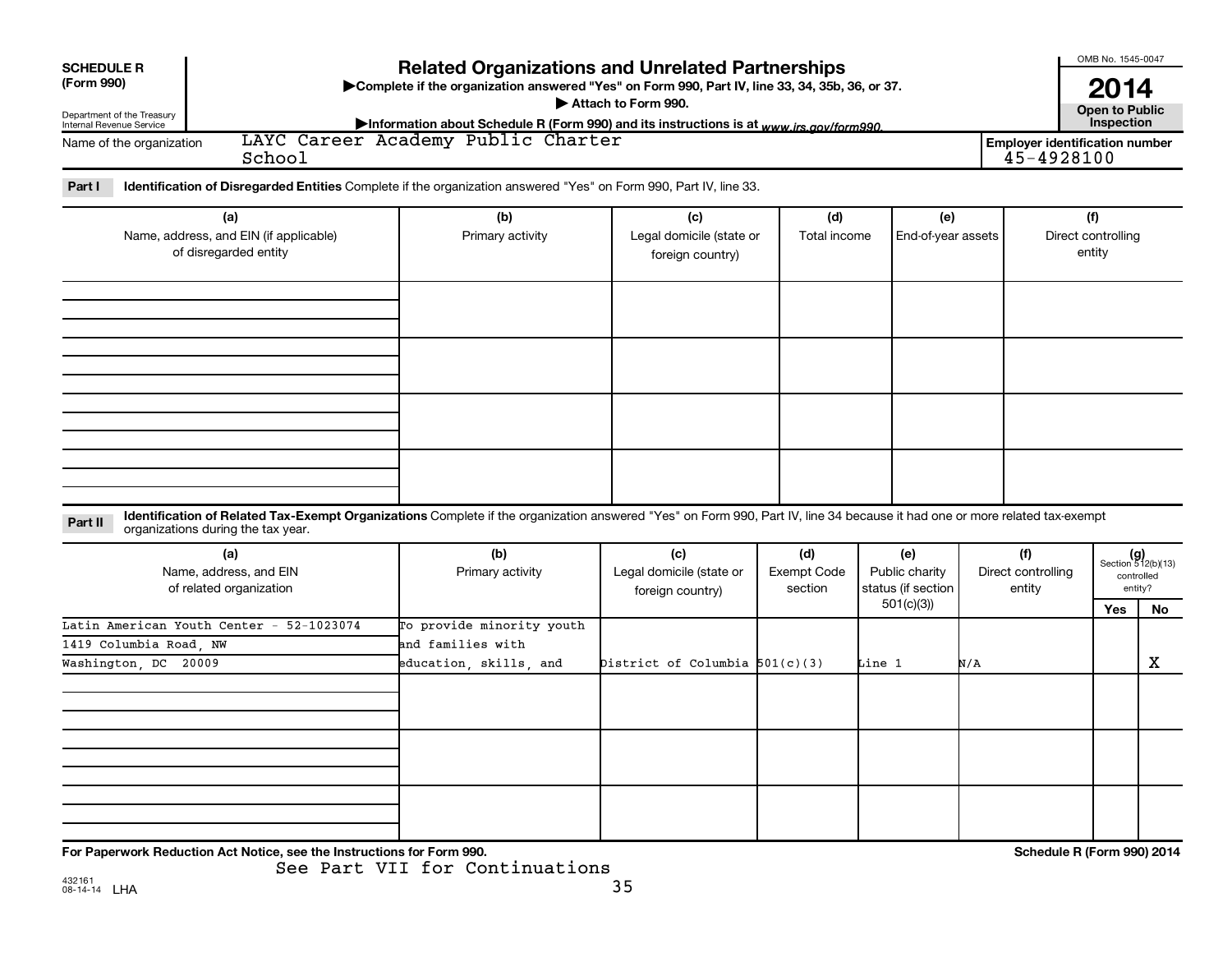**SCHEDULE R (Form 990)**

Department of the Treasury
Internal Revenue Service

# Related Organizations and Unrelated Partnerships

▶Complete if the organization answered "Yes" on Form 990, Part IV, line 33, 34, 35b, 36, or 37.

▶ Attach to Form 990.

▶Information about Schedule R (Form 990) and its instructions is at www.irs.gov/form990.

OMB No. 1545-0047

**2014**

**Open to Public Inspection**

Name of the organization: LAYC Career Academy Public Charter School

Employer identification number: 45-4928100

**Part I** **Identification of Disregarded Entities** Complete if the organization answered "Yes" on Form 990, Part IV, line 33.

| (a) Name, address, and EIN (if applicable) of disregarded entity | (b) Primary activity | (c) Legal domicile (state or foreign country) | (d) Total income | (e) End-of-year assets | (f) Direct controlling entity |
|---|---|---|---|---|---|
| | | | | | |
| | | | | | |
| | | | | | |
| | | | | | |

**Part II** **Identification of Related Tax-Exempt Organizations** Complete if the organization answered "Yes" on Form 990, Part IV, line 34 because it had one or more related tax-exempt organizations during the tax year.

| (a) Name, address, and EIN of related organization | (b) Primary activity | (c) Legal domicile (state or foreign country) | (d) Exempt Code section | (e) Public charity status (if section 501(c)(3)) | (f) Direct controlling entity | (g) Section 512(b)(13) controlled entity? Yes | No |
|---|---|---|---|---|---|---|---|
| Latin American Youth Center - 52-1023074<br>1419 Columbia Road, NW<br>Washington, DC 20009 | To provide minority youth and families with education, skills, and | District of Columbia | 501(c)(3) | Line 1 | N/A | | X |
| | | | | | | | |
| | | | | | | | |
| | | | | | | | |

**For Paperwork Reduction Act Notice, see the Instructions for Form 990.**

See Part VII for Continuations

**Schedule R (Form 990) 2014**

432161
08-14-14 LHA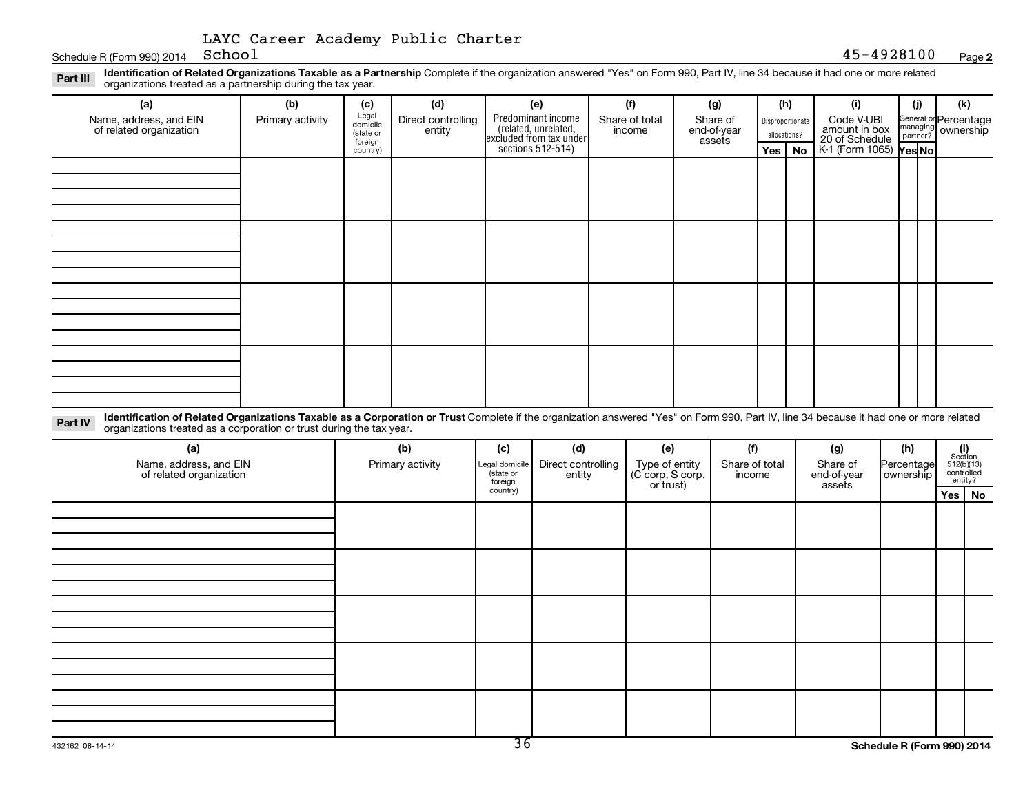LAYC Career Academy Public Charter School

Schedule R (Form 990) 2014 45-4928100 Page **2**

**Part III** **Identification of Related Organizations Taxable as a Partnership** Complete if the organization answered "Yes" on Form 990, Part IV, line 34 because it had one or more related organizations treated as a partnership during the tax year.

| (a) Name, address, and EIN of related organization | (b) Primary activity | (c) Legal domicile (state or foreign country) | (d) Direct controlling entity | (e) Predominant income (related, unrelated, excluded from tax under sections 512-514) | (f) Share of total income | (g) Share of end-of-year assets | (h) Disproportionate allocations? | | (i) Code V-UBI amount in box 20 of Schedule K-1 (Form 1065) | (j) General or managing partner? | | (k) Percentage ownership |
|---|---|---|---|---|---|---|---|---|---|---|---|---|
| | | | | | | | Yes | No | | Yes | No | |
| | | | | | | | | | | | | |
| | | | | | | | | | | | | |
| | | | | | | | | | | | | |
| | | | | | | | | | | | | |

**Part IV** **Identification of Related Organizations Taxable as a Corporation or Trust** Complete if the organization answered "Yes" on Form 990, Part IV, line 34 because it had one or more related organizations treated as a corporation or trust during the tax year.

| (a) Name, address, and EIN of related organization | (b) Primary activity | (c) Legal domicile (state or foreign country) | (d) Direct controlling entity | (e) Type of entity (C corp, S corp, or trust) | (f) Share of total income | (g) Share of end-of-year assets | (h) Percentage ownership | (i) Section 512(b)(13) controlled entity? | |
|---|---|---|---|---|---|---|---|---|---|
| | | | | | | | | Yes | No |
| | | | | | | | | | |
| | | | | | | | | | |
| | | | | | | | | | |
| | | | | | | | | | |
| | | | | | | | | | |

432162 08-14-14

**Schedule R (Form 990) 2014**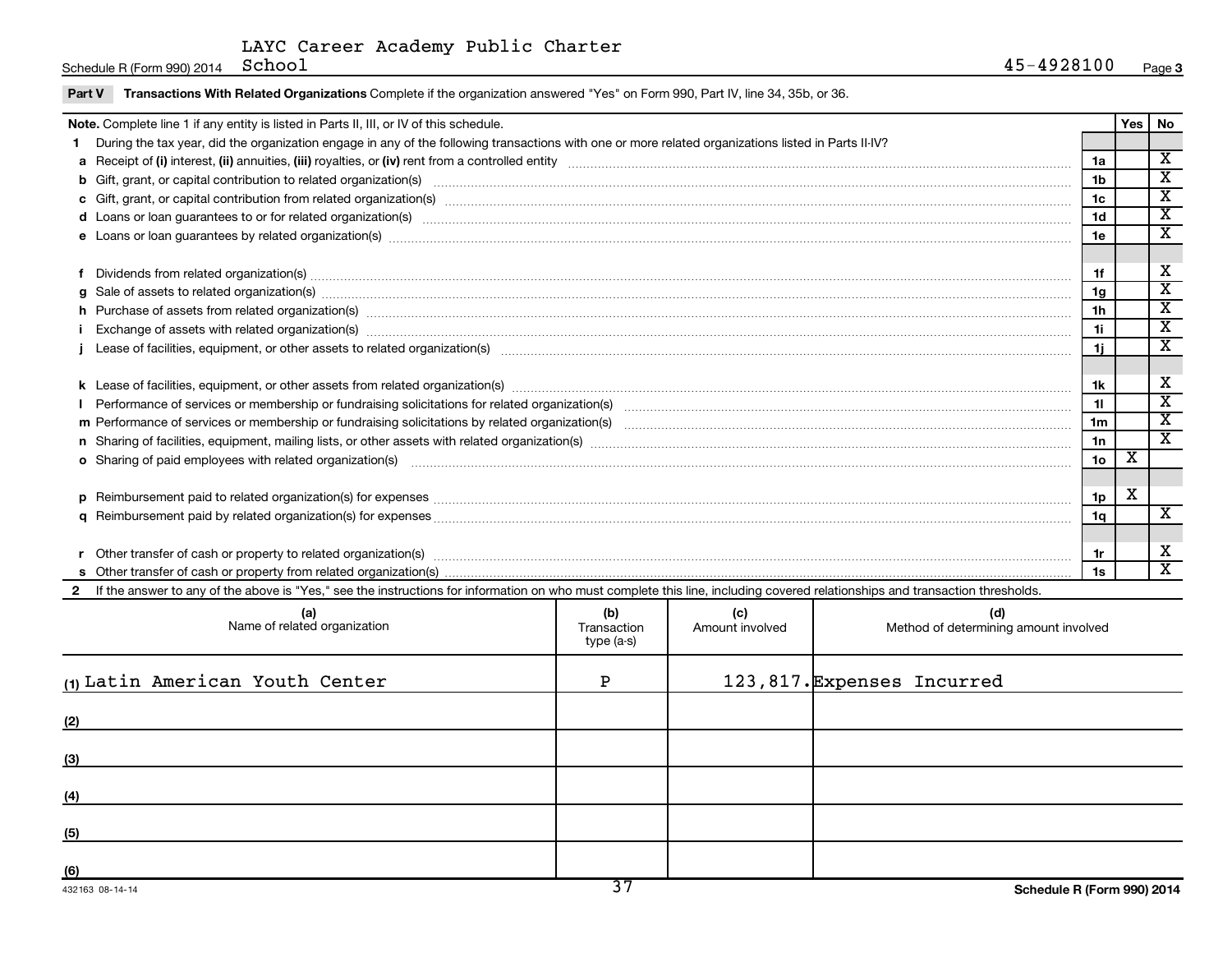LAYC Career Academy Public Charter School

Schedule R (Form 990) 2014 45-4928100

**Part V Transactions With Related Organizations** Complete if the organization answered "Yes" on Form 990, Part IV, line 34, 35b, or 36.

| Note. Complete line 1 if any entity is listed in Parts II, III, or IV of this schedule. | | Yes | No |
|---|---|---|---|
| **1** During the tax year, did the organization engage in any of the following transactions with one or more related organizations listed in Parts II-IV? | | | |
| **a** Receipt of **(i)** interest, **(ii)** annuities, **(iii)** royalties, or **(iv)** rent from a controlled entity | 1a | | X |
| **b** Gift, grant, or capital contribution to related organization(s) | 1b | | X |
| **c** Gift, grant, or capital contribution from related organization(s) | 1c | | X |
| **d** Loans or loan guarantees to or for related organization(s) | 1d | | X |
| **e** Loans or loan guarantees by related organization(s) | 1e | | X |
| **f** Dividends from related organization(s) | 1f | | X |
| **g** Sale of assets to related organization(s) | 1g | | X |
| **h** Purchase of assets from related organization(s) | 1h | | X |
| **i** Exchange of assets with related organization(s) | 1i | | X |
| **j** Lease of facilities, equipment, or other assets to related organization(s) | 1j | | X |
| **k** Lease of facilities, equipment, or other assets from related organization(s) | 1k | | X |
| **l** Performance of services or membership or fundraising solicitations for related organization(s) | 1l | | X |
| **m** Performance of services or membership or fundraising solicitations by related organization(s) | 1m | | X |
| **n** Sharing of facilities, equipment, mailing lists, or other assets with related organization(s) | 1n | | X |
| **o** Sharing of paid employees with related organization(s) | 1o | X | |
| **p** Reimbursement paid to related organization(s) for expenses | 1p | X | |
| **q** Reimbursement paid by related organization(s) for expenses | 1q | | X |
| **r** Other transfer of cash or property to related organization(s) | 1r | | X |
| **s** Other transfer of cash or property from related organization(s) | 1s | | X |

**2** If the answer to any of the above is "Yes," see the instructions for information on who must complete this line, including covered relationships and transaction thresholds.

| (a) Name of related organization | (b) Transaction type (a-s) | (c) Amount involved | (d) Method of determining amount involved |
|---|---|---|---|
| (1) Latin American Youth Center | P | 123,817. | Expenses Incurred |
| (2) | | | |
| (3) | | | |
| (4) | | | |
| (5) | | | |
| (6) | | | |

432163 08-14-14

Schedule R (Form 990) 2014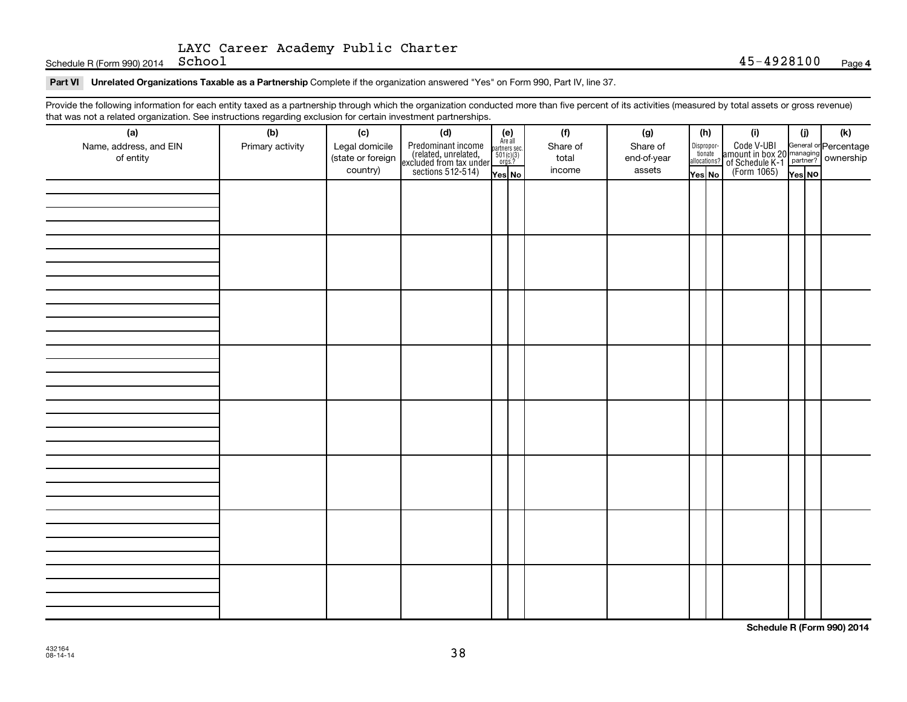LAYC Career Academy Public Charter School

Schedule R (Form 990) 2014 45-4928100 Page 4

**Part VI Unrelated Organizations Taxable as a Partnership** Complete if the organization answered "Yes" on Form 990, Part IV, line 37.

Provide the following information for each entity taxed as a partnership through which the organization conducted more than five percent of its activities (measured by total assets or gross revenue) that was not a related organization. See instructions regarding exclusion for certain investment partnerships.

| (a) Name, address, and EIN of entity | (b) Primary activity | (c) Legal domicile (state or foreign country) | (d) Predominant income (related, unrelated, excluded from tax under sections 512-514) | (e) Are all partners sec. 501(c)(3) orgs.? Yes | No | (f) Share of total income | (g) Share of end-of-year assets | (h) Disproportionate allocations? Yes | No | (i) Code V-UBI amount in box 20 of Schedule K-1 (Form 1065) | (j) General or managing partner? Yes | No | (k) Percentage ownership |
|---|---|---|---|---|---|---|---|---|---|---|---|---|---|
| | | | | | | | | | | | | | |
| | | | | | | | | | | | | | |
| | | | | | | | | | | | | | |
| | | | | | | | | | | | | | |
| | | | | | | | | | | | | | |
| | | | | | | | | | | | | | |
| | | | | | | | | | | | | | |
| | | | | | | | | | | | | | |

**Schedule R (Form 990) 2014**

432164
08-14-14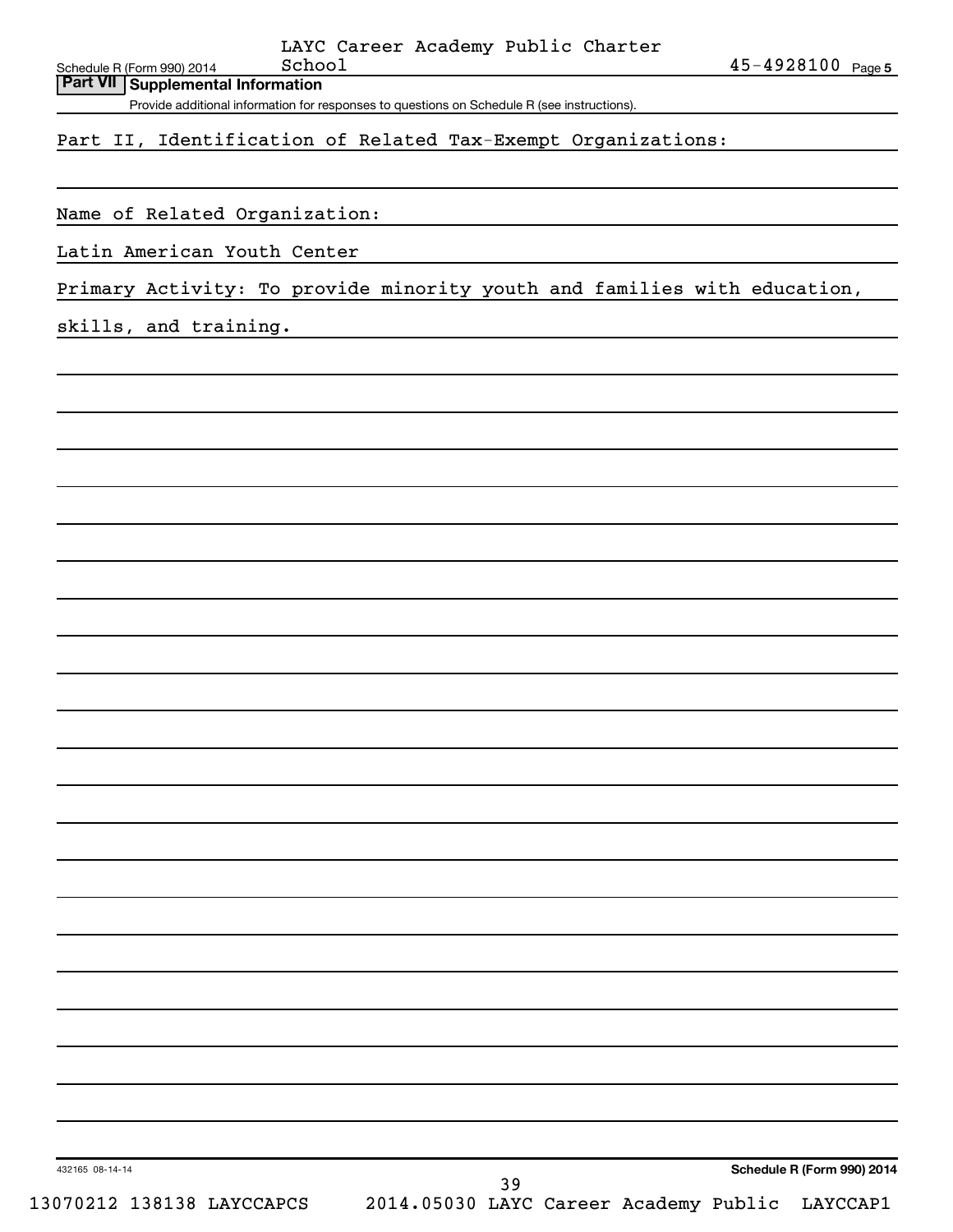LAYC Career Academy Public Charter School 45-4928100

## Part VII Supplemental Information

Provide additional information for responses to questions on Schedule R (see instructions).

Part II, Identification of Related Tax-Exempt Organizations:

Name of Related Organization:

Latin American Youth Center

Primary Activity: To provide minority youth and families with education, skills, and training.

432165 08-14-14

Schedule R (Form 990) 2014

13070212 138138 LAYCCAPCS 2014.05030 LAYC Career Academy Public LAYCCAP1